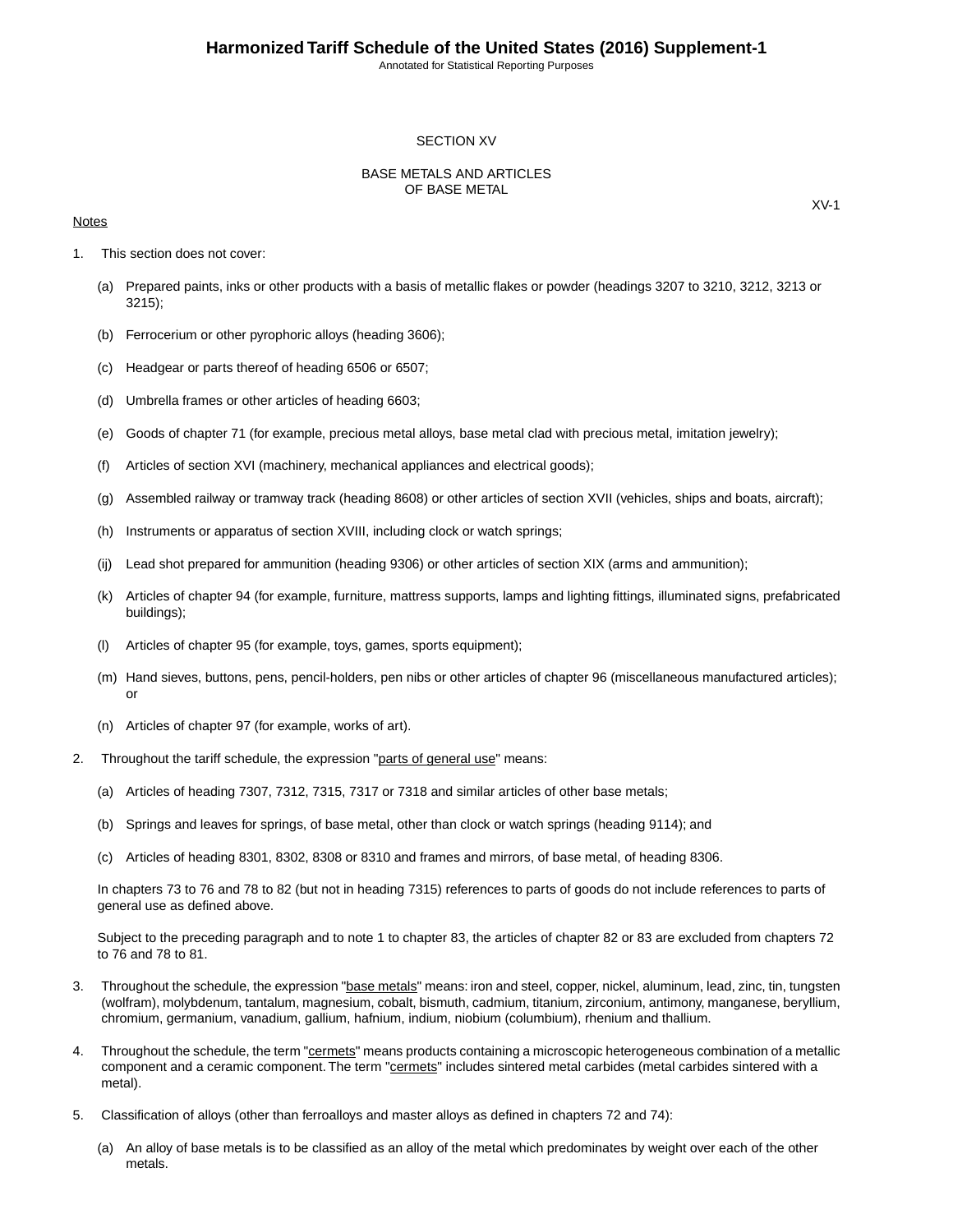# SECTION XV

## BASE METALS AND ARTICLES OF BASE METAL

XV-1

Notes

1. This section does not cover:

   (a) Prepared paints, inks or other products with a basis of metallic flakes or powder (headings 3207 to 3210, 3212, 3213 or 3215);

   (b) Ferrocerium or other pyrophoric alloys (heading 3606);

   (c) Headgear or parts thereof of heading 6506 or 6507;

   (d) Umbrella frames or other articles of heading 6603;

   (e) Goods of chapter 71 (for example, precious metal alloys, base metal clad with precious metal, imitation jewelry);

   (f) Articles of section XVI (machinery, mechanical appliances and electrical goods);

   (g) Assembled railway or tramway track (heading 8608) or other articles of section XVII (vehicles, ships and boats, aircraft);

   (h) Instruments or apparatus of section XVIII, including clock or watch springs;

   (ij) Lead shot prepared for ammunition (heading 9306) or other articles of section XIX (arms and ammunition);

   (k) Articles of chapter 94 (for example, furniture, mattress supports, lamps and lighting fittings, illuminated signs, prefabricated buildings);

   (l) Articles of chapter 95 (for example, toys, games, sports equipment);

   (m) Hand sieves, buttons, pens, pencil-holders, pen nibs or other articles of chapter 96 (miscellaneous manufactured articles); or

   (n) Articles of chapter 97 (for example, works of art).

2. Throughout the tariff schedule, the expression "parts of general use" means:

   (a) Articles of heading 7307, 7312, 7315, 7317 or 7318 and similar articles of other base metals;

   (b) Springs and leaves for springs, of base metal, other than clock or watch springs (heading 9114); and

   (c) Articles of heading 8301, 8302, 8308 or 8310 and frames and mirrors, of base metal, of heading 8306.

   In chapters 73 to 76 and 78 to 82 (but not in heading 7315) references to parts of goods do not include references to parts of general use as defined above.

   Subject to the preceding paragraph and to note 1 to chapter 83, the articles of chapter 82 or 83 are excluded from chapters 72 to 76 and 78 to 81.

3. Throughout the schedule, the expression "base metals" means: iron and steel, copper, nickel, aluminum, lead, zinc, tin, tungsten (wolfram), molybdenum, tantalum, magnesium, cobalt, bismuth, cadmium, titanium, zirconium, antimony, manganese, beryllium, chromium, germanium, vanadium, gallium, hafnium, indium, niobium (columbium), rhenium and thallium.

4. Throughout the schedule, the term "cermets" means products containing a microscopic heterogeneous combination of a metallic component and a ceramic component. The term "cermets" includes sintered metal carbides (metal carbides sintered with a metal).

5. Classification of alloys (other than ferroalloys and master alloys as defined in chapters 72 and 74):

   (a) An alloy of base metals is to be classified as an alloy of the metal which predominates by weight over each of the other metals.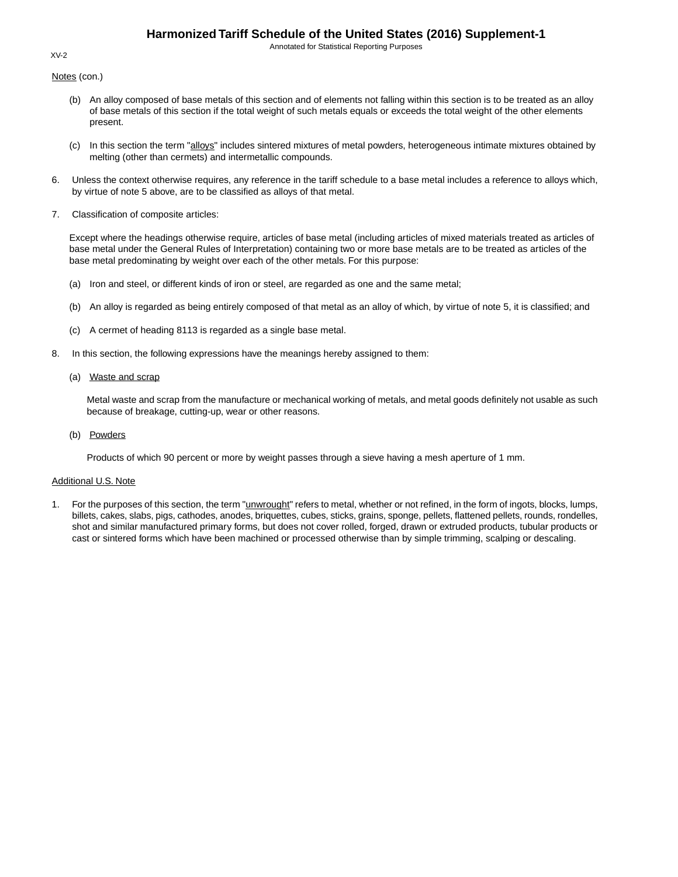Notes (con.)

(b) An alloy composed of base metals of this section and of elements not falling within this section is to be treated as an alloy of base metals of this section if the total weight of such metals equals or exceeds the total weight of the other elements present.

(c) In this section the term "alloys" includes sintered mixtures of metal powders, heterogeneous intimate mixtures obtained by melting (other than cermets) and intermetallic compounds.

6. Unless the context otherwise requires, any reference in the tariff schedule to a base metal includes a reference to alloys which, by virtue of note 5 above, are to be classified as alloys of that metal.

7. Classification of composite articles:

Except where the headings otherwise require, articles of base metal (including articles of mixed materials treated as articles of base metal under the General Rules of Interpretation) containing two or more base metals are to be treated as articles of the base metal predominating by weight over each of the other metals. For this purpose:

(a) Iron and steel, or different kinds of iron or steel, are regarded as one and the same metal;

(b) An alloy is regarded as being entirely composed of that metal as an alloy of which, by virtue of note 5, it is classified; and

(c) A cermet of heading 8113 is regarded as a single base metal.

8. In this section, the following expressions have the meanings hereby assigned to them:

(a) Waste and scrap

Metal waste and scrap from the manufacture or mechanical working of metals, and metal goods definitely not usable as such because of breakage, cutting-up, wear or other reasons.

(b) Powders

Products of which 90 percent or more by weight passes through a sieve having a mesh aperture of 1 mm.

Additional U.S. Note

1. For the purposes of this section, the term "unwrought" refers to metal, whether or not refined, in the form of ingots, blocks, lumps, billets, cakes, slabs, pigs, cathodes, anodes, briquettes, cubes, sticks, grains, sponge, pellets, flattened pellets, rounds, rondelles, shot and similar manufactured primary forms, but does not cover rolled, forged, drawn or extruded products, tubular products or cast or sintered forms which have been machined or processed otherwise than by simple trimming, scalping or descaling.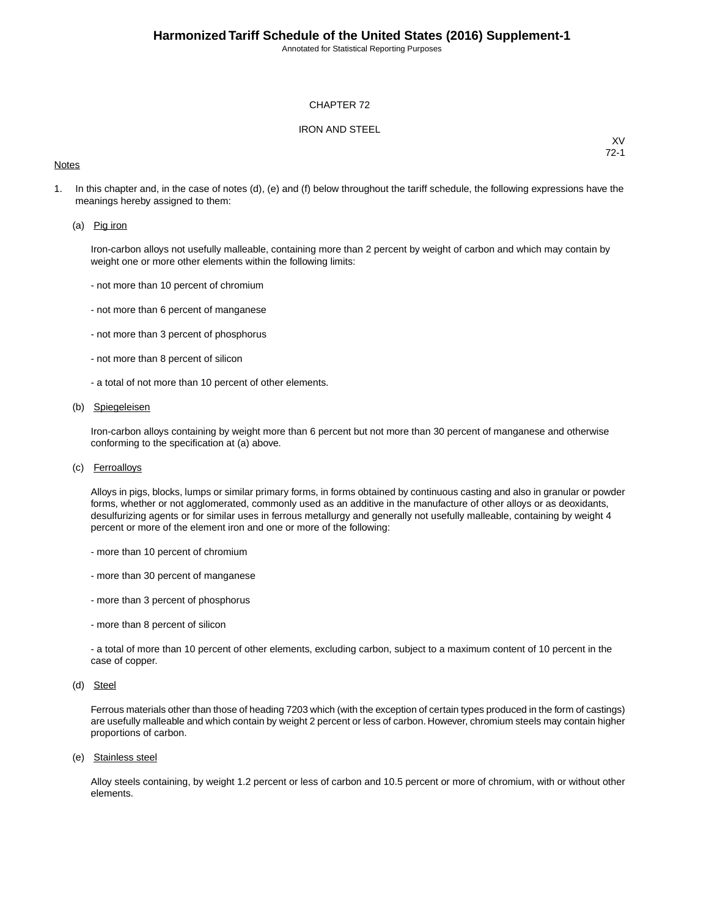# CHAPTER 72

## IRON AND STEEL

XV
72-1

Notes

1. In this chapter and, in the case of notes (d), (e) and (f) below throughout the tariff schedule, the following expressions have the meanings hereby assigned to them:

   (a) Pig iron

   Iron-carbon alloys not usefully malleable, containing more than 2 percent by weight of carbon and which may contain by weight one or more other elements within the following limits:

   - not more than 10 percent of chromium

   - not more than 6 percent of manganese

   - not more than 3 percent of phosphorus

   - not more than 8 percent of silicon

   - a total of not more than 10 percent of other elements.

   (b) Spiegeleisen

   Iron-carbon alloys containing by weight more than 6 percent but not more than 30 percent of manganese and otherwise conforming to the specification at (a) above.

   (c) Ferroalloys

   Alloys in pigs, blocks, lumps or similar primary forms, in forms obtained by continuous casting and also in granular or powder forms, whether or not agglomerated, commonly used as an additive in the manufacture of other alloys or as deoxidants, desulfurizing agents or for similar uses in ferrous metallurgy and generally not usefully malleable, containing by weight 4 percent or more of the element iron and one or more of the following:

   - more than 10 percent of chromium

   - more than 30 percent of manganese

   - more than 3 percent of phosphorus

   - more than 8 percent of silicon

   - a total of more than 10 percent of other elements, excluding carbon, subject to a maximum content of 10 percent in the case of copper.

   (d) Steel

   Ferrous materials other than those of heading 7203 which (with the exception of certain types produced in the form of castings) are usefully malleable and which contain by weight 2 percent or less of carbon. However, chromium steels may contain higher proportions of carbon.

   (e) Stainless steel

   Alloy steels containing, by weight 1.2 percent or less of carbon and 10.5 percent or more of chromium, with or without other elements.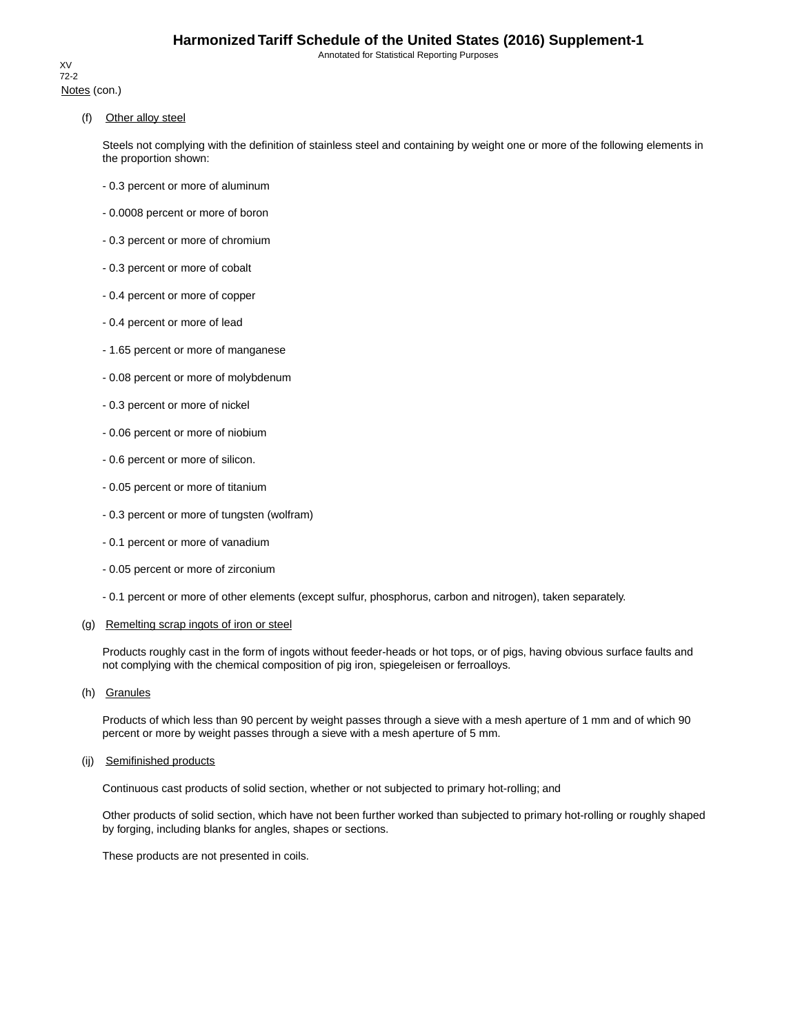Notes (con.)

(f) Other alloy steel

Steels not complying with the definition of stainless steel and containing by weight one or more of the following elements in the proportion shown:

- 0.3 percent or more of aluminum

- 0.0008 percent or more of boron

- 0.3 percent or more of chromium

- 0.3 percent or more of cobalt

- 0.4 percent or more of copper

- 0.4 percent or more of lead

- 1.65 percent or more of manganese

- 0.08 percent or more of molybdenum

- 0.3 percent or more of nickel

- 0.06 percent or more of niobium

- 0.6 percent or more of silicon.

- 0.05 percent or more of titanium

- 0.3 percent or more of tungsten (wolfram)

- 0.1 percent or more of vanadium

- 0.05 percent or more of zirconium

- 0.1 percent or more of other elements (except sulfur, phosphorus, carbon and nitrogen), taken separately.

(g) Remelting scrap ingots of iron or steel

Products roughly cast in the form of ingots without feeder-heads or hot tops, or of pigs, having obvious surface faults and not complying with the chemical composition of pig iron, spiegeleisen or ferroalloys.

(h) Granules

Products of which less than 90 percent by weight passes through a sieve with a mesh aperture of 1 mm and of which 90 percent or more by weight passes through a sieve with a mesh aperture of 5 mm.

(ij) Semifinished products

Continuous cast products of solid section, whether or not subjected to primary hot-rolling; and

Other products of solid section, which have not been further worked than subjected to primary hot-rolling or roughly shaped by forging, including blanks for angles, shapes or sections.

These products are not presented in coils.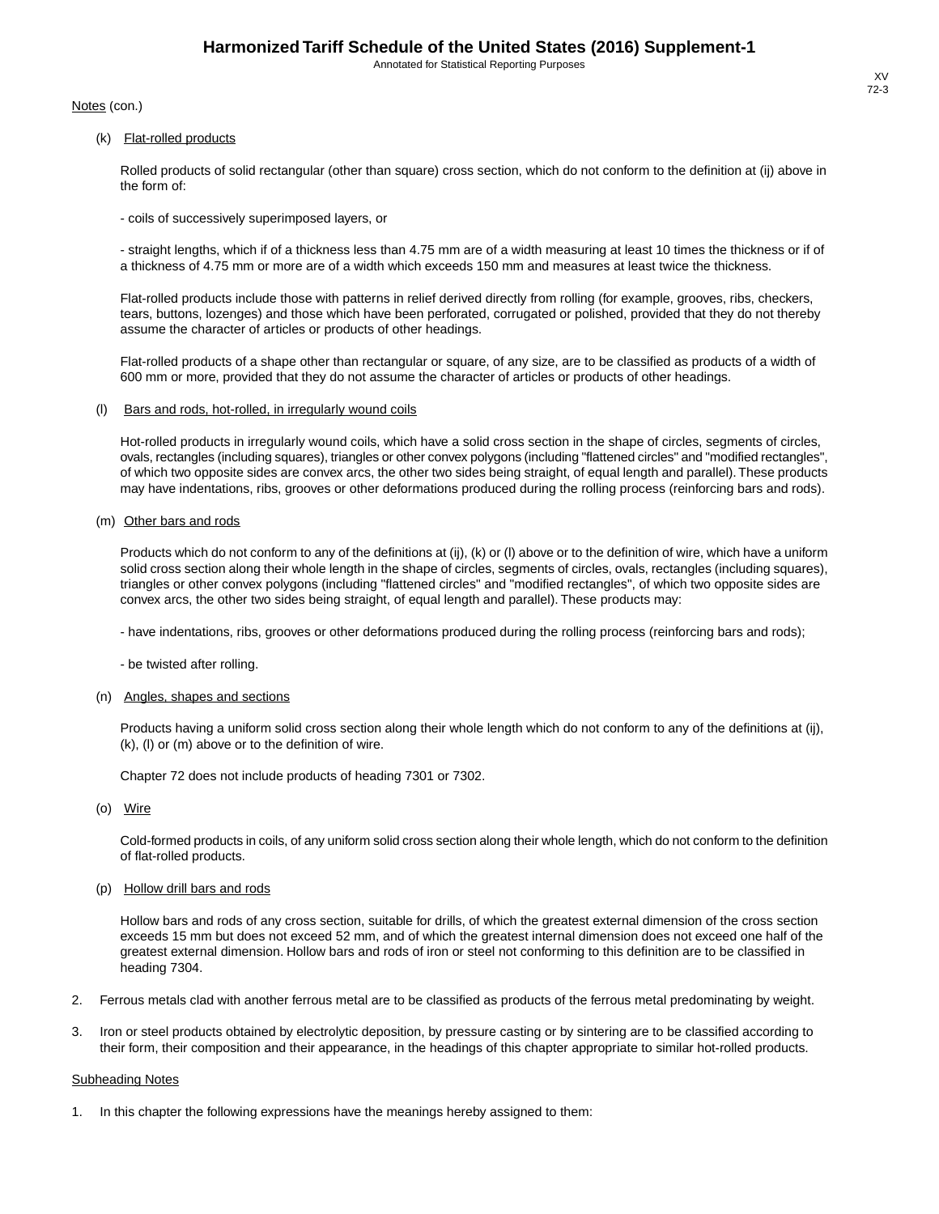Notes (con.)

(k) Flat-rolled products

Rolled products of solid rectangular (other than square) cross section, which do not conform to the definition at (ij) above in the form of:

- coils of successively superimposed layers, or

- straight lengths, which if of a thickness less than 4.75 mm are of a width measuring at least 10 times the thickness or if of a thickness of 4.75 mm or more are of a width which exceeds 150 mm and measures at least twice the thickness.

Flat-rolled products include those with patterns in relief derived directly from rolling (for example, grooves, ribs, checkers, tears, buttons, lozenges) and those which have been perforated, corrugated or polished, provided that they do not thereby assume the character of articles or products of other headings.

Flat-rolled products of a shape other than rectangular or square, of any size, are to be classified as products of a width of 600 mm or more, provided that they do not assume the character of articles or products of other headings.

(l) Bars and rods, hot-rolled, in irregularly wound coils

Hot-rolled products in irregularly wound coils, which have a solid cross section in the shape of circles, segments of circles, ovals, rectangles (including squares), triangles or other convex polygons (including "flattened circles" and "modified rectangles", of which two opposite sides are convex arcs, the other two sides being straight, of equal length and parallel). These products may have indentations, ribs, grooves or other deformations produced during the rolling process (reinforcing bars and rods).

(m) Other bars and rods

Products which do not conform to any of the definitions at (ij), (k) or (l) above or to the definition of wire, which have a uniform solid cross section along their whole length in the shape of circles, segments of circles, ovals, rectangles (including squares), triangles or other convex polygons (including "flattened circles" and "modified rectangles", of which two opposite sides are convex arcs, the other two sides being straight, of equal length and parallel). These products may:

- have indentations, ribs, grooves or other deformations produced during the rolling process (reinforcing bars and rods);

- be twisted after rolling.

(n) Angles, shapes and sections

Products having a uniform solid cross section along their whole length which do not conform to any of the definitions at (ij), (k), (l) or (m) above or to the definition of wire.

Chapter 72 does not include products of heading 7301 or 7302.

(o) Wire

Cold-formed products in coils, of any uniform solid cross section along their whole length, which do not conform to the definition of flat-rolled products.

(p) Hollow drill bars and rods

Hollow bars and rods of any cross section, suitable for drills, of which the greatest external dimension of the cross section exceeds 15 mm but does not exceed 52 mm, and of which the greatest internal dimension does not exceed one half of the greatest external dimension. Hollow bars and rods of iron or steel not conforming to this definition are to be classified in heading 7304.

2. Ferrous metals clad with another ferrous metal are to be classified as products of the ferrous metal predominating by weight.

3. Iron or steel products obtained by electrolytic deposition, by pressure casting or by sintering are to be classified according to their form, their composition and their appearance, in the headings of this chapter appropriate to similar hot-rolled products.

Subheading Notes

1. In this chapter the following expressions have the meanings hereby assigned to them: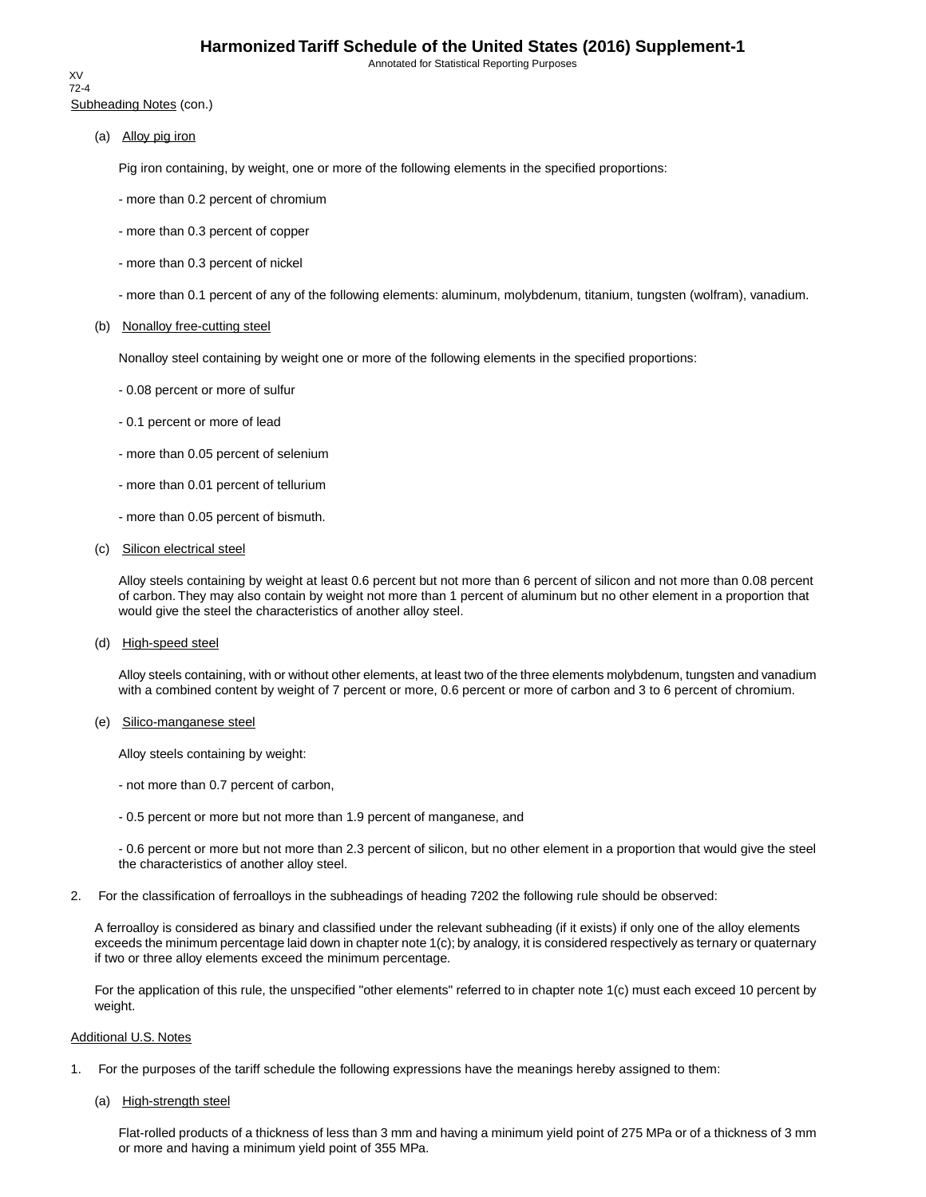Subheading Notes (con.)

(a) Alloy pig iron

Pig iron containing, by weight, one or more of the following elements in the specified proportions:

- more than 0.2 percent of chromium
- more than 0.3 percent of copper
- more than 0.3 percent of nickel
- more than 0.1 percent of any of the following elements: aluminum, molybdenum, titanium, tungsten (wolfram), vanadium.

(b) Nonalloy free-cutting steel

Nonalloy steel containing by weight one or more of the following elements in the specified proportions:

- 0.08 percent or more of sulfur
- 0.1 percent or more of lead
- more than 0.05 percent of selenium
- more than 0.01 percent of tellurium
- more than 0.05 percent of bismuth.

(c) Silicon electrical steel

Alloy steels containing by weight at least 0.6 percent but not more than 6 percent of silicon and not more than 0.08 percent of carbon. They may also contain by weight not more than 1 percent of aluminum but no other element in a proportion that would give the steel the characteristics of another alloy steel.

(d) High-speed steel

Alloy steels containing, with or without other elements, at least two of the three elements molybdenum, tungsten and vanadium with a combined content by weight of 7 percent or more, 0.6 percent or more of carbon and 3 to 6 percent of chromium.

(e) Silico-manganese steel

Alloy steels containing by weight:

- not more than 0.7 percent of carbon,
- 0.5 percent or more but not more than 1.9 percent of manganese, and
- 0.6 percent or more but not more than 2.3 percent of silicon, but no other element in a proportion that would give the steel the characteristics of another alloy steel.

2. For the classification of ferroalloys in the subheadings of heading 7202 the following rule should be observed:

A ferroalloy is considered as binary and classified under the relevant subheading (if it exists) if only one of the alloy elements exceeds the minimum percentage laid down in chapter note 1(c); by analogy, it is considered respectively as ternary or quaternary if two or three alloy elements exceed the minimum percentage.

For the application of this rule, the unspecified "other elements" referred to in chapter note 1(c) must each exceed 10 percent by weight.

Additional U.S. Notes

1. For the purposes of the tariff schedule the following expressions have the meanings hereby assigned to them:

(a) High-strength steel

Flat-rolled products of a thickness of less than 3 mm and having a minimum yield point of 275 MPa or of a thickness of 3 mm or more and having a minimum yield point of 355 MPa.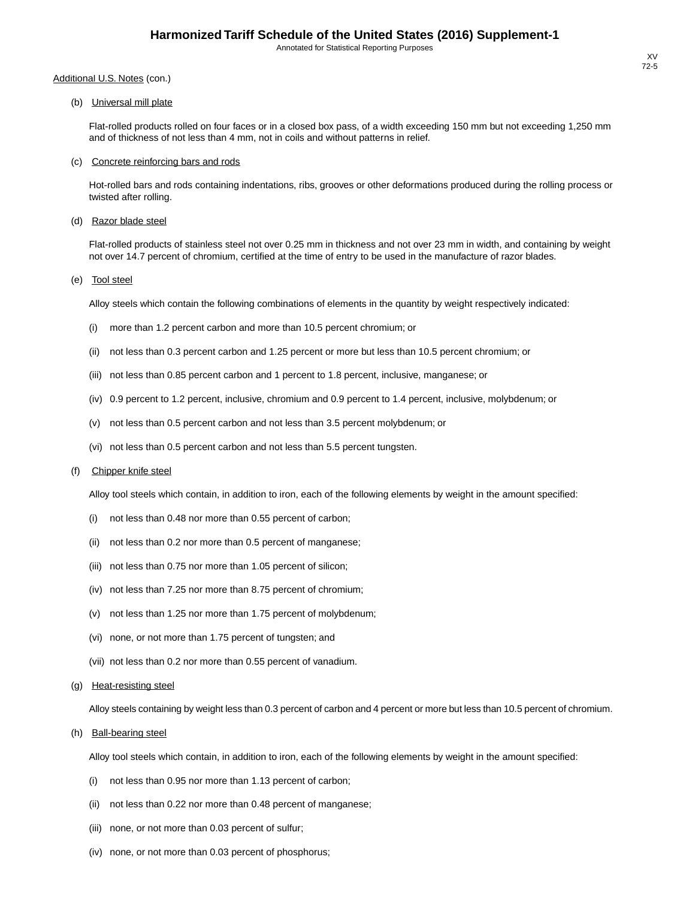Additional U.S. Notes (con.)

(b) Universal mill plate

Flat-rolled products rolled on four faces or in a closed box pass, of a width exceeding 150 mm but not exceeding 1,250 mm and of thickness of not less than 4 mm, not in coils and without patterns in relief.

(c) Concrete reinforcing bars and rods

Hot-rolled bars and rods containing indentations, ribs, grooves or other deformations produced during the rolling process or twisted after rolling.

(d) Razor blade steel

Flat-rolled products of stainless steel not over 0.25 mm in thickness and not over 23 mm in width, and containing by weight not over 14.7 percent of chromium, certified at the time of entry to be used in the manufacture of razor blades.

(e) Tool steel

Alloy steels which contain the following combinations of elements in the quantity by weight respectively indicated:

(i) more than 1.2 percent carbon and more than 10.5 percent chromium; or

(ii) not less than 0.3 percent carbon and 1.25 percent or more but less than 10.5 percent chromium; or

(iii) not less than 0.85 percent carbon and 1 percent to 1.8 percent, inclusive, manganese; or

(iv) 0.9 percent to 1.2 percent, inclusive, chromium and 0.9 percent to 1.4 percent, inclusive, molybdenum; or

(v) not less than 0.5 percent carbon and not less than 3.5 percent molybdenum; or

(vi) not less than 0.5 percent carbon and not less than 5.5 percent tungsten.

(f) Chipper knife steel

Alloy tool steels which contain, in addition to iron, each of the following elements by weight in the amount specified:

(i) not less than 0.48 nor more than 0.55 percent of carbon;

(ii) not less than 0.2 nor more than 0.5 percent of manganese;

(iii) not less than 0.75 nor more than 1.05 percent of silicon;

(iv) not less than 7.25 nor more than 8.75 percent of chromium;

(v) not less than 1.25 nor more than 1.75 percent of molybdenum;

(vi) none, or not more than 1.75 percent of tungsten; and

(vii) not less than 0.2 nor more than 0.55 percent of vanadium.

(g) Heat-resisting steel

Alloy steels containing by weight less than 0.3 percent of carbon and 4 percent or more but less than 10.5 percent of chromium.

(h) Ball-bearing steel

Alloy tool steels which contain, in addition to iron, each of the following elements by weight in the amount specified:

(i) not less than 0.95 nor more than 1.13 percent of carbon;

(ii) not less than 0.22 nor more than 0.48 percent of manganese;

(iii) none, or not more than 0.03 percent of sulfur;

(iv) none, or not more than 0.03 percent of phosphorus;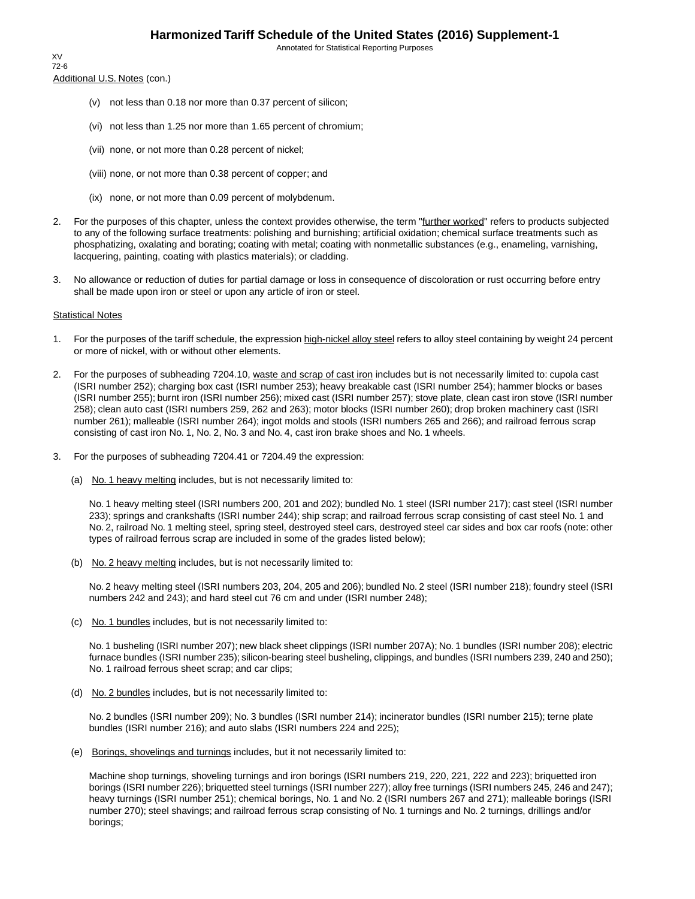Additional U.S. Notes (con.)

(v) not less than 0.18 nor more than 0.37 percent of silicon;

(vi) not less than 1.25 nor more than 1.65 percent of chromium;

(vii) none, or not more than 0.28 percent of nickel;

(viii) none, or not more than 0.38 percent of copper; and

(ix) none, or not more than 0.09 percent of molybdenum.

2. For the purposes of this chapter, unless the context provides otherwise, the term "further worked" refers to products subjected to any of the following surface treatments: polishing and burnishing; artificial oxidation; chemical surface treatments such as phosphatizing, oxalating and borating; coating with metal; coating with nonmetallic substances (e.g., enameling, varnishing, lacquering, painting, coating with plastics materials); or cladding.

3. No allowance or reduction of duties for partial damage or loss in consequence of discoloration or rust occurring before entry shall be made upon iron or steel or upon any article of iron or steel.

Statistical Notes

1. For the purposes of the tariff schedule, the expression high-nickel alloy steel refers to alloy steel containing by weight 24 percent or more of nickel, with or without other elements.

2. For the purposes of subheading 7204.10, waste and scrap of cast iron includes but is not necessarily limited to: cupola cast (ISRI number 252); charging box cast (ISRI number 253); heavy breakable cast (ISRI number 254); hammer blocks or bases (ISRI number 255); burnt iron (ISRI number 256); mixed cast (ISRI number 257); stove plate, clean cast iron stove (ISRI number 258); clean auto cast (ISRI numbers 259, 262 and 263); motor blocks (ISRI number 260); drop broken machinery cast (ISRI number 261); malleable (ISRI number 264); ingot molds and stools (ISRI numbers 265 and 266); and railroad ferrous scrap consisting of cast iron No. 1, No. 2, No. 3 and No. 4, cast iron brake shoes and No. 1 wheels.

3. For the purposes of subheading 7204.41 or 7204.49 the expression:

(a) No. 1 heavy melting includes, but is not necessarily limited to:

No. 1 heavy melting steel (ISRI numbers 200, 201 and 202); bundled No. 1 steel (ISRI number 217); cast steel (ISRI number 233); springs and crankshafts (ISRI number 244); ship scrap; and railroad ferrous scrap consisting of cast steel No. 1 and No. 2, railroad No. 1 melting steel, spring steel, destroyed steel cars, destroyed steel car sides and box car roofs (note: other types of railroad ferrous scrap are included in some of the grades listed below);

(b) No. 2 heavy melting includes, but is not necessarily limited to:

No. 2 heavy melting steel (ISRI numbers 203, 204, 205 and 206); bundled No. 2 steel (ISRI number 218); foundry steel (ISRI numbers 242 and 243); and hard steel cut 76 cm and under (ISRI number 248);

(c) No. 1 bundles includes, but is not necessarily limited to:

No. 1 busheling (ISRI number 207); new black sheet clippings (ISRI number 207A); No. 1 bundles (ISRI number 208); electric furnace bundles (ISRI number 235); silicon-bearing steel busheling, clippings, and bundles (ISRI numbers 239, 240 and 250); No. 1 railroad ferrous sheet scrap; and car clips;

(d) No. 2 bundles includes, but is not necessarily limited to:

No. 2 bundles (ISRI number 209); No. 3 bundles (ISRI number 214); incinerator bundles (ISRI number 215); terne plate bundles (ISRI number 216); and auto slabs (ISRI numbers 224 and 225);

(e) Borings, shovelings and turnings includes, but it not necessarily limited to:

Machine shop turnings, shoveling turnings and iron borings (ISRI numbers 219, 220, 221, 222 and 223); briquetted iron borings (ISRI number 226); briquetted steel turnings (ISRI number 227); alloy free turnings (ISRI numbers 245, 246 and 247); heavy turnings (ISRI number 251); chemical borings, No. 1 and No. 2 (ISRI numbers 267 and 271); malleable borings (ISRI number 270); steel shavings; and railroad ferrous scrap consisting of No. 1 turnings and No. 2 turnings, drillings and/or borings;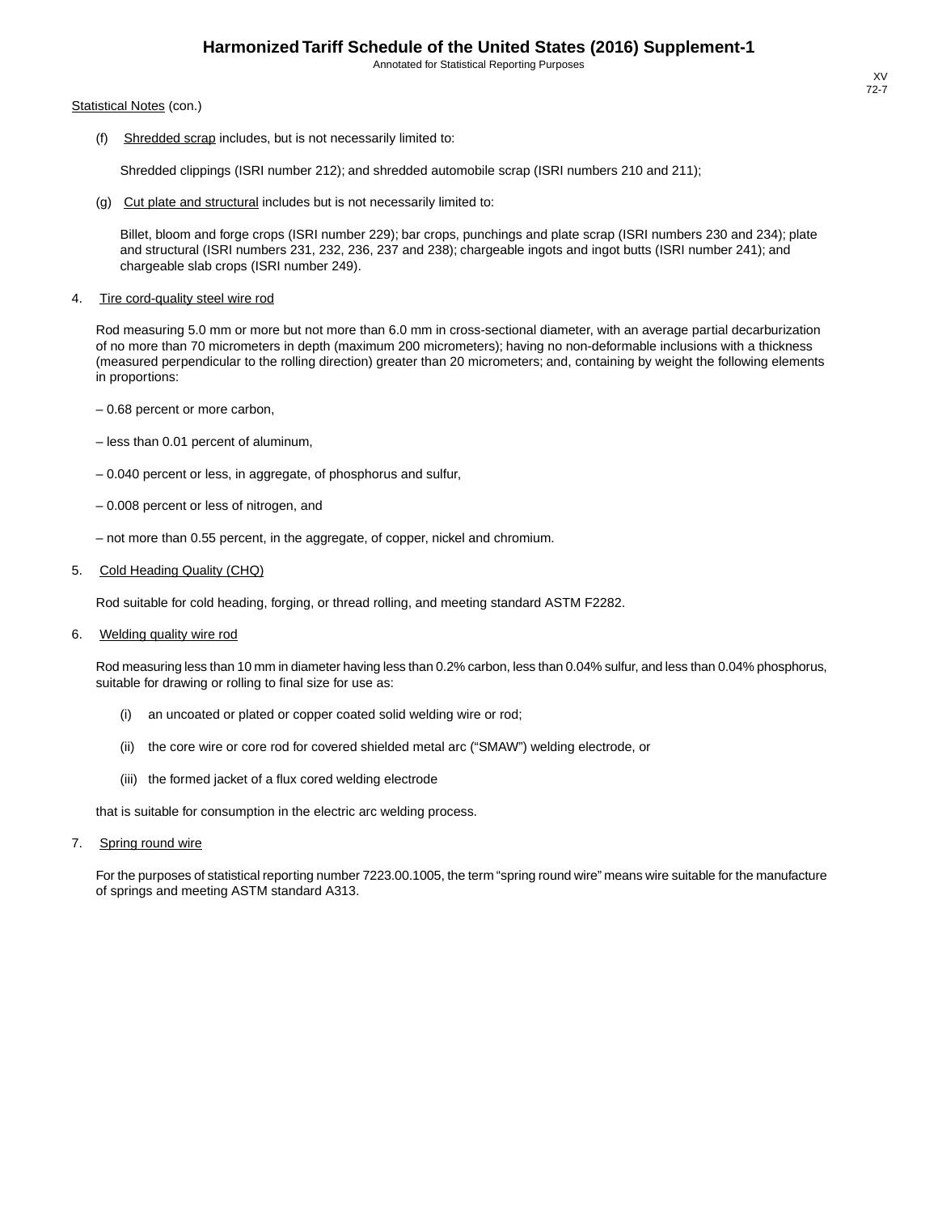Statistical Notes (con.)

(f) Shredded scrap includes, but is not necessarily limited to:

Shredded clippings (ISRI number 212); and shredded automobile scrap (ISRI numbers 210 and 211);

(g) Cut plate and structural includes but is not necessarily limited to:

Billet, bloom and forge crops (ISRI number 229); bar crops, punchings and plate scrap (ISRI numbers 230 and 234); plate and structural (ISRI numbers 231, 232, 236, 237 and 238); chargeable ingots and ingot butts (ISRI number 241); and chargeable slab crops (ISRI number 249).

4. Tire cord-quality steel wire rod

Rod measuring 5.0 mm or more but not more than 6.0 mm in cross-sectional diameter, with an average partial decarburization of no more than 70 micrometers in depth (maximum 200 micrometers); having no non-deformable inclusions with a thickness (measured perpendicular to the rolling direction) greater than 20 micrometers; and, containing by weight the following elements in proportions:

– 0.68 percent or more carbon,

– less than 0.01 percent of aluminum,

– 0.040 percent or less, in aggregate, of phosphorus and sulfur,

– 0.008 percent or less of nitrogen, and

– not more than 0.55 percent, in the aggregate, of copper, nickel and chromium.

5. Cold Heading Quality (CHQ)

Rod suitable for cold heading, forging, or thread rolling, and meeting standard ASTM F2282.

6. Welding quality wire rod

Rod measuring less than 10 mm in diameter having less than 0.2% carbon, less than 0.04% sulfur, and less than 0.04% phosphorus, suitable for drawing or rolling to final size for use as:

(i) an uncoated or plated or copper coated solid welding wire or rod;

(ii) the core wire or core rod for covered shielded metal arc ("SMAW") welding electrode, or

(iii) the formed jacket of a flux cored welding electrode

that is suitable for consumption in the electric arc welding process.

7. Spring round wire

For the purposes of statistical reporting number 7223.00.1005, the term "spring round wire" means wire suitable for the manufacture of springs and meeting ASTM standard A313.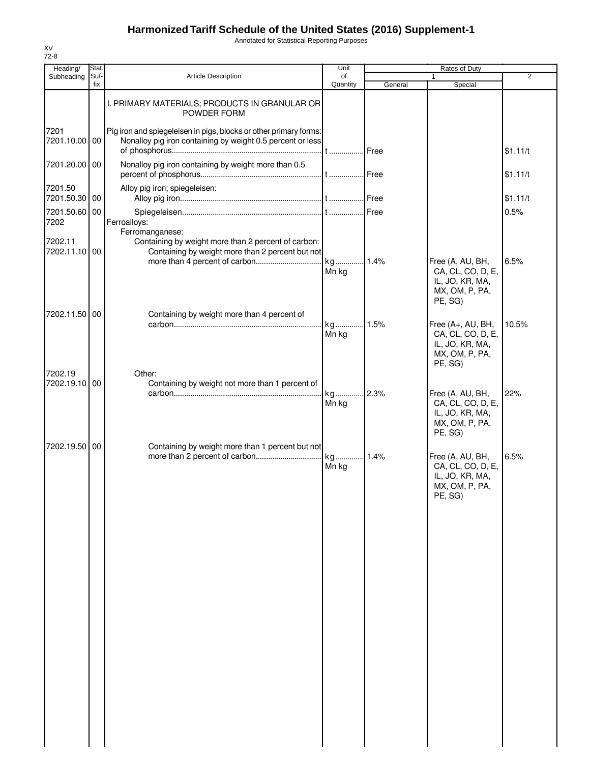# Harmonized Tariff Schedule of the United States (2016) Supplement-1

Annotated for Statistical Reporting Purposes

XV
72-8

| Heading/ Subheading | Stat. Suf- fix | Article Description | Unit of Quantity | Rates of Duty 1 General | Special | 2 |
|---|---|---|---|---|---|---|
| | | I. PRIMARY MATERIALS; PRODUCTS IN GRANULAR OR POWDER FORM | | | | |
| 7201 | | Pig iron and spiegeleisen in pigs, blocks or other primary forms: | | | | |
| 7201.10.00 | 00 | Nonalloy pig iron containing by weight 0.5 percent or less of phosphorus | t | Free | | $1.11/t |
| 7201.20.00 | 00 | Nonalloy pig iron containing by weight more than 0.5 percent of phosphorus | t | Free | | $1.11/t |
| 7201.50 | | Alloy pig iron; spiegeleisen: | | | | |
| 7201.50.30 | 00 | Alloy pig iron | t | Free | | $1.11/t |
| 7201.50.60 | 00 | Spiegeleisen | t | Free | | 0.5% |
| 7202 | | Ferroalloys: | | | | |
| | | Ferromanganese: | | | | |
| 7202.11 | | Containing by weight more than 2 percent of carbon: | | | | |
| 7202.11.10 | 00 | Containing by weight more than 2 percent but not more than 4 percent of carbon | kg Mn kg | 1.4% | Free (A, AU, BH, CA, CL, CO, D, E, IL, JO, KR, MA, MX, OM, P, PA, PE, SG) | 6.5% |
| 7202.11.50 | 00 | Containing by weight more than 4 percent of carbon | kg Mn kg | 1.5% | Free (A+, AU, BH, CA, CL, CO, D, E, IL, JO, KR, MA, MX, OM, P, PA, PE, SG) | 10.5% |
| 7202.19 | | Other: | | | | |
| 7202.19.10 | 00 | Containing by weight not more than 1 percent of carbon | kg Mn kg | 2.3% | Free (A, AU, BH, CA, CL, CO, D, E, IL, JO, KR, MA, MX, OM, P, PA, PE, SG) | 22% |
| 7202.19.50 | 00 | Containing by weight more than 1 percent but not more than 2 percent of carbon | kg Mn kg | 1.4% | Free (A, AU, BH, CA, CL, CO, D, E, IL, JO, KR, MA, MX, OM, P, PA, PE, SG) | 6.5% |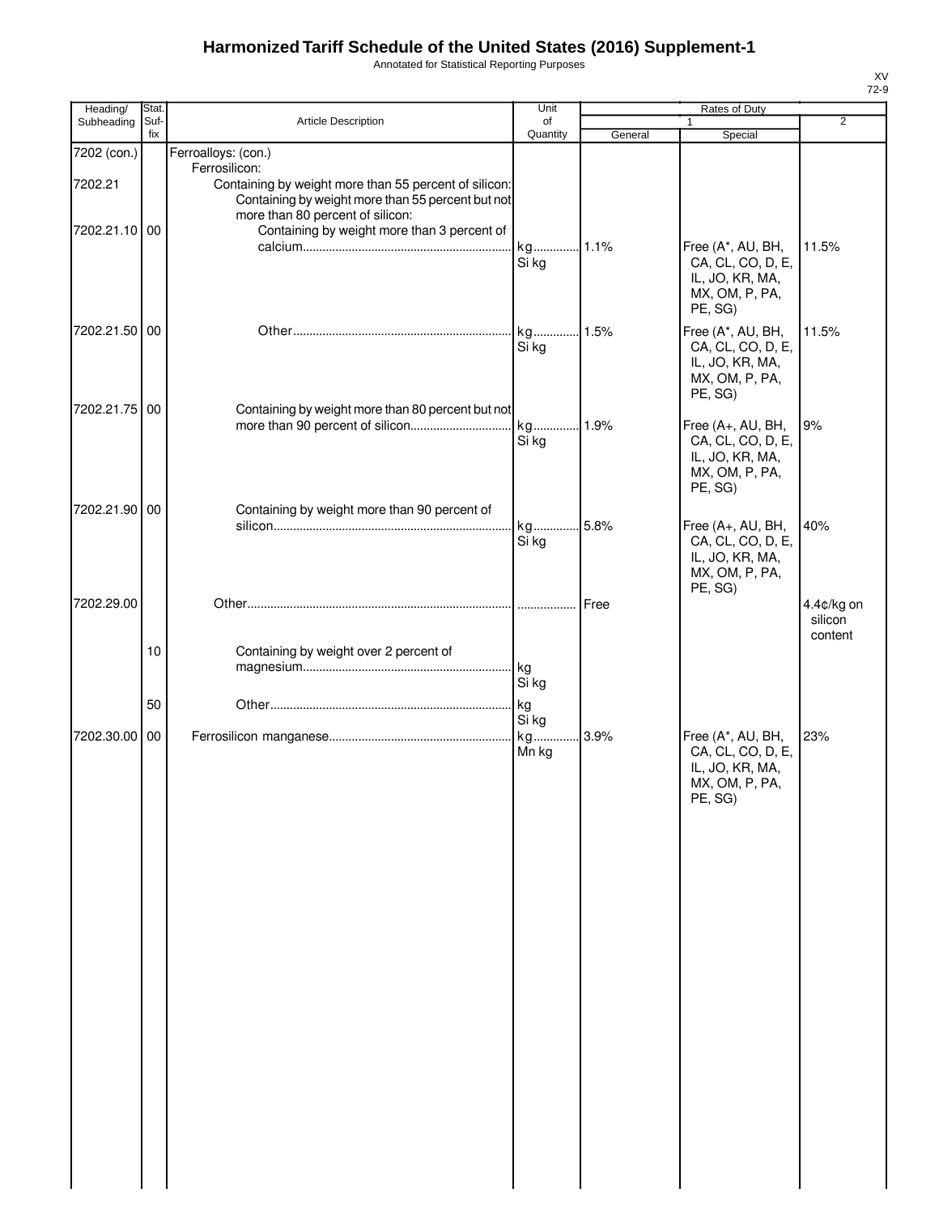# Harmonized Tariff Schedule of the United States (2016) Supplement-1

Annotated for Statistical Reporting Purposes

XV
72-9

| Heading/ Subheading | Stat. Suf- fix | Article Description | Unit of Quantity | Rates of Duty 1 General | Special | 2 |
|---|---|---|---|---|---|---|
| 7202 (con.) | | Ferroalloys: (con.) | | | | |
| | | Ferrosilicon: | | | | |
| 7202.21 | | Containing by weight more than 55 percent of silicon: | | | | |
| | | Containing by weight more than 55 percent but not more than 80 percent of silicon: | | | | |
| 7202.21.10 | 00 | Containing by weight more than 3 percent of calcium | kg Si kg | 1.1% | Free (A*, AU, BH, CA, CL, CO, D, E, IL, JO, KR, MA, MX, OM, P, PA, PE, SG) | 11.5% |
| 7202.21.50 | 00 | Other | kg Si kg | 1.5% | Free (A*, AU, BH, CA, CL, CO, D, E, IL, JO, KR, MA, MX, OM, P, PA, PE, SG) | 11.5% |
| 7202.21.75 | 00 | Containing by weight more than 80 percent but not more than 90 percent of silicon | kg Si kg | 1.9% | Free (A+, AU, BH, CA, CL, CO, D, E, IL, JO, KR, MA, MX, OM, P, PA, PE, SG) | 9% |
| 7202.21.90 | 00 | Containing by weight more than 90 percent of silicon | kg Si kg | 5.8% | Free (A+, AU, BH, CA, CL, CO, D, E, IL, JO, KR, MA, MX, OM, P, PA, PE, SG) | 40% |
| 7202.29.00 | | Other | | Free | | 4.4¢/kg on silicon content |
| | 10 | Containing by weight over 2 percent of magnesium | kg Si kg | | | |
| | 50 | Other | kg Si kg | | | |
| 7202.30.00 | 00 | Ferrosilicon manganese | kg Mn kg | 3.9% | Free (A*, AU, BH, CA, CL, CO, D, E, IL, JO, KR, MA, MX, OM, P, PA, PE, SG) | 23% |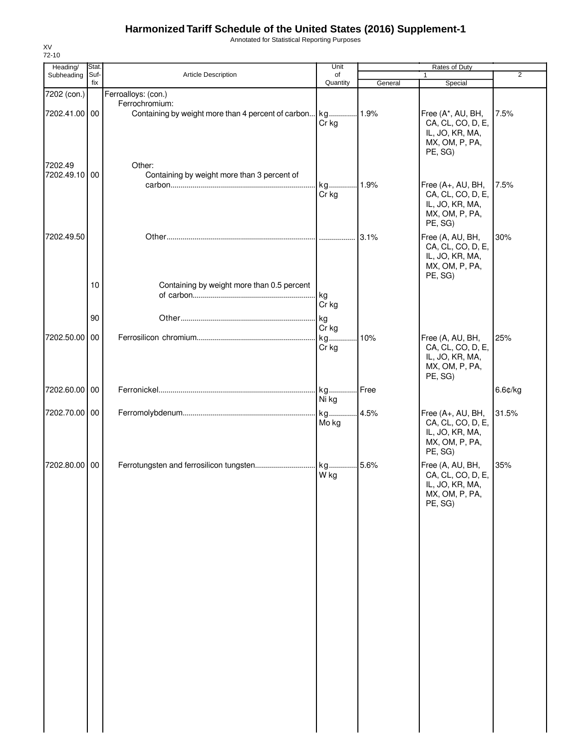# Harmonized Tariff Schedule of the United States (2016) Supplement-1

Annotated for Statistical Reporting Purposes

XV
72-10

| Heading/ Subheading | Stat. Suf- fix | Article Description | Unit of Quantity | Rates of Duty 1 General | Special | 2 |
|---|---|---|---|---|---|---|
| 7202 (con.) | | Ferroalloys: (con.) | | | | |
| | | Ferrochromium: | | | | |
| 7202.41.00 | 00 | Containing by weight more than 4 percent of carbon | kg Cr kg | 1.9% | Free (A*, AU, BH, CA, CL, CO, D, E, IL, JO, KR, MA, MX, OM, P, PA, PE, SG) | 7.5% |
| 7202.49 | | Other: | | | | |
| 7202.49.10 | 00 | Containing by weight more than 3 percent of carbon | kg Cr kg | 1.9% | Free (A+, AU, BH, CA, CL, CO, D, E, IL, JO, KR, MA, MX, OM, P, PA, PE, SG) | 7.5% |
| 7202.49.50 | | Other | | 3.1% | Free (A, AU, BH, CA, CL, CO, D, E, IL, JO, KR, MA, MX, OM, P, PA, PE, SG) | 30% |
| | 10 | Containing by weight more than 0.5 percent of carbon | kg Cr kg | | | |
| | 90 | Other | kg Cr kg | | | |
| 7202.50.00 | 00 | Ferrosilicon chromium | kg Cr kg | 10% | Free (A, AU, BH, CA, CL, CO, D, E, IL, JO, KR, MA, MX, OM, P, PA, PE, SG) | 25% |
| 7202.60.00 | 00 | Ferronickel | kg Ni kg | Free | | 6.6¢/kg |
| 7202.70.00 | 00 | Ferromolybdenum | kg Mo kg | 4.5% | Free (A+, AU, BH, CA, CL, CO, D, E, IL, JO, KR, MA, MX, OM, P, PA, PE, SG) | 31.5% |
| 7202.80.00 | 00 | Ferrotungsten and ferrosilicon tungsten | kg W kg | 5.6% | Free (A, AU, BH, CA, CL, CO, D, E, IL, JO, KR, MA, MX, OM, P, PA, PE, SG) | 35% |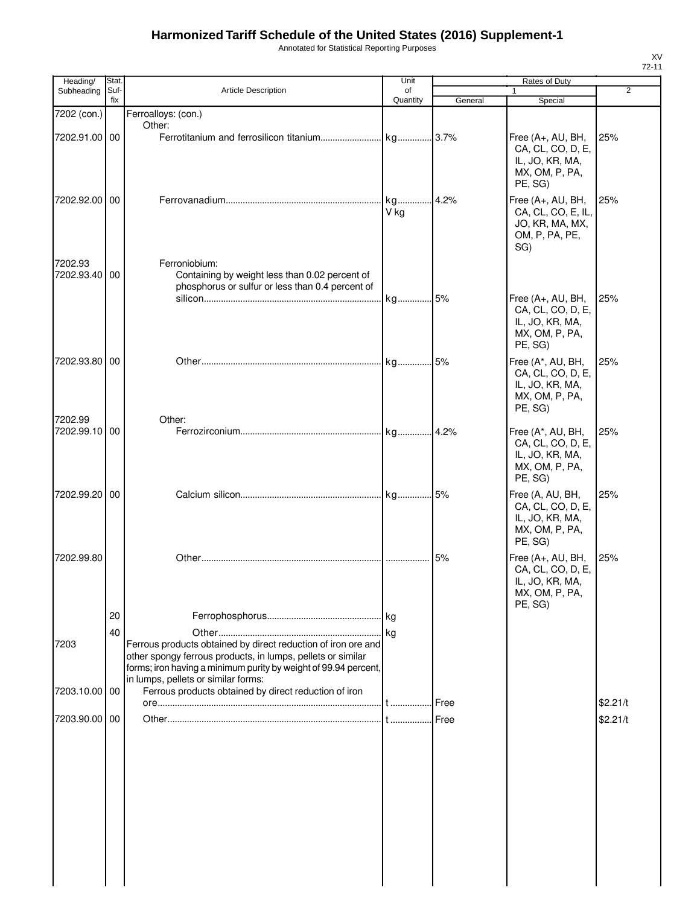# Harmonized Tariff Schedule of the United States (2016) Supplement-1

Annotated for Statistical Reporting Purposes

XV
72-11

| Heading/ Subheading | Stat. Suf- fix | Article Description | Unit of Quantity | Rates of Duty 1 General | Rates of Duty 1 Special | Rates of Duty 2 |
|---|---|---|---|---|---|---|
| 7202 (con.) | | Ferroalloys: (con.) | | | | |
| | | Other: | | | | |
| 7202.91.00 | 00 | Ferrotitanium and ferrosilicon titanium | kg | 3.7% | Free (A+, AU, BH, CA, CL, CO, D, E, IL, JO, KR, MA, MX, OM, P, PA, PE, SG) | 25% |
| 7202.92.00 | 00 | Ferrovanadium | kg V kg | 4.2% | Free (A+, AU, BH, CA, CL, CO, E, IL, JO, KR, MA, MX, OM, P, PA, PE, SG) | 25% |
| 7202.93 | | Ferroniobium: | | | | |
| 7202.93.40 | 00 | Containing by weight less than 0.02 percent of phosphorus or sulfur or less than 0.4 percent of silicon | kg | 5% | Free (A+, AU, BH, CA, CL, CO, D, E, IL, JO, KR, MA, MX, OM, P, PA, PE, SG) | 25% |
| 7202.93.80 | 00 | Other | kg | 5% | Free (A*, AU, BH, CA, CL, CO, D, E, IL, JO, KR, MA, MX, OM, P, PA, PE, SG) | 25% |
| 7202.99 | | Other: | | | | |
| 7202.99.10 | 00 | Ferrozirconium | kg | 4.2% | Free (A*, AU, BH, CA, CL, CO, D, E, IL, JO, KR, MA, MX, OM, P, PA, PE, SG) | 25% |
| 7202.99.20 | 00 | Calcium silicon | kg | 5% | Free (A, AU, BH, CA, CL, CO, D, E, IL, JO, KR, MA, MX, OM, P, PA, PE, SG) | 25% |
| 7202.99.80 | | Other | | 5% | Free (A+, AU, BH, CA, CL, CO, D, E, IL, JO, KR, MA, MX, OM, P, PA, PE, SG) | 25% |
| | 20 | Ferrophosphorus | kg | | | |
| | 40 | Other | kg | | | |
| 7203 | | Ferrous products obtained by direct reduction of iron ore and other spongy ferrous products, in lumps, pellets or similar forms; iron having a minimum purity by weight of 99.94 percent, in lumps, pellets or similar forms: | | | | |
| 7203.10.00 | 00 | Ferrous products obtained by direct reduction of iron ore | t | Free | | $2.21/t |
| 7203.90.00 | 00 | Other | t | Free | | $2.21/t |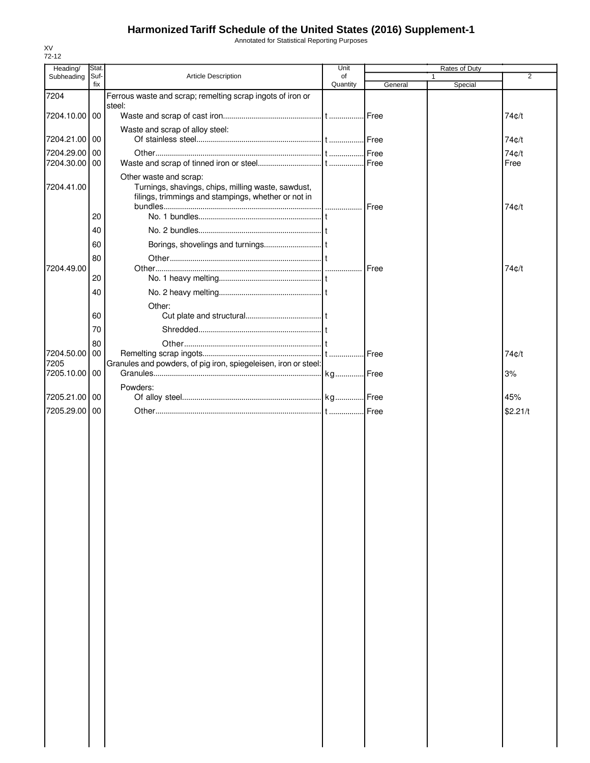# Harmonized Tariff Schedule of the United States (2016) Supplement-1

Annotated for Statistical Reporting Purposes

XV
72-12

| Heading/ Subheading | Stat. Suf-fix | Article Description | Unit of Quantity | Rates of Duty 1 General | Special | 2 |
|---|---|---|---|---|---|---|
| 7204 | | Ferrous waste and scrap; remelting scrap ingots of iron or steel: | | | | |
| 7204.10.00 | 00 | Waste and scrap of cast iron | t | Free | | 74¢/t |
| | | Waste and scrap of alloy steel: | | | | |
| 7204.21.00 | 00 | Of stainless steel | t | Free | | 74¢/t |
| 7204.29.00 | 00 | Other | t | Free | | 74¢/t |
| 7204.30.00 | 00 | Waste and scrap of tinned iron or steel | t | Free | | Free |
| | | Other waste and scrap: | | | | |
| 7204.41.00 | | Turnings, shavings, chips, milling waste, sawdust, filings, trimmings and stampings, whether or not in bundles | | Free | | 74¢/t |
| | 20 | No. 1 bundles | t | | | |
| | 40 | No. 2 bundles | t | | | |
| | 60 | Borings, shovelings and turnings | t | | | |
| | 80 | Other | t | | | |
| 7204.49.00 | | Other | | Free | | 74¢/t |
| | 20 | No. 1 heavy melting | t | | | |
| | 40 | No. 2 heavy melting | t | | | |
| | | Other: | | | | |
| | 60 | Cut plate and structural | t | | | |
| | 70 | Shredded | t | | | |
| | 80 | Other | t | | | |
| 7204.50.00 | 00 | Remelting scrap ingots | t | Free | | 74¢/t |
| 7205 | | Granules and powders, of pig iron, spiegeleisen, iron or steel: | | | | |
| 7205.10.00 | 00 | Granules | kg | Free | | 3% |
| | | Powders: | | | | |
| 7205.21.00 | 00 | Of alloy steel | kg | Free | | 45% |
| 7205.29.00 | 00 | Other | t | Free | | $2.21/t |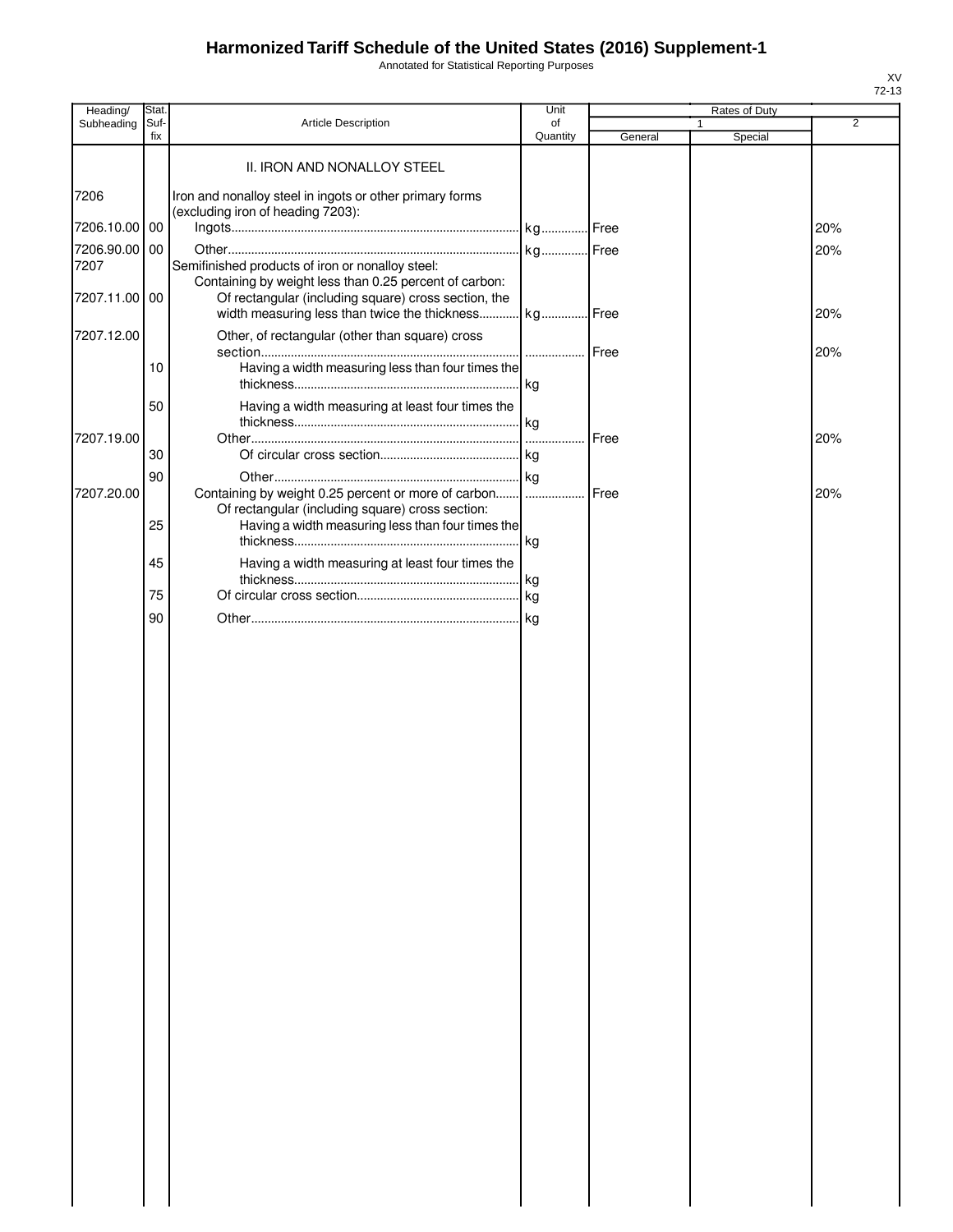# Harmonized Tariff Schedule of the United States (2016) Supplement-1

Annotated for Statistical Reporting Purposes

XV
72-13

| Heading/ Subheading | Stat. Suf- fix | Article Description | Unit of Quantity | Rates of Duty | | |
|---|---|---|---|---|---|---|
| | | | | 1 | | 2 |
| | | | | General | Special | |
| | | II. IRON AND NONALLOY STEEL | | | | |
| 7206 | | Iron and nonalloy steel in ingots or other primary forms (excluding iron of heading 7203): | | | | |
| 7206.10.00 | 00 | Ingots | kg | Free | | 20% |
| 7206.90.00 | 00 | Other | kg | Free | | 20% |
| 7207 | | Semifinished products of iron or nonalloy steel: | | | | |
| | | Containing by weight less than 0.25 percent of carbon: | | | | |
| 7207.11.00 | 00 | Of rectangular (including square) cross section, the width measuring less than twice the thickness | kg | Free | | 20% |
| 7207.12.00 | | Other, of rectangular (other than square) cross section | | Free | | 20% |
| | 10 | Having a width measuring less than four times the thickness | kg | | | |
| | 50 | Having a width measuring at least four times the thickness | kg | | | |
| 7207.19.00 | | Other | | Free | | 20% |
| | 30 | Of circular cross section | kg | | | |
| | 90 | Other | kg | | | |
| 7207.20.00 | | Containing by weight 0.25 percent or more of carbon | | Free | | 20% |
| | | Of rectangular (including square) cross section: | | | | |
| | 25 | Having a width measuring less than four times the thickness | kg | | | |
| | 45 | Having a width measuring at least four times the thickness | kg | | | |
| | 75 | Of circular cross section | kg | | | |
| | 90 | Other | kg | | | |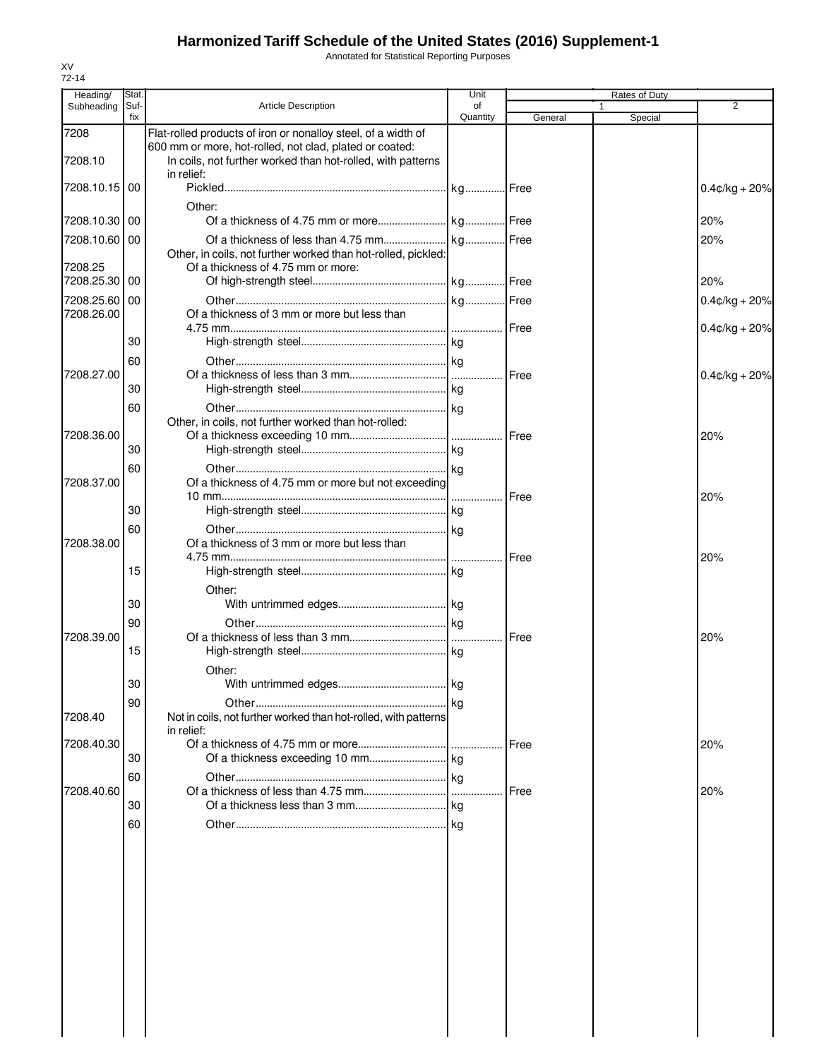# Harmonized Tariff Schedule of the United States (2016) Supplement-1

Annotated for Statistical Reporting Purposes

XV
72-14

| Heading/ Subheading | Stat. Suf- fix | Article Description | Unit of Quantity | Rates of Duty 1 General | Special | 2 |
|---|---|---|---|---|---|---|
| 7208 | | Flat-rolled products of iron or nonalloy steel, of a width of 600 mm or more, hot-rolled, not clad, plated or coated: | | | | |
| 7208.10 | | In coils, not further worked than hot-rolled, with patterns in relief: | | | | |
| 7208.10.15 | 00 | Pickled | kg | Free | | 0.4¢/kg + 20% |
| | | Other: | | | | |
| 7208.10.30 | 00 | Of a thickness of 4.75 mm or more | kg | Free | | 20% |
| 7208.10.60 | 00 | Of a thickness of less than 4.75 mm | kg | Free | | 20% |
| | | Other, in coils, not further worked than hot-rolled, pickled: | | | | |
| 7208.25 | | Of a thickness of 4.75 mm or more: | | | | |
| 7208.25.30 | 00 | Of high-strength steel | kg | Free | | 20% |
| 7208.25.60 | 00 | Other | kg | Free | | 0.4¢/kg + 20% |
| 7208.26.00 | | Of a thickness of 3 mm or more but less than 4.75 mm | | Free | | 0.4¢/kg + 20% |
| | 30 | High-strength steel | kg | | | |
| | 60 | Other | kg | | | |
| 7208.27.00 | | Of a thickness of less than 3 mm | | Free | | 0.4¢/kg + 20% |
| | 30 | High-strength steel | kg | | | |
| | 60 | Other | kg | | | |
| | | Other, in coils, not further worked than hot-rolled: | | | | |
| 7208.36.00 | | Of a thickness exceeding 10 mm | | Free | | 20% |
| | 30 | High-strength steel | kg | | | |
| | 60 | Other | kg | | | |
| 7208.37.00 | | Of a thickness of 4.75 mm or more but not exceeding 10 mm | | Free | | 20% |
| | 30 | High-strength steel | kg | | | |
| | 60 | Other | kg | | | |
| 7208.38.00 | | Of a thickness of 3 mm or more but less than 4.75 mm | | Free | | 20% |
| | 15 | High-strength steel | kg | | | |
| | | Other: | | | | |
| | 30 | With untrimmed edges | kg | | | |
| | 90 | Other | kg | | | |
| 7208.39.00 | | Of a thickness of less than 3 mm | | Free | | 20% |
| | 15 | High-strength steel | kg | | | |
| | | Other: | | | | |
| | 30 | With untrimmed edges | kg | | | |
| | 90 | Other | kg | | | |
| 7208.40 | | Not in coils, not further worked than hot-rolled, with patterns in relief: | | | | |
| 7208.40.30 | | Of a thickness of 4.75 mm or more | | Free | | 20% |
| | 30 | Of a thickness exceeding 10 mm | kg | | | |
| | 60 | Other | kg | | | |
| 7208.40.60 | | Of a thickness of less than 4.75 mm | | Free | | 20% |
| | 30 | Of a thickness less than 3 mm | kg | | | |
| | 60 | Other | kg | | | |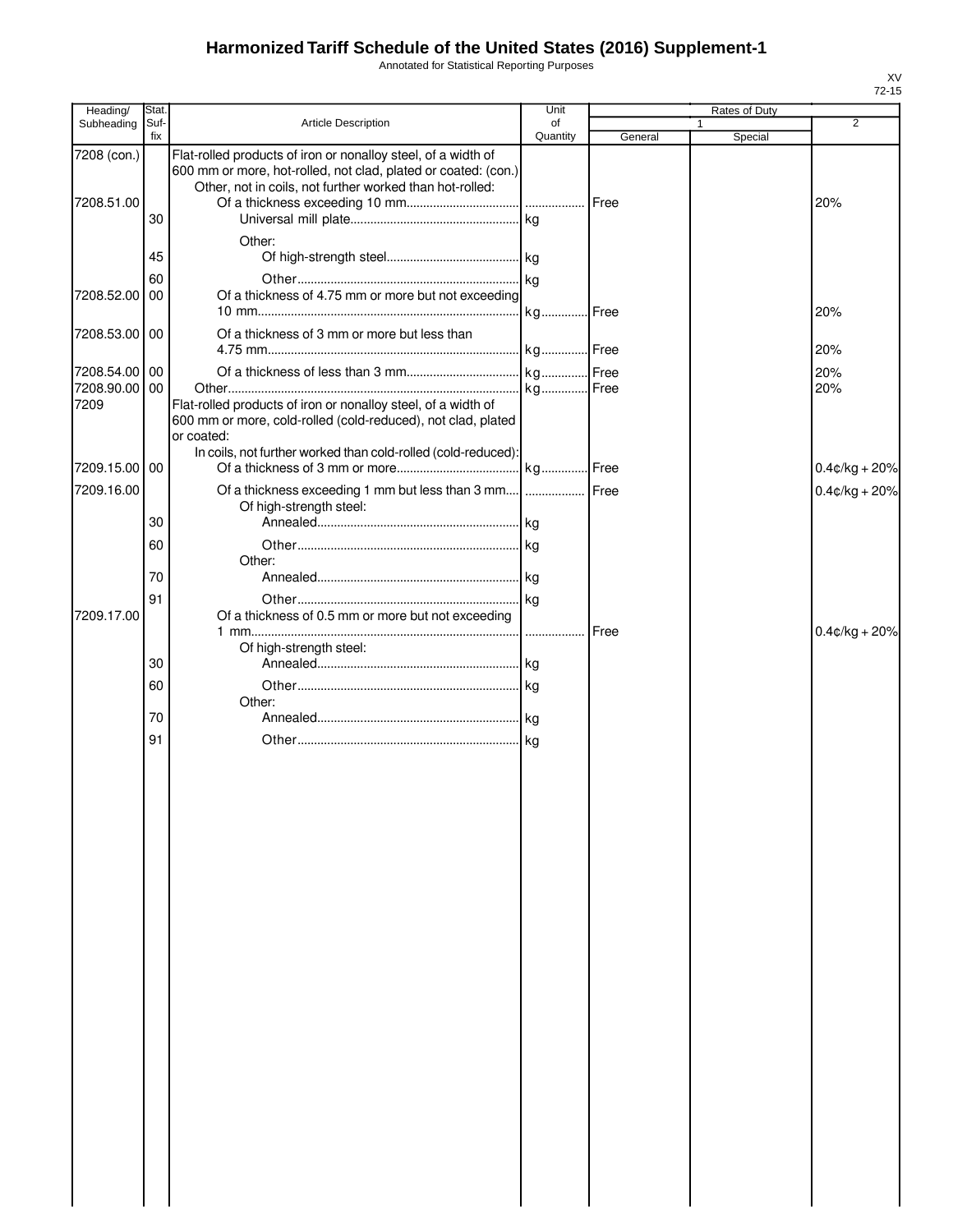# Harmonized Tariff Schedule of the United States (2016) Supplement-1

Annotated for Statistical Reporting Purposes

XV
72-15

| Heading/ Subheading | Stat. Suf- fix | Article Description | Unit of Quantity | Rates of Duty 1 General | Special | 2 |
|---|---|---|---|---|---|---|
| 7208 (con.) | | Flat-rolled products of iron or nonalloy steel, of a width of 600 mm or more, hot-rolled, not clad, plated or coated: (con.) | | | | |
| | | Other, not in coils, not further worked than hot-rolled: | | | | |
| 7208.51.00 | | Of a thickness exceeding 10 mm | | Free | | 20% |
| | 30 | Universal mill plate | kg | | | |
| | | Other: | | | | |
| | 45 | Of high-strength steel | kg | | | |
| | 60 | Other | kg | | | |
| 7208.52.00 | 00 | Of a thickness of 4.75 mm or more but not exceeding 10 mm | kg | Free | | 20% |
| 7208.53.00 | 00 | Of a thickness of 3 mm or more but less than 4.75 mm | kg | Free | | 20% |
| 7208.54.00 | 00 | Of a thickness of less than 3 mm | kg | Free | | 20% |
| 7208.90.00 | 00 | Other | kg | Free | | 20% |
| 7209 | | Flat-rolled products of iron or nonalloy steel, of a width of 600 mm or more, cold-rolled (cold-reduced), not clad, plated or coated: | | | | |
| | | In coils, not further worked than cold-rolled (cold-reduced): | | | | |
| 7209.15.00 | 00 | Of a thickness of 3 mm or more | kg | Free | | 0.4¢/kg + 20% |
| 7209.16.00 | | Of a thickness exceeding 1 mm but less than 3 mm | | Free | | 0.4¢/kg + 20% |
| | | Of high-strength steel: | | | | |
| | 30 | Annealed | kg | | | |
| | 60 | Other | kg | | | |
| | | Other: | | | | |
| | 70 | Annealed | kg | | | |
| | 91 | Other | kg | | | |
| 7209.17.00 | | Of a thickness of 0.5 mm or more but not exceeding 1 mm | | Free | | 0.4¢/kg + 20% |
| | | Of high-strength steel: | | | | |
| | 30 | Annealed | kg | | | |
| | 60 | Other | kg | | | |
| | | Other: | | | | |
| | 70 | Annealed | kg | | | |
| | 91 | Other | kg | | | |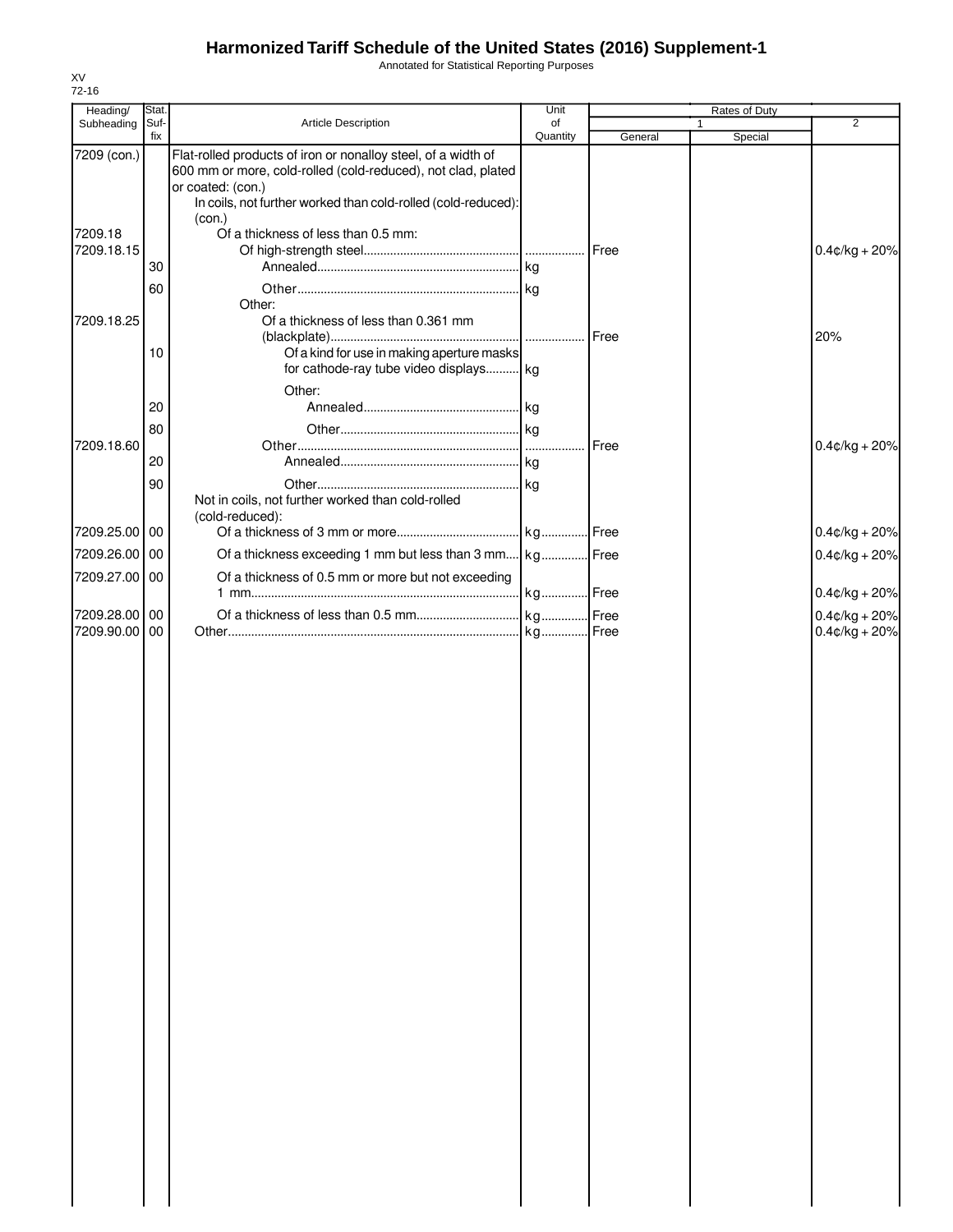# Harmonized Tariff Schedule of the United States (2016) Supplement-1

Annotated for Statistical Reporting Purposes

XV
72-16

| Heading/ Subheading | Stat. Suf- fix | Article Description | Unit of Quantity | Rates of Duty 1 General | Rates of Duty 1 Special | Rates of Duty 2 |
|---|---|---|---|---|---|---|
| 7209 (con.) | | Flat-rolled products of iron or nonalloy steel, of a width of 600 mm or more, cold-rolled (cold-reduced), not clad, plated or coated: (con.) | | | | |
| | | In coils, not further worked than cold-rolled (cold-reduced): (con.) | | | | |
| 7209.18 | | Of a thickness of less than 0.5 mm: | | | | |
| 7209.18.15 | | Of high-strength steel | | Free | | 0.4¢/kg + 20% |
| | 30 | Annealed | kg | | | |
| | 60 | Other | kg | | | |
| | | Other: | | | | |
| 7209.18.25 | | Of a thickness of less than 0.361 mm (blackplate) | | Free | | 20% |
| | 10 | Of a kind for use in making aperture masks for cathode-ray tube video displays | kg | | | |
| | | Other: | | | | |
| | 20 | Annealed | kg | | | |
| | 80 | Other | kg | | | |
| 7209.18.60 | | Other | | Free | | 0.4¢/kg + 20% |
| | 20 | Annealed | kg | | | |
| | 90 | Other | kg | | | |
| | | Not in coils, not further worked than cold-rolled (cold-reduced): | | | | |
| 7209.25.00 | 00 | Of a thickness of 3 mm or more | kg | Free | | 0.4¢/kg + 20% |
| 7209.26.00 | 00 | Of a thickness exceeding 1 mm but less than 3 mm | kg | Free | | 0.4¢/kg + 20% |
| 7209.27.00 | 00 | Of a thickness of 0.5 mm or more but not exceeding 1 mm | kg | Free | | 0.4¢/kg + 20% |
| 7209.28.00 | 00 | Of a thickness of less than 0.5 mm | kg | Free | | 0.4¢/kg + 20% |
| 7209.90.00 | 00 | Other | kg | Free | | 0.4¢/kg + 20% |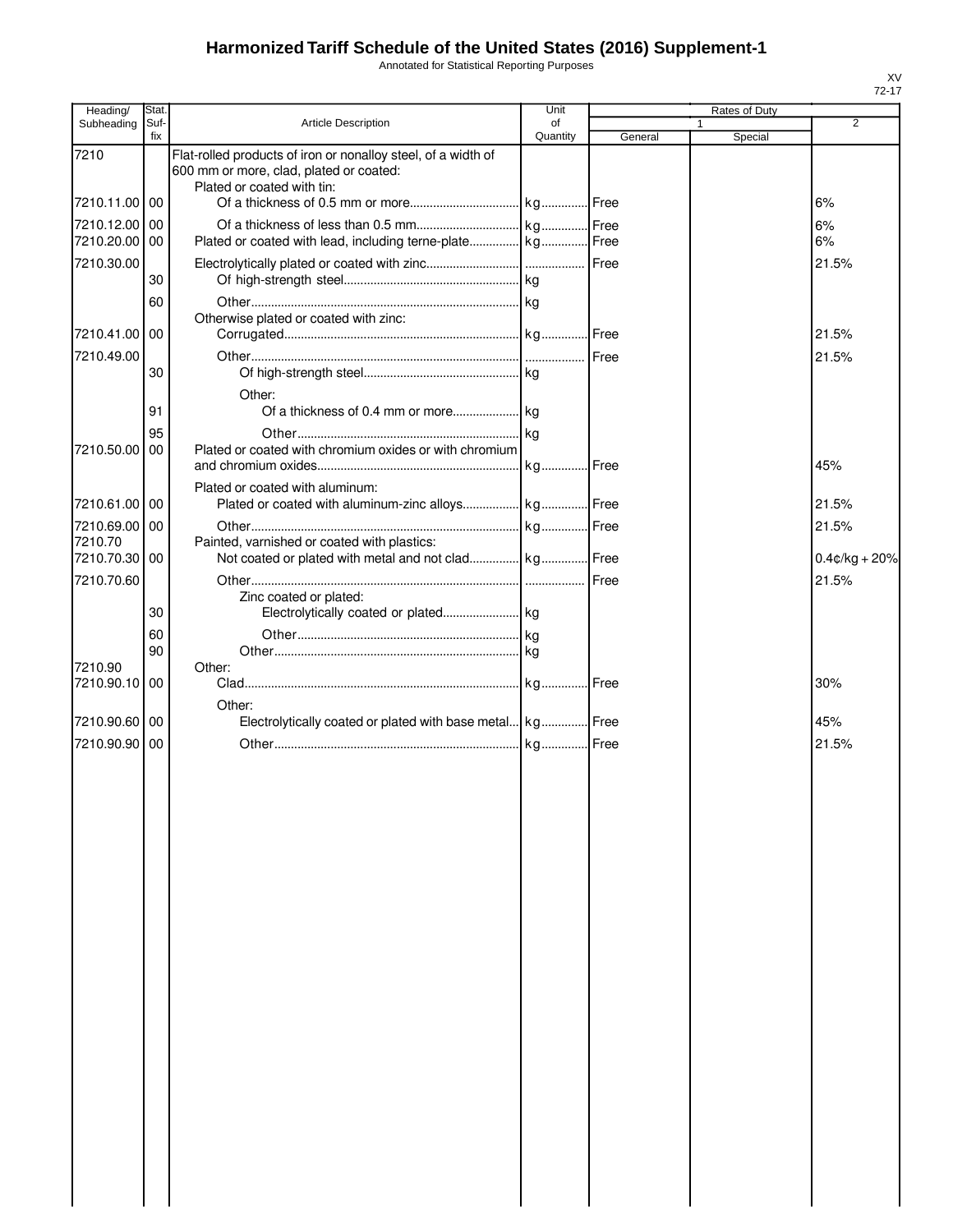# Harmonized Tariff Schedule of the United States (2016) Supplement-1

Annotated for Statistical Reporting Purposes

XV
72-17

| Heading/ Subheading | Stat. Suf- fix | Article Description | Unit of Quantity | Rates of Duty 1 General | Special | 2 |
|---|---|---|---|---|---|---|
| 7210 | | Flat-rolled products of iron or nonalloy steel, of a width of 600 mm or more, clad, plated or coated: | | | | |
| | | Plated or coated with tin: | | | | |
| 7210.11.00 | 00 | Of a thickness of 0.5 mm or more | kg | Free | | 6% |
| 7210.12.00 | 00 | Of a thickness of less than 0.5 mm | kg | Free | | 6% |
| 7210.20.00 | 00 | Plated or coated with lead, including terne-plate | kg | Free | | 6% |
| 7210.30.00 | | Electrolytically plated or coated with zinc | | Free | | 21.5% |
| | 30 | Of high-strength steel | kg | | | |
| | 60 | Other | kg | | | |
| | | Otherwise plated or coated with zinc: | | | | |
| 7210.41.00 | 00 | Corrugated | kg | Free | | 21.5% |
| 7210.49.00 | | Other | | Free | | 21.5% |
| | 30 | Of high-strength steel | kg | | | |
| | | Other: | | | | |
| | 91 | Of a thickness of 0.4 mm or more | kg | | | |
| | 95 | Other | kg | | | |
| 7210.50.00 | 00 | Plated or coated with chromium oxides or with chromium and chromium oxides | kg | Free | | 45% |
| | | Plated or coated with aluminum: | | | | |
| 7210.61.00 | 00 | Plated or coated with aluminum-zinc alloys | kg | Free | | 21.5% |
| 7210.69.00 | 00 | Other | kg | Free | | 21.5% |
| 7210.70 | | Painted, varnished or coated with plastics: | | | | |
| 7210.70.30 | 00 | Not coated or plated with metal and not clad | kg | Free | | 0.4¢/kg + 20% |
| 7210.70.60 | | Other | | Free | | 21.5% |
| | | Zinc coated or plated: | | | | |
| | 30 | Electrolytically coated or plated | kg | | | |
| | 60 | Other | kg | | | |
| | 90 | Other | kg | | | |
| 7210.90 | | Other: | | | | |
| 7210.90.10 | 00 | Clad | kg | Free | | 30% |
| | | Other: | | | | |
| 7210.90.60 | 00 | Electrolytically coated or plated with base metal | kg | Free | | 45% |
| 7210.90.90 | 00 | Other | kg | Free | | 21.5% |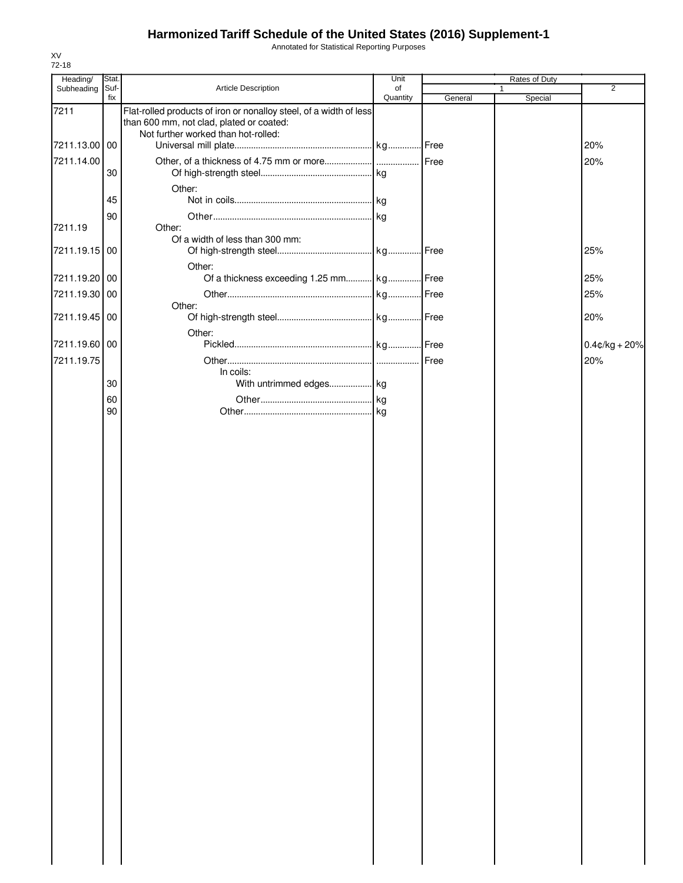# Harmonized Tariff Schedule of the United States (2016) Supplement-1

Annotated for Statistical Reporting Purposes

XV
72-18

| Heading/ Subheading | Stat. Suf- fix | Article Description | Unit of Quantity | Rates of Duty 1 General | Special | 2 |
|---|---|---|---|---|---|---|
| 7211 | | Flat-rolled products of iron or nonalloy steel, of a width of less than 600 mm, not clad, plated or coated: | | | | |
| | | Not further worked than hot-rolled: | | | | |
| 7211.13.00 | 00 | Universal mill plate | kg | Free | | 20% |
| 7211.14.00 | | Other, of a thickness of 4.75 mm or more | | Free | | 20% |
| | 30 | Of high-strength steel | kg | | | |
| | | Other: | | | | |
| | 45 | Not in coils | kg | | | |
| | 90 | Other | kg | | | |
| 7211.19 | | Other: | | | | |
| | | Of a width of less than 300 mm: | | | | |
| 7211.19.15 | 00 | Of high-strength steel | kg | Free | | 25% |
| | | Other: | | | | |
| 7211.19.20 | 00 | Of a thickness exceeding 1.25 mm | kg | Free | | 25% |
| 7211.19.30 | 00 | Other | kg | Free | | 25% |
| | | Other: | | | | |
| 7211.19.45 | 00 | Of high-strength steel | kg | Free | | 20% |
| | | Other: | | | | |
| 7211.19.60 | 00 | Pickled | kg | Free | | 0.4¢/kg + 20% |
| 7211.19.75 | | Other | | Free | | 20% |
| | | In coils: | | | | |
| | 30 | With untrimmed edges | kg | | | |
| | 60 | Other | kg | | | |
| | 90 | Other | kg | | | |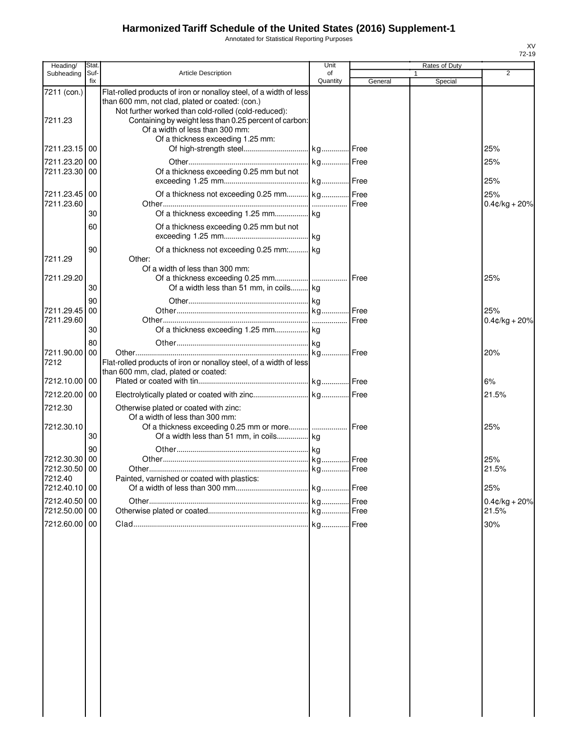# Harmonized Tariff Schedule of the United States (2016) Supplement-1

Annotated for Statistical Reporting Purposes

XV
72-19

| Heading/ Subheading | Stat. Suf- fix | Article Description | Unit of Quantity | Rates of Duty 1 General | Special | 2 |
|---|---|---|---|---|---|---|
| 7211 (con.) | | Flat-rolled products of iron or nonalloy steel, of a width of less than 600 mm, not clad, plated or coated: (con.) | | | | |
| | | Not further worked than cold-rolled (cold-reduced): | | | | |
| 7211.23 | | Containing by weight less than 0.25 percent of carbon: | | | | |
| | | Of a width of less than 300 mm: | | | | |
| | | Of a thickness exceeding 1.25 mm: | | | | |
| 7211.23.15 | 00 | Of high-strength steel | kg | Free | | 25% |
| 7211.23.20 | 00 | Other | kg | Free | | 25% |
| 7211.23.30 | 00 | Of a thickness exceeding 0.25 mm but not exceeding 1.25 mm | kg | Free | | 25% |
| 7211.23.45 | 00 | Of a thickness not exceeding 0.25 mm | kg | Free | | 25% |
| 7211.23.60 | | Other | | Free | | 0.4¢/kg + 20% |
| | 30 | Of a thickness exceeding 1.25 mm | kg | | | |
| | 60 | Of a thickness exceeding 0.25 mm but not exceeding 1.25 mm | kg | | | |
| | 90 | Of a thickness not exceeding 0.25 mm: | kg | | | |
| 7211.29 | | Other: | | | | |
| | | Of a width of less than 300 mm: | | | | |
| 7211.29.20 | | Of a thickness exceeding 0.25 mm | | Free | | 25% |
| | 30 | Of a width less than 51 mm, in coils | kg | | | |
| | 90 | Other | kg | | | |
| 7211.29.45 | 00 | Other | kg | Free | | 25% |
| 7211.29.60 | | Other | | Free | | 0.4¢/kg + 20% |
| | 30 | Of a thickness exceeding 1.25 mm | kg | | | |
| | 80 | Other | kg | | | |
| 7211.90.00 | 00 | Other | kg | Free | | 20% |
| 7212 | | Flat-rolled products of iron or nonalloy steel, of a width of less than 600 mm, clad, plated or coated: | | | | |
| 7212.10.00 | 00 | Plated or coated with tin | kg | Free | | 6% |
| 7212.20.00 | 00 | Electrolytically plated or coated with zinc | kg | Free | | 21.5% |
| 7212.30 | | Otherwise plated or coated with zinc: | | | | |
| | | Of a width of less than 300 mm: | | | | |
| 7212.30.10 | | Of a thickness exceeding 0.25 mm or more | | Free | | 25% |
| | 30 | Of a width less than 51 mm, in coils | kg | | | |
| | 90 | Other | kg | | | |
| 7212.30.30 | 00 | Other | kg | Free | | 25% |
| 7212.30.50 | 00 | Other | kg | Free | | 21.5% |
| 7212.40 | | Painted, varnished or coated with plastics: | | | | |
| 7212.40.10 | 00 | Of a width of less than 300 mm | kg | Free | | 25% |
| 7212.40.50 | 00 | Other | kg | Free | | 0.4¢/kg + 20% |
| 7212.50.00 | 00 | Otherwise plated or coated | kg | Free | | 21.5% |
| 7212.60.00 | 00 | Clad | kg | Free | | 30% |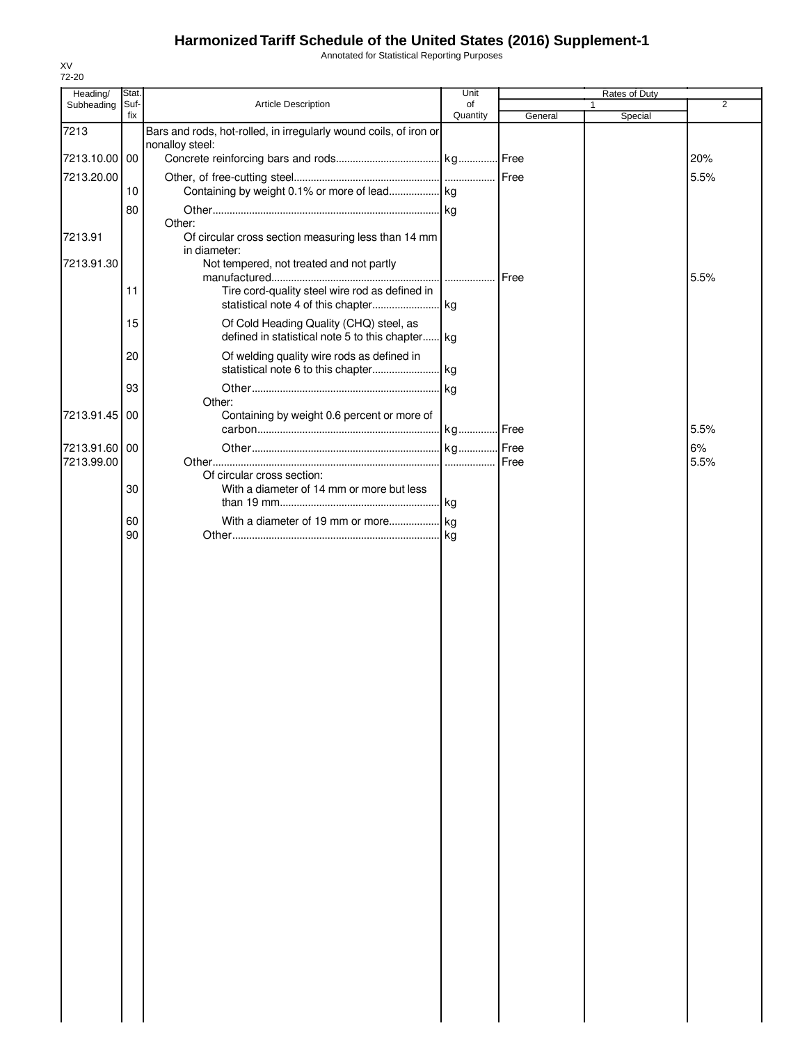# Harmonized Tariff Schedule of the United States (2016) Supplement-1

Annotated for Statistical Reporting Purposes

XV
72-20

| Heading/ Subheading | Stat. Suf- fix | Article Description | Unit of Quantity | Rates of Duty 1 General | Special | 2 |
|---|---|---|---|---|---|---|
| 7213 | | Bars and rods, hot-rolled, in irregularly wound coils, of iron or nonalloy steel: | | | | |
| 7213.10.00 | 00 | Concrete reinforcing bars and rods | kg | Free | | 20% |
| 7213.20.00 | | Other, of free-cutting steel | | Free | | 5.5% |
| | 10 | Containing by weight 0.1% or more of lead | kg | | | |
| | 80 | Other | kg | | | |
| | | Other: | | | | |
| 7213.91 | | Of circular cross section measuring less than 14 mm in diameter: | | | | |
| 7213.91.30 | | Not tempered, not treated and not partly manufactured | | Free | | 5.5% |
| | 11 | Tire cord-quality steel wire rod as defined in statistical note 4 of this chapter | kg | | | |
| | 15 | Of Cold Heading Quality (CHQ) steel, as defined in statistical note 5 to this chapter | kg | | | |
| | 20 | Of welding quality wire rods as defined in statistical note 6 to this chapter | kg | | | |
| | 93 | Other | kg | | | |
| | | Other: | | | | |
| 7213.91.45 | 00 | Containing by weight 0.6 percent or more of carbon | kg | Free | | 5.5% |
| 7213.91.60 | 00 | Other | kg | Free | | 6% |
| 7213.99.00 | | Other | | Free | | 5.5% |
| | | Of circular cross section: | | | | |
| | 30 | With a diameter of 14 mm or more but less than 19 mm | kg | | | |
| | 60 | With a diameter of 19 mm or more | kg | | | |
| | 90 | Other | kg | | | |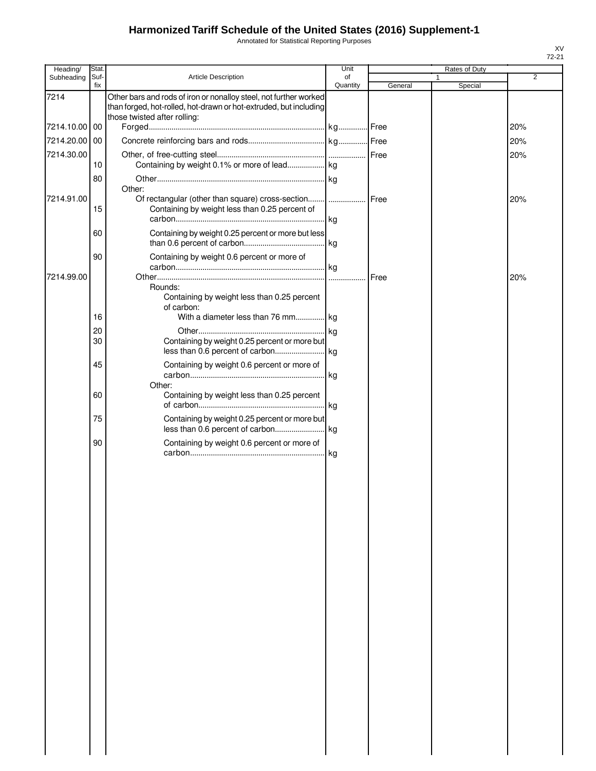# Harmonized Tariff Schedule of the United States (2016) Supplement-1

Annotated for Statistical Reporting Purposes

XV
72-21

| Heading/ Subheading | Stat. Suf-fix | Article Description | Unit of Quantity | Rates of Duty 1 General | Special | 2 |
|---|---|---|---|---|---|---|
| 7214 | | Other bars and rods of iron or nonalloy steel, not further worked than forged, hot-rolled, hot-drawn or hot-extruded, but including those twisted after rolling: | | | | |
| 7214.10.00 | 00 | Forged | kg | Free | | 20% |
| 7214.20.00 | 00 | Concrete reinforcing bars and rods | kg | Free | | 20% |
| 7214.30.00 | | Other, of free-cutting steel | | Free | | 20% |
| | 10 | Containing by weight 0.1% or more of lead | kg | | | |
| | 80 | Other | kg | | | |
| | | Other: | | | | |
| 7214.91.00 | | Of rectangular (other than square) cross-section | | Free | | 20% |
| | 15 | Containing by weight less than 0.25 percent of carbon | kg | | | |
| | 60 | Containing by weight 0.25 percent or more but less than 0.6 percent of carbon | kg | | | |
| | 90 | Containing by weight 0.6 percent or more of carbon | kg | | | |
| 7214.99.00 | | Other | | Free | | 20% |
| | | Rounds: | | | | |
| | | Containing by weight less than 0.25 percent of carbon: | | | | |
| | 16 | With a diameter less than 76 mm | kg | | | |
| | 20 | Other | kg | | | |
| | 30 | Containing by weight 0.25 percent or more but less than 0.6 percent of carbon | kg | | | |
| | 45 | Containing by weight 0.6 percent or more of carbon | kg | | | |
| | | Other: | | | | |
| | 60 | Containing by weight less than 0.25 percent of carbon | kg | | | |
| | 75 | Containing by weight 0.25 percent or more but less than 0.6 percent of carbon | kg | | | |
| | 90 | Containing by weight 0.6 percent or more of carbon | kg | | | |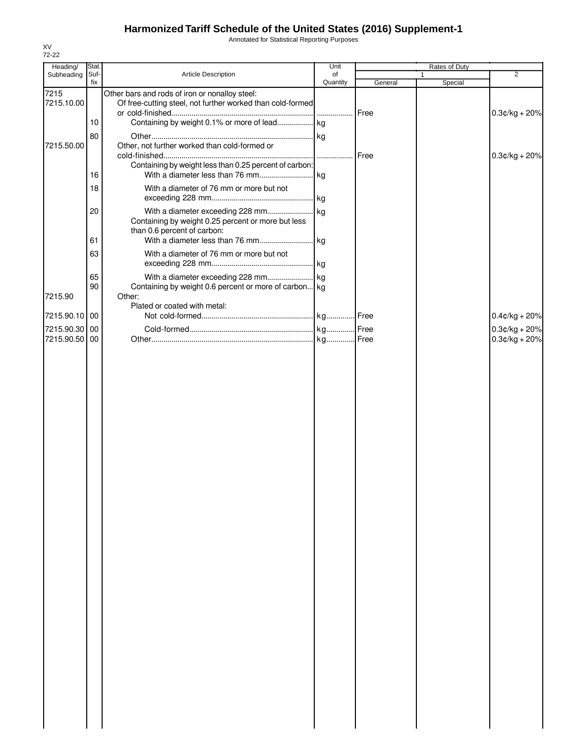# Harmonized Tariff Schedule of the United States (2016) Supplement-1

Annotated for Statistical Reporting Purposes

XV
72-22

| Heading/ Subheading | Stat. Suf- fix | Article Description | Unit of Quantity | Rates of Duty 1 General | Special | 2 |
|---|---|---|---|---|---|---|
| 7215 | | Other bars and rods of iron or nonalloy steel: | | | | |
| 7215.10.00 | | Of free-cutting steel, not further worked than cold-formed or cold-finished | | Free | | 0.3¢/kg + 20% |
| | 10 | Containing by weight 0.1% or more of lead | kg | | | |
| | 80 | Other | kg | | | |
| 7215.50.00 | | Other, not further worked than cold-formed or cold-finished | | Free | | 0.3¢/kg + 20% |
| | | Containing by weight less than 0.25 percent of carbon: | | | | |
| | 16 | With a diameter less than 76 mm | kg | | | |
| | 18 | With a diameter of 76 mm or more but not exceeding 228 mm | kg | | | |
| | 20 | With a diameter exceeding 228 mm | kg | | | |
| | | Containing by weight 0.25 percent or more but less than 0.6 percent of carbon: | | | | |
| | 61 | With a diameter less than 76 mm | kg | | | |
| | 63 | With a diameter of 76 mm or more but not exceeding 228 mm | kg | | | |
| | 65 | With a diameter exceeding 228 mm | kg | | | |
| | 90 | Containing by weight 0.6 percent or more of carbon | kg | | | |
| 7215.90 | | Other: | | | | |
| | | Plated or coated with metal: | | | | |
| 7215.90.10 | 00 | Not cold-formed | kg | Free | | 0.4¢/kg + 20% |
| 7215.90.30 | 00 | Cold-formed | kg | Free | | 0.3¢/kg + 20% |
| 7215.90.50 | 00 | Other | kg | Free | | 0.3¢/kg + 20% |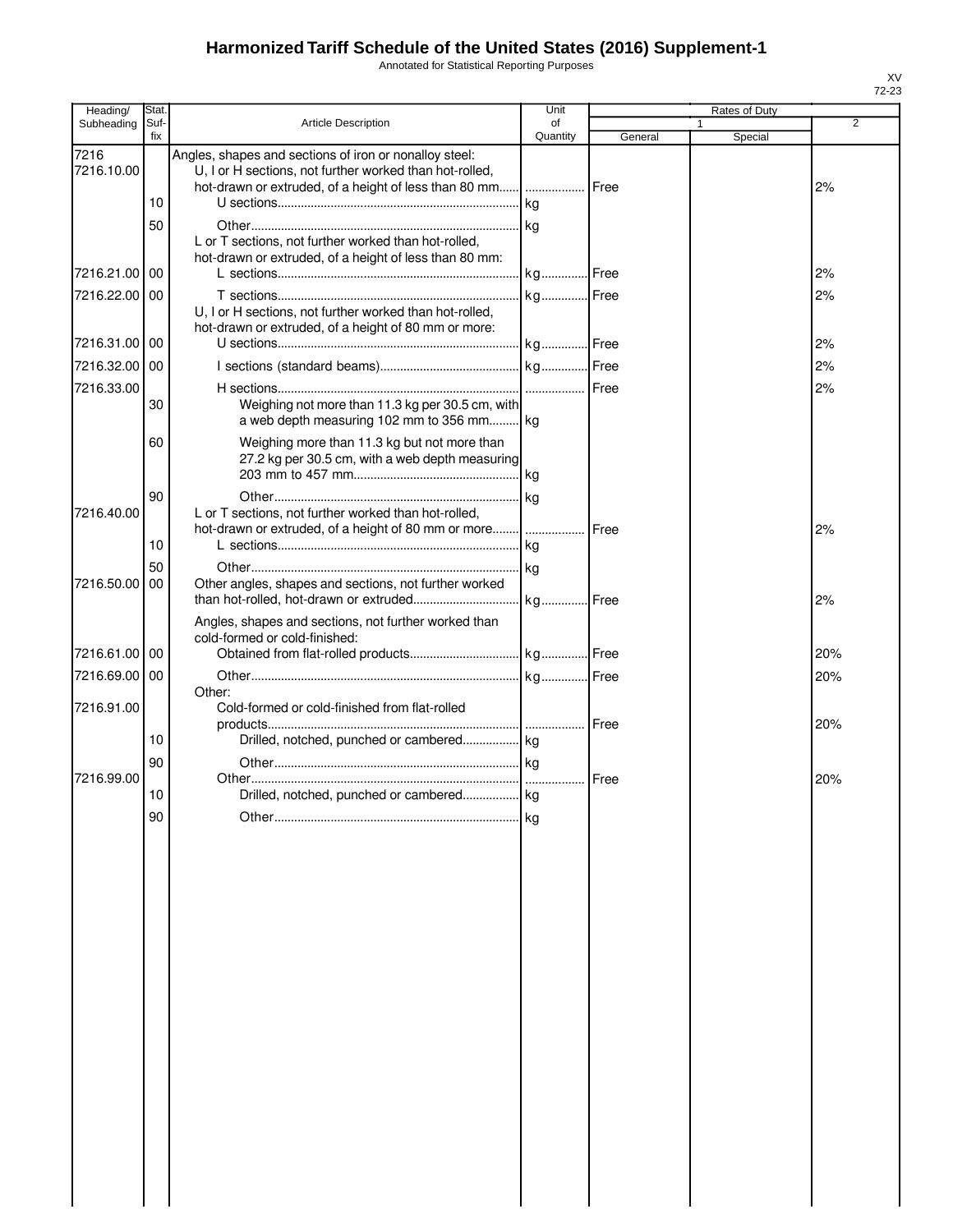# Harmonized Tariff Schedule of the United States (2016) Supplement-1

Annotated for Statistical Reporting Purposes

XV
72-23

| Heading/ Subheading | Stat. Suf- fix | Article Description | Unit of Quantity | Rates of Duty 1 General | Special | 2 |
|---|---|---|---|---|---|---|
| 7216 | | Angles, shapes and sections of iron or nonalloy steel: | | | | |
| 7216.10.00 | | U, I or H sections, not further worked than hot-rolled, hot-drawn or extruded, of a height of less than 80 mm | | Free | | 2% |
| | 10 | U sections | kg | | | |
| | 50 | Other | kg | | | |
| | | L or T sections, not further worked than hot-rolled, hot-drawn or extruded, of a height of less than 80 mm: | | | | |
| 7216.21.00 | 00 | L sections | kg | Free | | 2% |
| 7216.22.00 | 00 | T sections | kg | Free | | 2% |
| | | U, I or H sections, not further worked than hot-rolled, hot-drawn or extruded, of a height of 80 mm or more: | | | | |
| 7216.31.00 | 00 | U sections | kg | Free | | 2% |
| 7216.32.00 | 00 | I sections (standard beams) | kg | Free | | 2% |
| 7216.33.00 | | H sections | | Free | | 2% |
| | 30 | Weighing not more than 11.3 kg per 30.5 cm, with a web depth measuring 102 mm to 356 mm | kg | | | |
| | 60 | Weighing more than 11.3 kg but not more than 27.2 kg per 30.5 cm, with a web depth measuring 203 mm to 457 mm | kg | | | |
| | 90 | Other | kg | | | |
| 7216.40.00 | | L or T sections, not further worked than hot-rolled, hot-drawn or extruded, of a height of 80 mm or more | | Free | | 2% |
| | 10 | L sections | kg | | | |
| | 50 | Other | kg | | | |
| 7216.50.00 | 00 | Other angles, shapes and sections, not further worked than hot-rolled, hot-drawn or extruded | kg | Free | | 2% |
| | | Angles, shapes and sections, not further worked than cold-formed or cold-finished: | | | | |
| 7216.61.00 | 00 | Obtained from flat-rolled products | kg | Free | | 20% |
| 7216.69.00 | 00 | Other | kg | Free | | 20% |
| | | Other: | | | | |
| 7216.91.00 | | Cold-formed or cold-finished from flat-rolled products | | Free | | 20% |
| | 10 | Drilled, notched, punched or cambered | kg | | | |
| | 90 | Other | kg | | | |
| 7216.99.00 | | Other | | Free | | 20% |
| | 10 | Drilled, notched, punched or cambered | kg | | | |
| | 90 | Other | kg | | | |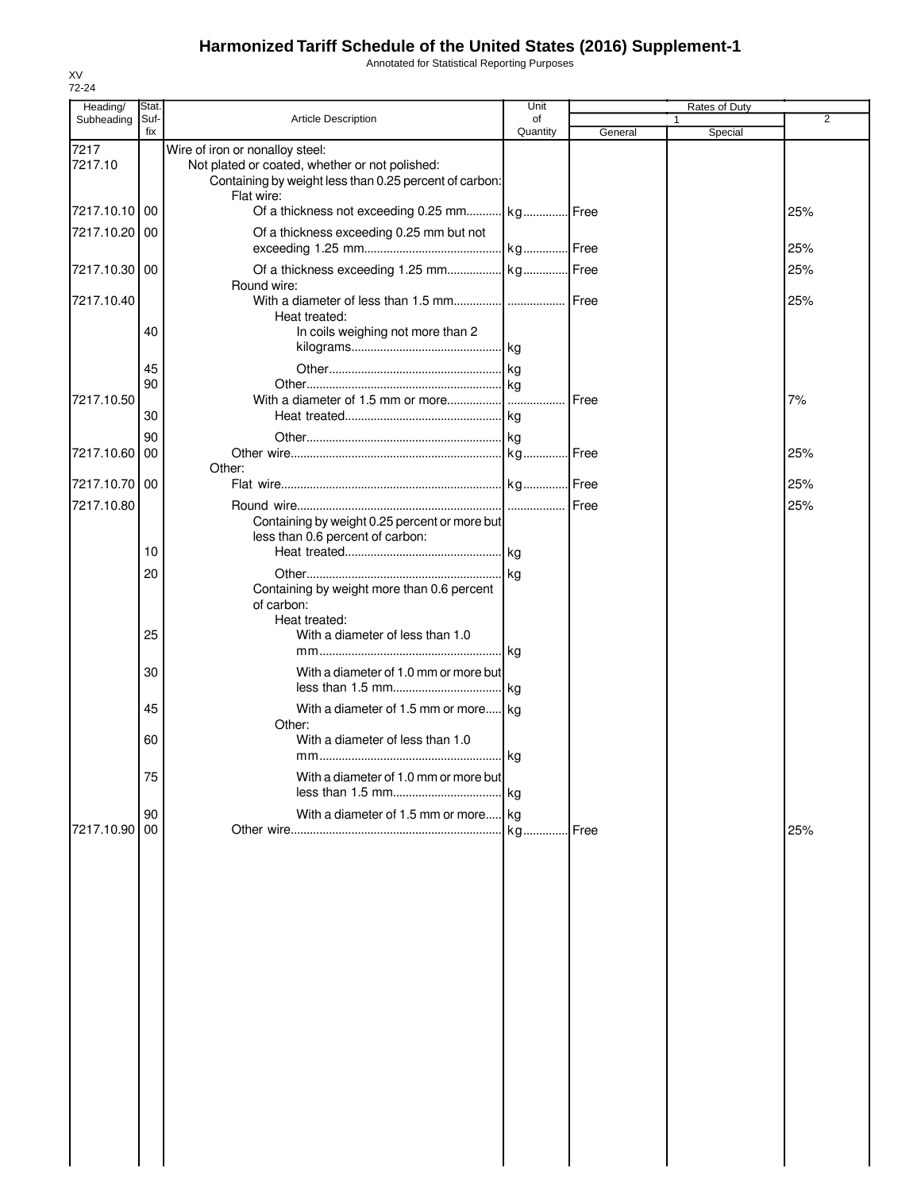# Harmonized Tariff Schedule of the United States (2016) Supplement-1

Annotated for Statistical Reporting Purposes

XV
72-24

| Heading/ Subheading | Stat. Suf- fix | Article Description | Unit of Quantity | Rates of Duty 1 General | Rates of Duty 1 Special | Rates of Duty 2 |
|---|---|---|---|---|---|---|
| 7217 | | Wire of iron or nonalloy steel: | | | | |
| 7217.10 | | Not plated or coated, whether or not polished: | | | | |
| | | Containing by weight less than 0.25 percent of carbon: | | | | |
| | | Flat wire: | | | | |
| 7217.10.10 | 00 | Of a thickness not exceeding 0.25 mm | kg | Free | | 25% |
| 7217.10.20 | 00 | Of a thickness exceeding 0.25 mm but not exceeding 1.25 mm | kg | Free | | 25% |
| 7217.10.30 | 00 | Of a thickness exceeding 1.25 mm | kg | Free | | 25% |
| | | Round wire: | | | | |
| 7217.10.40 | | With a diameter of less than 1.5 mm | | Free | | 25% |
| | | Heat treated: | | | | |
| | 40 | In coils weighing not more than 2 kilograms | kg | | | |
| | 45 | Other | kg | | | |
| | 90 | Other | kg | | | |
| 7217.10.50 | | With a diameter of 1.5 mm or more | | Free | | 7% |
| | 30 | Heat treated | kg | | | |
| | 90 | Other | kg | | | |
| 7217.10.60 | 00 | Other wire | kg | Free | | 25% |
| | | Other: | | | | |
| 7217.10.70 | 00 | Flat wire | kg | Free | | 25% |
| 7217.10.80 | | Round wire | | Free | | 25% |
| | | Containing by weight 0.25 percent or more but less than 0.6 percent of carbon: | | | | |
| | 10 | Heat treated | kg | | | |
| | 20 | Other | kg | | | |
| | | Containing by weight more than 0.6 percent of carbon: | | | | |
| | | Heat treated: | | | | |
| | 25 | With a diameter of less than 1.0 mm | kg | | | |
| | 30 | With a diameter of 1.0 mm or more but less than 1.5 mm | kg | | | |
| | 45 | With a diameter of 1.5 mm or more | kg | | | |
| | | Other: | | | | |
| | 60 | With a diameter of less than 1.0 mm | kg | | | |
| | 75 | With a diameter of 1.0 mm or more but less than 1.5 mm | kg | | | |
| | 90 | With a diameter of 1.5 mm or more | kg | | | |
| 7217.10.90 | 00 | Other wire | kg | Free | | 25% |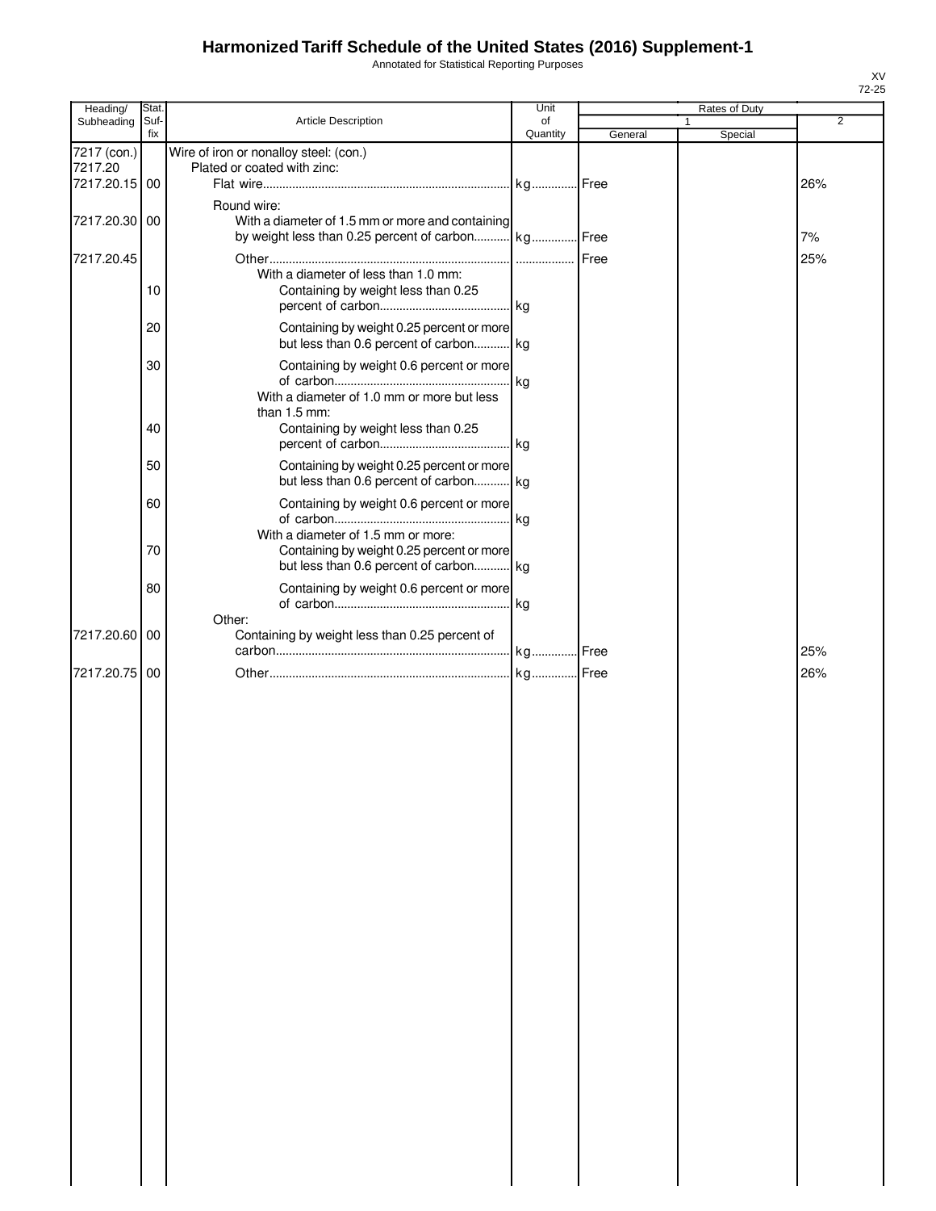# Harmonized Tariff Schedule of the United States (2016) Supplement-1

Annotated for Statistical Reporting Purposes

XV
72-25

| Heading/ Subheading | Stat. Suf- fix | Article Description | Unit of Quantity | Rates of Duty 1 General | Rates of Duty 1 Special | Rates of Duty 2 |
|---|---|---|---|---|---|---|
| 7217 (con.) | | Wire of iron or nonalloy steel: (con.) | | | | |
| 7217.20 | | Plated or coated with zinc: | | | | |
| 7217.20.15 | 00 | Flat wire | kg | Free | | 26% |
| | | Round wire: | | | | |
| 7217.20.30 | 00 | With a diameter of 1.5 mm or more and containing by weight less than 0.25 percent of carbon | kg | Free | | 7% |
| 7217.20.45 | | Other | | Free | | 25% |
| | | With a diameter of less than 1.0 mm: | | | | |
| | 10 | Containing by weight less than 0.25 percent of carbon | kg | | | |
| | 20 | Containing by weight 0.25 percent or more but less than 0.6 percent of carbon | kg | | | |
| | 30 | Containing by weight 0.6 percent or more of carbon | kg | | | |
| | | With a diameter of 1.0 mm or more but less than 1.5 mm: | | | | |
| | 40 | Containing by weight less than 0.25 percent of carbon | kg | | | |
| | 50 | Containing by weight 0.25 percent or more but less than 0.6 percent of carbon | kg | | | |
| | 60 | Containing by weight 0.6 percent or more of carbon | kg | | | |
| | | With a diameter of 1.5 mm or more: | | | | |
| | 70 | Containing by weight 0.25 percent or more but less than 0.6 percent of carbon | kg | | | |
| | 80 | Containing by weight 0.6 percent or more of carbon | kg | | | |
| | | Other: | | | | |
| 7217.20.60 | 00 | Containing by weight less than 0.25 percent of carbon | kg | Free | | 25% |
| 7217.20.75 | 00 | Other | kg | Free | | 26% |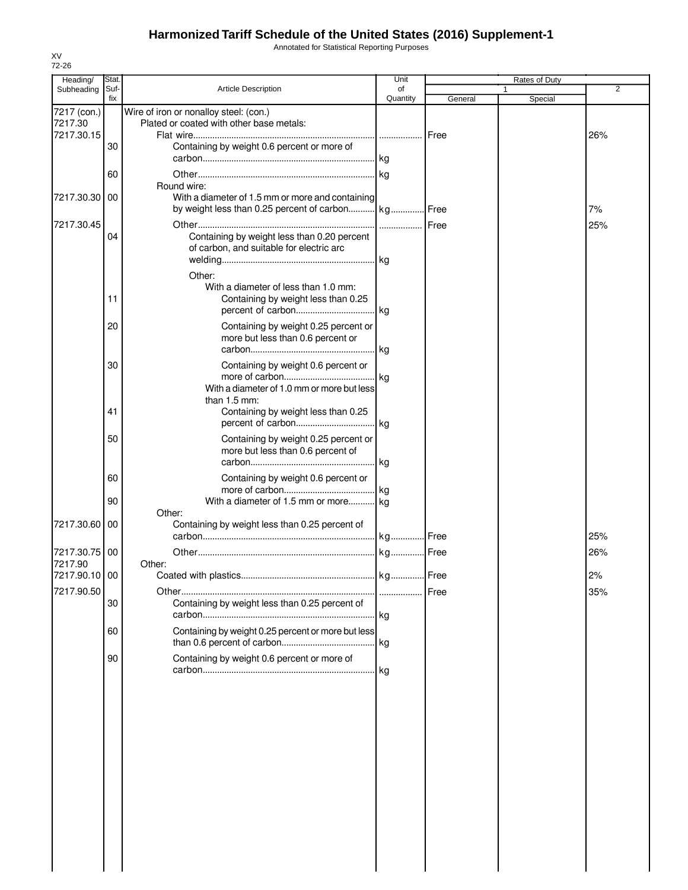# Harmonized Tariff Schedule of the United States (2016) Supplement-1

Annotated for Statistical Reporting Purposes

XV
72-26

| Heading/ Subheading | Stat. Suf- fix | Article Description | Unit of Quantity | Rates of Duty 1 General | Special | 2 |
|---|---|---|---|---|---|---|
| 7217 (con.) | | Wire of iron or nonalloy steel: (con.) | | | | |
| 7217.30 | | Plated or coated with other base metals: | | | | |
| 7217.30.15 | | Flat wire | | Free | | 26% |
| | 30 | Containing by weight 0.6 percent or more of carbon | kg | | | |
| | 60 | Other | kg | | | |
| | | Round wire: | | | | |
| 7217.30.30 | 00 | With a diameter of 1.5 mm or more and containing by weight less than 0.25 percent of carbon | kg | Free | | 7% |
| 7217.30.45 | | Other | | Free | | 25% |
| | 04 | Containing by weight less than 0.20 percent of carbon, and suitable for electric arc welding | kg | | | |
| | | Other: | | | | |
| | | With a diameter of less than 1.0 mm: | | | | |
| | 11 | Containing by weight less than 0.25 percent of carbon | kg | | | |
| | 20 | Containing by weight 0.25 percent or more but less than 0.6 percent or carbon | kg | | | |
| | 30 | Containing by weight 0.6 percent or more of carbon | kg | | | |
| | | With a diameter of 1.0 mm or more but less than 1.5 mm: | | | | |
| | 41 | Containing by weight less than 0.25 percent of carbon | kg | | | |
| | 50 | Containing by weight 0.25 percent or more but less than 0.6 percent of carbon | kg | | | |
| | 60 | Containing by weight 0.6 percent or more of carbon | kg | | | |
| | 90 | With a diameter of 1.5 mm or more | kg | | | |
| | | Other: | | | | |
| 7217.30.60 | 00 | Containing by weight less than 0.25 percent of carbon | kg | Free | | 25% |
| 7217.30.75 | 00 | Other | kg | Free | | 26% |
| 7217.90 | | Other: | | | | |
| 7217.90.10 | 00 | Coated with plastics | kg | Free | | 2% |
| 7217.90.50 | | Other | | Free | | 35% |
| | 30 | Containing by weight less than 0.25 percent of carbon | kg | | | |
| | 60 | Containing by weight 0.25 percent or more but less than 0.6 percent of carbon | kg | | | |
| | 90 | Containing by weight 0.6 percent or more of carbon | kg | | | |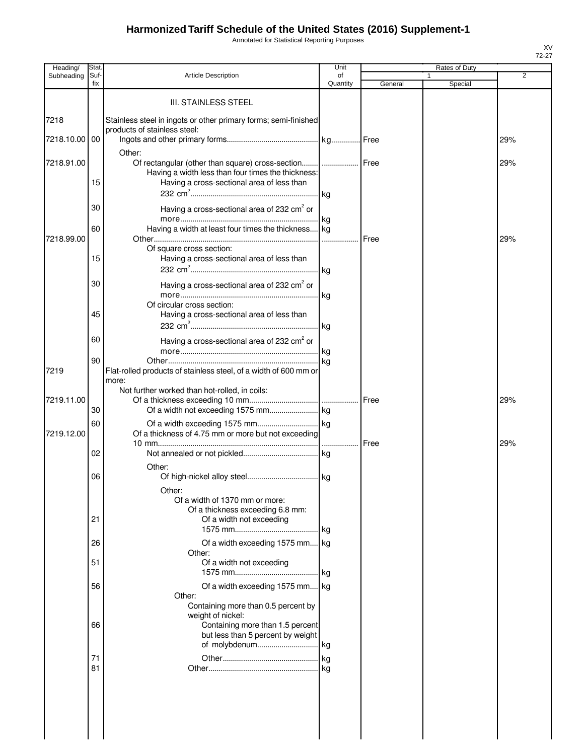# Harmonized Tariff Schedule of the United States (2016) Supplement-1

Annotated for Statistical Reporting Purposes

XV
72-27

| Heading/ Subheading | Stat. Suf- fix | Article Description | Unit of Quantity | Rates of Duty 1 General | Rates of Duty 1 Special | Rates of Duty 2 |
|---|---|---|---|---|---|---|
| | | III. STAINLESS STEEL | | | | |
| 7218 | | Stainless steel in ingots or other primary forms; semi-finished products of stainless steel: | | | | |
| 7218.10.00 | 00 | Ingots and other primary forms | kg | Free | | 29% |
| | | Other: | | | | |
| 7218.91.00 | | Of rectangular (other than square) cross-section | | Free | | 29% |
| | | Having a width less than four times the thickness: | | | | |
| | 15 | Having a cross-sectional area of less than 232 $cm^2$ | kg | | | |
| | 30 | Having a cross-sectional area of 232 $cm^2$ or more | kg | | | |
| | 60 | Having a width at least four times the thickness | kg | | | |
| 7218.99.00 | | Other | | Free | | 29% |
| | | Of square cross section: | | | | |
| | 15 | Having a cross-sectional area of less than 232 $cm^2$ | kg | | | |
| | 30 | Having a cross-sectional area of 232 $cm^2$ or more | kg | | | |
| | | Of circular cross section: | | | | |
| | 45 | Having a cross-sectional area of less than 232 $cm^2$ | kg | | | |
| | 60 | Having a cross-sectional area of 232 $cm^2$ or more | kg | | | |
| | 90 | Other | kg | | | |
| 7219 | | Flat-rolled products of stainless steel, of a width of 600 mm or more: | | | | |
| | | Not further worked than hot-rolled, in coils: | | | | |
| 7219.11.00 | | Of a thickness exceeding 10 mm | | Free | | 29% |
| | 30 | Of a width not exceeding 1575 mm | kg | | | |
| | 60 | Of a width exceeding 1575 mm | kg | | | |
| 7219.12.00 | | Of a thickness of 4.75 mm or more but not exceeding 10 mm | | Free | | 29% |
| | 02 | Not annealed or not pickled | kg | | | |
| | | Other: | | | | |
| | 06 | Of high-nickel alloy steel | kg | | | |
| | | Other: | | | | |
| | | Of a width of 1370 mm or more: | | | | |
| | | Of a thickness exceeding 6.8 mm: | | | | |
| | 21 | Of a width not exceeding 1575 mm | kg | | | |
| | 26 | Of a width exceeding 1575 mm | kg | | | |
| | | Other: | | | | |
| | 51 | Of a width not exceeding 1575 mm | kg | | | |
| | 56 | Of a width exceeding 1575 mm | kg | | | |
| | | Other: | | | | |
| | | Containing more than 0.5 percent by weight of nickel: | | | | |
| | 66 | Containing more than 1.5 percent but less than 5 percent by weight of molybdenum | kg | | | |
| | 71 | Other | kg | | | |
| | 81 | Other | kg | | | |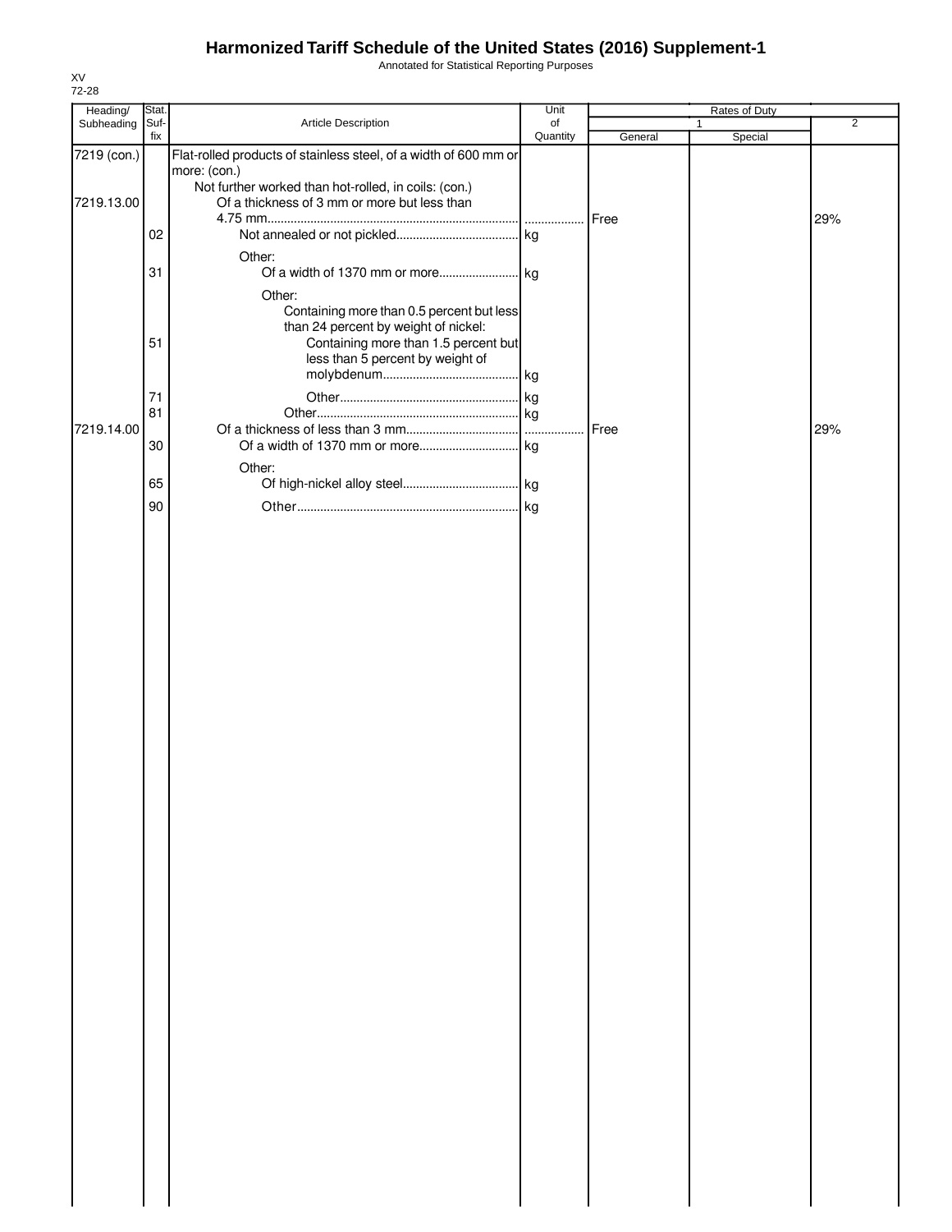# Harmonized Tariff Schedule of the United States (2016) Supplement-1

Annotated for Statistical Reporting Purposes

XV
72-28

| Heading/ Subheading | Stat. Suf-fix | Article Description | Unit of Quantity | Rates of Duty 1 General | Special | 2 |
|---|---|---|---|---|---|---|
| 7219 (con.) | | Flat-rolled products of stainless steel, of a width of 600 mm or more: (con.) | | | | |
| | | Not further worked than hot-rolled, in coils: (con.) | | | | |
| 7219.13.00 | | Of a thickness of 3 mm or more but less than 4.75 mm | | Free | | 29% |
| | 02 | Not annealed or not pickled | kg | | | |
| | | Other: | | | | |
| | 31 | Of a width of 1370 mm or more | kg | | | |
| | | Other: | | | | |
| | | Containing more than 0.5 percent but less than 24 percent by weight of nickel: | | | | |
| | 51 | Containing more than 1.5 percent but less than 5 percent by weight of molybdenum | kg | | | |
| | 71 | Other | kg | | | |
| | 81 | Other | kg | | | |
| 7219.14.00 | | Of a thickness of less than 3 mm | | Free | | 29% |
| | 30 | Of a width of 1370 mm or more | kg | | | |
| | | Other: | | | | |
| | 65 | Of high-nickel alloy steel | kg | | | |
| | 90 | Other | kg | | | |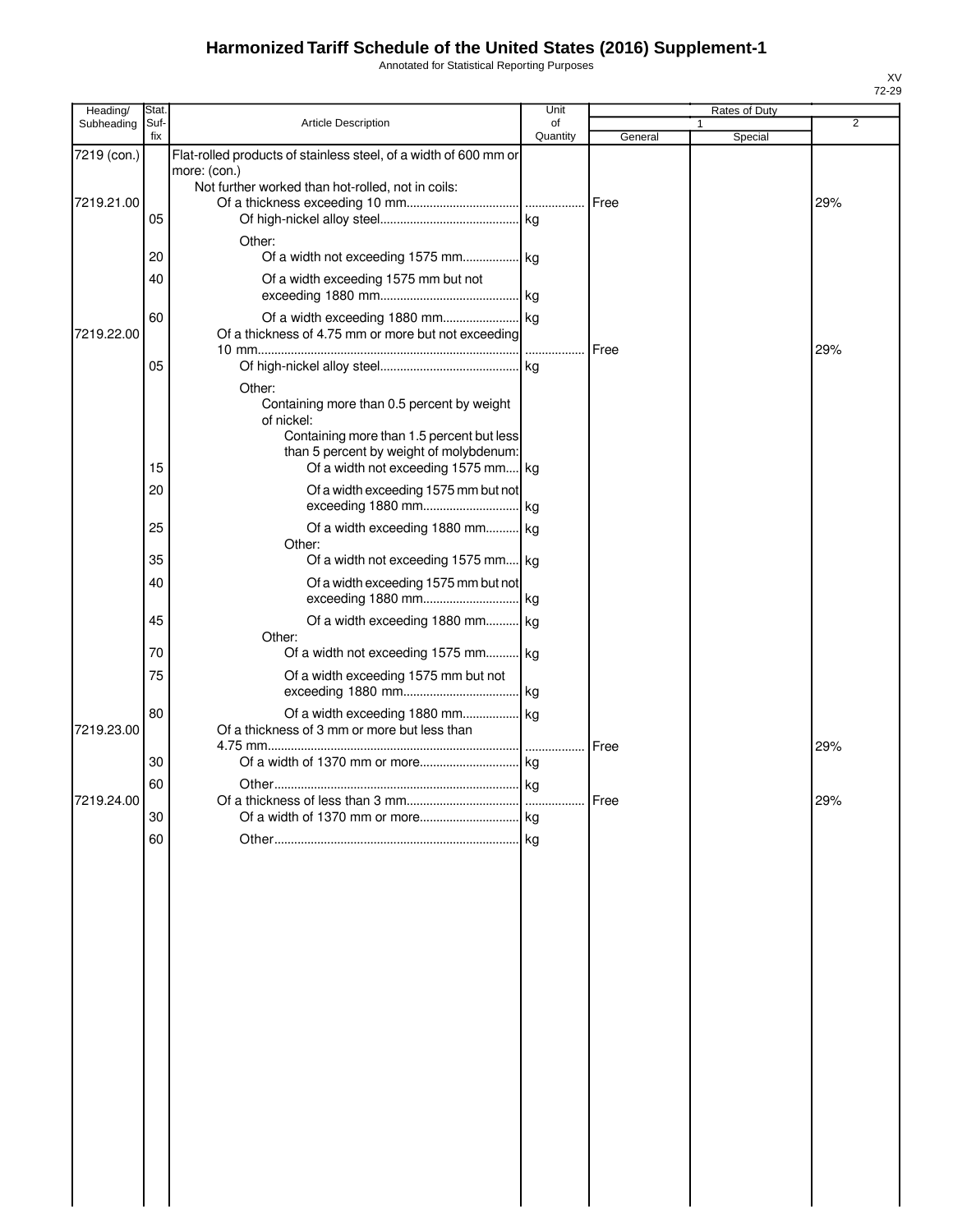# Harmonized Tariff Schedule of the United States (2016) Supplement-1

Annotated for Statistical Reporting Purposes

XV
72-29

| Heading/ Subheading | Stat. Suf-fix | Article Description | Unit of Quantity | Rates of Duty 1 General | Special | 2 |
|---|---|---|---|---|---|---|
| 7219 (con.) | | Flat-rolled products of stainless steel, of a width of 600 mm or more: (con.) | | | | |
| | | Not further worked than hot-rolled, not in coils: | | | | |
| 7219.21.00 | | Of a thickness exceeding 10 mm | | Free | | 29% |
| | 05 | Of high-nickel alloy steel | kg | | | |
| | | Other: | | | | |
| | 20 | Of a width not exceeding 1575 mm | kg | | | |
| | 40 | Of a width exceeding 1575 mm but not exceeding 1880 mm | kg | | | |
| | 60 | Of a width exceeding 1880 mm | kg | | | |
| 7219.22.00 | | Of a thickness of 4.75 mm or more but not exceeding 10 mm | | Free | | 29% |
| | 05 | Of high-nickel alloy steel | kg | | | |
| | | Other: | | | | |
| | | Containing more than 0.5 percent by weight of nickel: | | | | |
| | | Containing more than 1.5 percent but less than 5 percent by weight of molybdenum: | | | | |
| | 15 | Of a width not exceeding 1575 mm | kg | | | |
| | 20 | Of a width exceeding 1575 mm but not exceeding 1880 mm | kg | | | |
| | 25 | Of a width exceeding 1880 mm | kg | | | |
| | | Other: | | | | |
| | 35 | Of a width not exceeding 1575 mm | kg | | | |
| | 40 | Of a width exceeding 1575 mm but not exceeding 1880 mm | kg | | | |
| | 45 | Of a width exceeding 1880 mm | kg | | | |
| | | Other: | | | | |
| | 70 | Of a width not exceeding 1575 mm | kg | | | |
| | 75 | Of a width exceeding 1575 mm but not exceeding 1880 mm | kg | | | |
| | 80 | Of a width exceeding 1880 mm | kg | | | |
| 7219.23.00 | | Of a thickness of 3 mm or more but less than 4.75 mm | | Free | | 29% |
| | 30 | Of a width of 1370 mm or more | kg | | | |
| | 60 | Other | kg | | | |
| 7219.24.00 | | Of a thickness of less than 3 mm | | Free | | 29% |
| | 30 | Of a width of 1370 mm or more | kg | | | |
| | 60 | Other | kg | | | |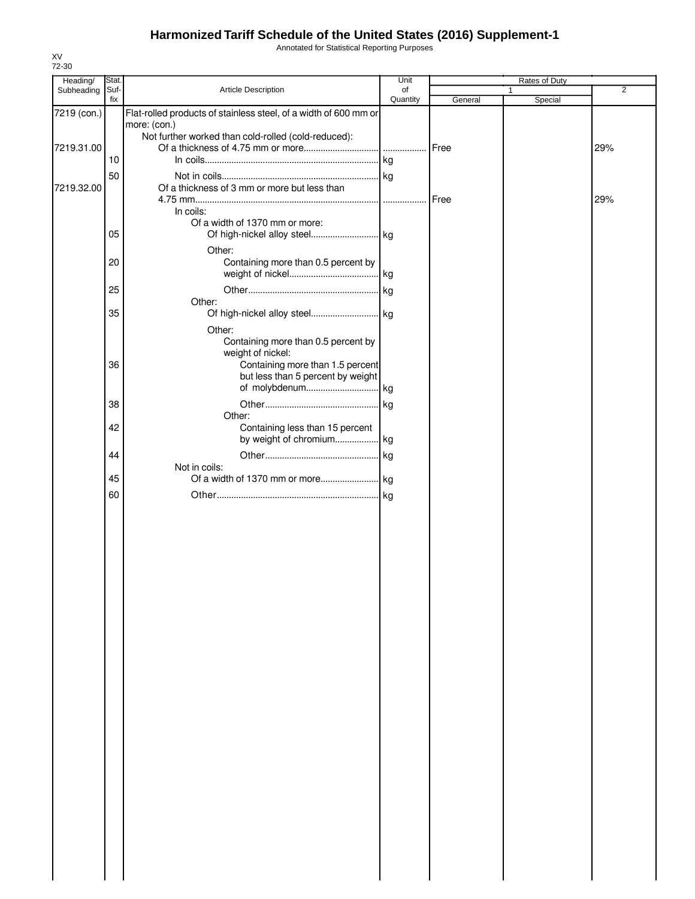# Harmonized Tariff Schedule of the United States (2016) Supplement-1

Annotated for Statistical Reporting Purposes

XV
72-30

| Heading/ Subheading | Stat. Suf- fix | Article Description | Unit of Quantity | Rates of Duty 1 General | Special | 2 |
|---|---|---|---|---|---|---|
| 7219 (con.) | | Flat-rolled products of stainless steel, of a width of 600 mm or more: (con.) | | | | |
| | | Not further worked than cold-rolled (cold-reduced): | | | | |
| 7219.31.00 | | Of a thickness of 4.75 mm or more | | Free | | 29% |
| | 10 | In coils | kg | | | |
| | 50 | Not in coils | kg | | | |
| 7219.32.00 | | Of a thickness of 3 mm or more but less than 4.75 mm | | Free | | 29% |
| | | In coils: | | | | |
| | | Of a width of 1370 mm or more: | | | | |
| | 05 | Of high-nickel alloy steel | kg | | | |
| | | Other: | | | | |
| | 20 | Containing more than 0.5 percent by weight of nickel | kg | | | |
| | 25 | Other | kg | | | |
| | | Other: | | | | |
| | 35 | Of high-nickel alloy steel | kg | | | |
| | | Other: | | | | |
| | | Containing more than 0.5 percent by weight of nickel: | | | | |
| | 36 | Containing more than 1.5 percent but less than 5 percent by weight of molybdenum | kg | | | |
| | 38 | Other | kg | | | |
| | | Other: | | | | |
| | 42 | Containing less than 15 percent by weight of chromium | kg | | | |
| | 44 | Other | kg | | | |
| | | Not in coils: | | | | |
| | 45 | Of a width of 1370 mm or more | kg | | | |
| | 60 | Other | kg | | | |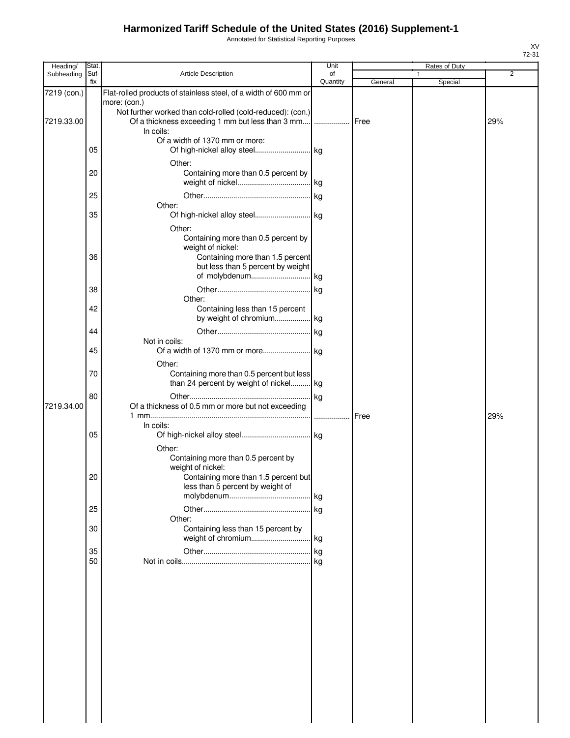# Harmonized Tariff Schedule of the United States (2016) Supplement-1

Annotated for Statistical Reporting Purposes

XV
72-31

| Heading/ Subheading | Stat. Suf- fix | Article Description | Unit of Quantity | Rates of Duty 1 General | Rates of Duty 1 Special | Rates of Duty 2 |
|---|---|---|---|---|---|---|
| 7219 (con.) | | Flat-rolled products of stainless steel, of a width of 600 mm or more: (con.) | | | | |
| | | Not further worked than cold-rolled (cold-reduced): (con.) | | | | |
| 7219.33.00 | | Of a thickness exceeding 1 mm but less than 3 mm | | Free | | 29% |
| | | In coils: | | | | |
| | | Of a width of 1370 mm or more: | | | | |
| | 05 | Of high-nickel alloy steel | kg | | | |
| | | Other: | | | | |
| | 20 | Containing more than 0.5 percent by weight of nickel | kg | | | |
| | 25 | Other | kg | | | |
| | | Other: | | | | |
| | 35 | Of high-nickel alloy steel | kg | | | |
| | | Other: | | | | |
| | | Containing more than 0.5 percent by weight of nickel: | | | | |
| | 36 | Containing more than 1.5 percent but less than 5 percent by weight of molybdenum | kg | | | |
| | 38 | Other | kg | | | |
| | | Other: | | | | |
| | 42 | Containing less than 15 percent by weight of chromium | kg | | | |
| | 44 | Other | kg | | | |
| | | Not in coils: | | | | |
| | 45 | Of a width of 1370 mm or more | kg | | | |
| | | Other: | | | | |
| | 70 | Containing more than 0.5 percent but less than 24 percent by weight of nickel | kg | | | |
| | 80 | Other | kg | | | |
| 7219.34.00 | | Of a thickness of 0.5 mm or more but not exceeding 1 mm | | Free | | 29% |
| | | In coils: | | | | |
| | 05 | Of high-nickel alloy steel | kg | | | |
| | | Other: | | | | |
| | | Containing more than 0.5 percent by weight of nickel: | | | | |
| | 20 | Containing more than 1.5 percent but less than 5 percent by weight of molybdenum | kg | | | |
| | 25 | Other | kg | | | |
| | | Other: | | | | |
| | 30 | Containing less than 15 percent by weight of chromium | kg | | | |
| | 35 | Other | kg | | | |
| | 50 | Not in coils | kg | | | |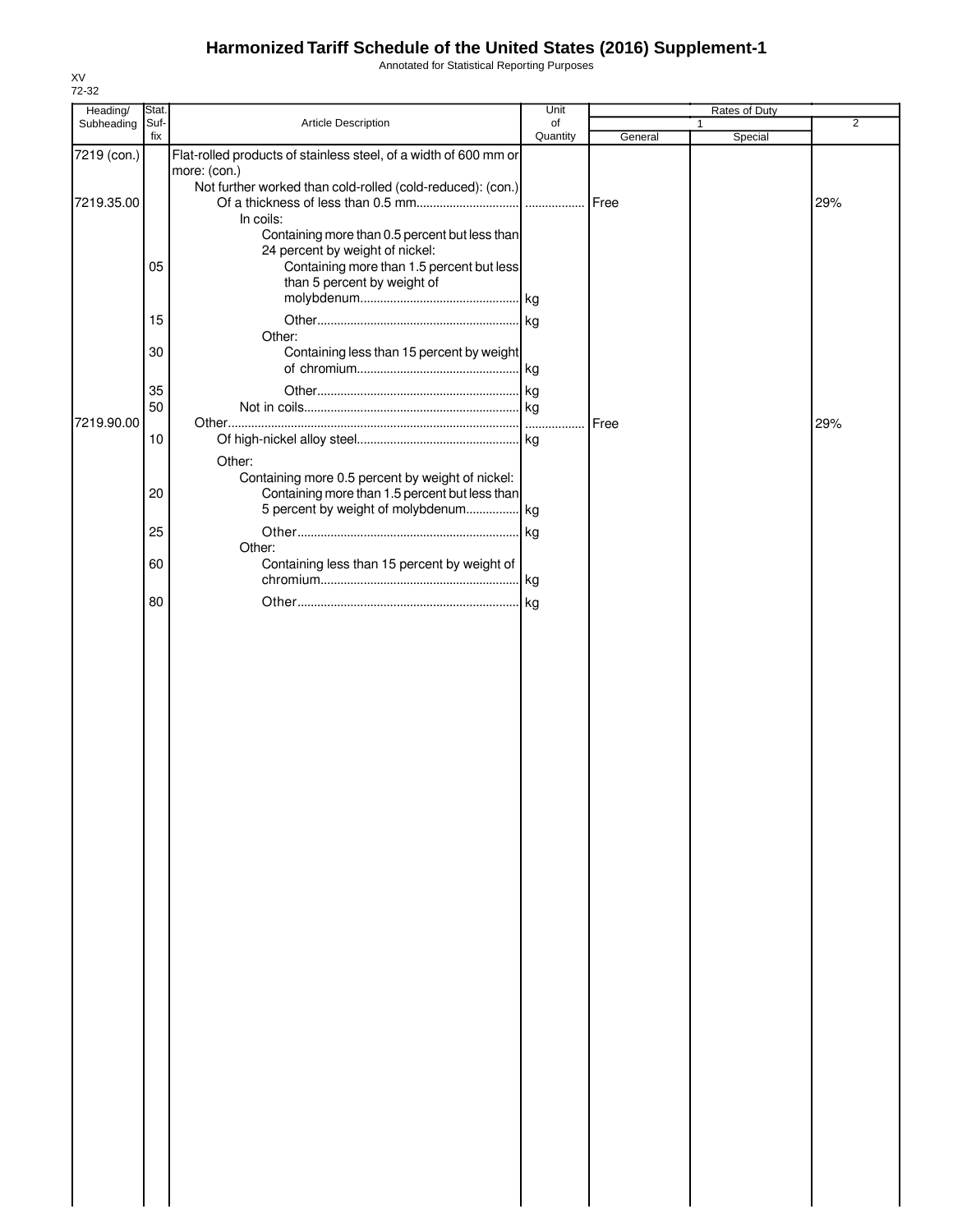# Harmonized Tariff Schedule of the United States (2016) Supplement-1

Annotated for Statistical Reporting Purposes

XV
72-32

| Heading/ Subheading | Stat. Suf- fix | Article Description | Unit of Quantity | Rates of Duty 1 General | Rates of Duty 1 Special | Rates of Duty 2 |
|---|---|---|---|---|---|---|
| 7219 (con.) | | Flat-rolled products of stainless steel, of a width of 600 mm or more: (con.) | | | | |
| | | Not further worked than cold-rolled (cold-reduced): (con.) | | | | |
| 7219.35.00 | | Of a thickness of less than 0.5 mm | | Free | | 29% |
| | | In coils: | | | | |
| | | Containing more than 0.5 percent but less than 24 percent by weight of nickel: | | | | |
| | 05 | Containing more than 1.5 percent but less than 5 percent by weight of molybdenum | kg | | | |
| | 15 | Other | kg | | | |
| | | Other: | | | | |
| | 30 | Containing less than 15 percent by weight of chromium | kg | | | |
| | 35 | Other | kg | | | |
| | 50 | Not in coils | kg | | | |
| 7219.90.00 | | Other | | Free | | 29% |
| | 10 | Of high-nickel alloy steel | kg | | | |
| | | Other: | | | | |
| | | Containing more 0.5 percent by weight of nickel: | | | | |
| | 20 | Containing more than 1.5 percent but less than 5 percent by weight of molybdenum | kg | | | |
| | 25 | Other | kg | | | |
| | | Other: | | | | |
| | 60 | Containing less than 15 percent by weight of chromium | kg | | | |
| | 80 | Other | kg | | | |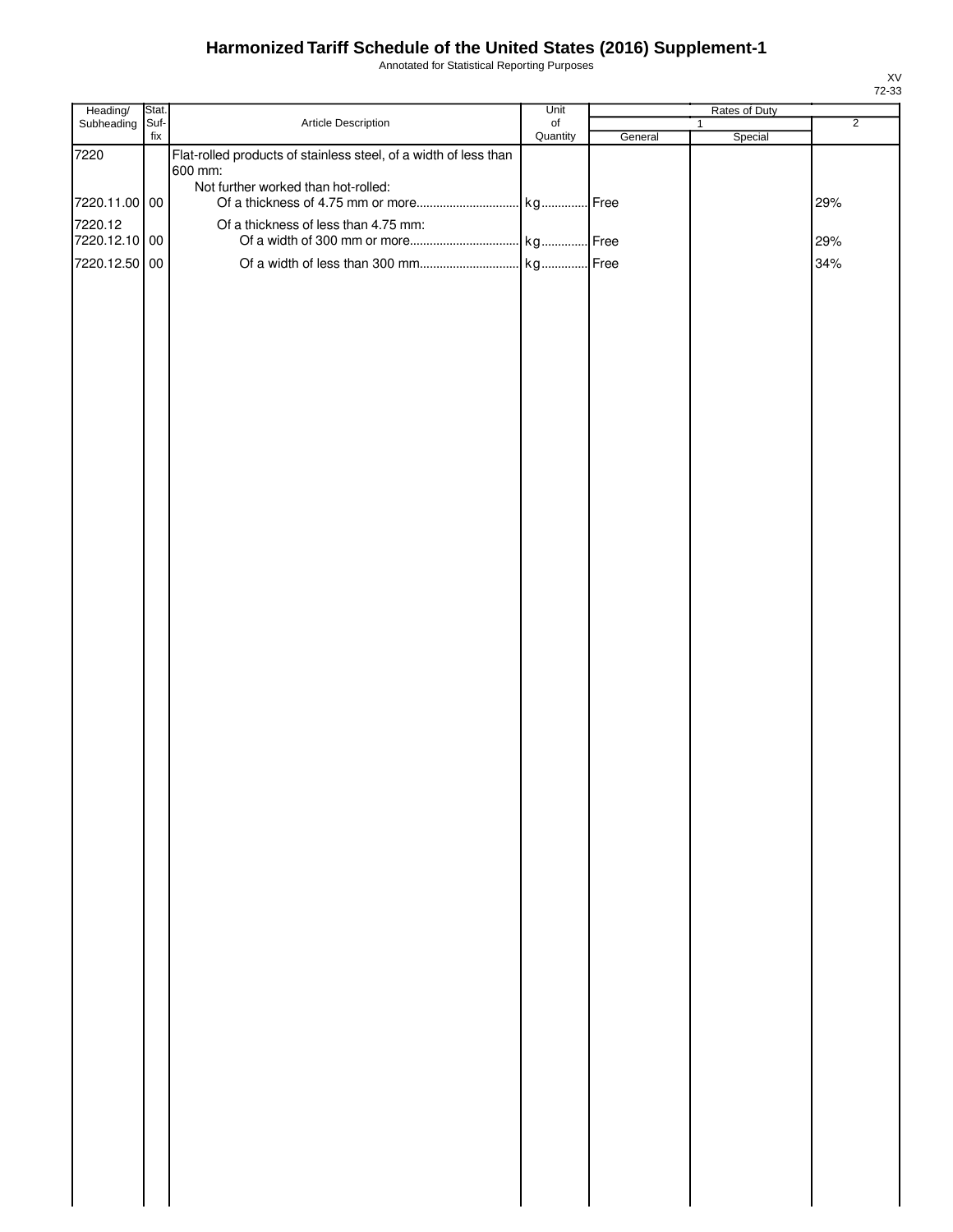# Harmonized Tariff Schedule of the United States (2016) Supplement-1

Annotated for Statistical Reporting Purposes

XV
72-33

| Heading/ Subheading | Stat. Suf- fix | Article Description | Unit of Quantity | Rates of Duty 1 General | Rates of Duty 1 Special | Rates of Duty 2 |
|---|---|---|---|---|---|---|
| 7220 | | Flat-rolled products of stainless steel, of a width of less than 600 mm: | | | | |
| | | Not further worked than hot-rolled: | | | | |
| 7220.11.00 | 00 | Of a thickness of 4.75 mm or more | kg | Free | | 29% |
| 7220.12 | | Of a thickness of less than 4.75 mm: | | | | |
| 7220.12.10 | 00 | Of a width of 300 mm or more | kg | Free | | 29% |
| 7220.12.50 | 00 | Of a width of less than 300 mm | kg | Free | | 34% |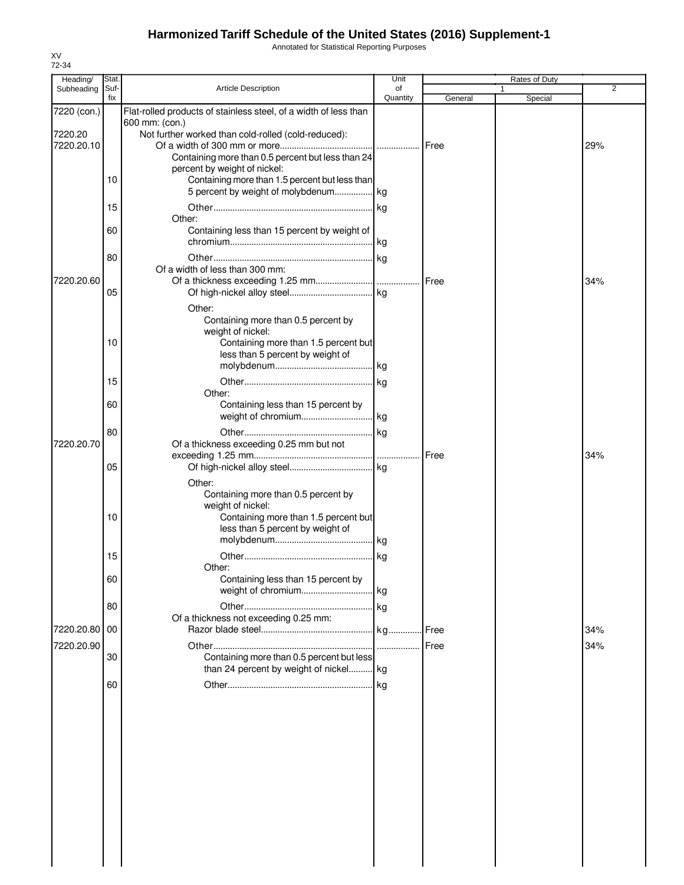# Harmonized Tariff Schedule of the United States (2016) Supplement-1

Annotated for Statistical Reporting Purposes

XV
72-34

| Heading/ Subheading | Stat. Suf- fix | Article Description | Unit of Quantity | Rates of Duty 1 General | Special | 2 |
|---|---|---|---|---|---|---|
| 7220 (con.) | | Flat-rolled products of stainless steel, of a width of less than 600 mm: (con.) | | | | |
| 7220.20 | | Not further worked than cold-rolled (cold-reduced): | | | | |
| 7220.20.10 | | Of a width of 300 mm or more | | Free | | 29% |
| | | Containing more than 0.5 percent but less than 24 percent by weight of nickel: | | | | |
| | 10 | Containing more than 1.5 percent but less than 5 percent by weight of molybdenum | kg | | | |
| | 15 | Other | kg | | | |
| | | Other: | | | | |
| | 60 | Containing less than 15 percent by weight of chromium | kg | | | |
| | 80 | Other | kg | | | |
| | | Of a width of less than 300 mm: | | | | |
| 7220.20.60 | | Of a thickness exceeding 1.25 mm | | Free | | 34% |
| | 05 | Of high-nickel alloy steel | kg | | | |
| | | Other: | | | | |
| | | Containing more than 0.5 percent by weight of nickel: | | | | |
| | 10 | Containing more than 1.5 percent but less than 5 percent by weight of molybdenum | kg | | | |
| | 15 | Other | kg | | | |
| | | Other: | | | | |
| | 60 | Containing less than 15 percent by weight of chromium | kg | | | |
| | 80 | Other | kg | | | |
| 7220.20.70 | | Of a thickness exceeding 0.25 mm but not exceeding 1.25 mm | | Free | | 34% |
| | 05 | Of high-nickel alloy steel | kg | | | |
| | | Other: | | | | |
| | | Containing more than 0.5 percent by weight of nickel: | | | | |
| | 10 | Containing more than 1.5 percent but less than 5 percent by weight of molybdenum | kg | | | |
| | 15 | Other | kg | | | |
| | | Other: | | | | |
| | 60 | Containing less than 15 percent by weight of chromium | kg | | | |
| | 80 | Other | kg | | | |
| | | Of a thickness not exceeding 0.25 mm: | | | | |
| 7220.20.80 | 00 | Razor blade steel | kg | Free | | 34% |
| 7220.20.90 | | Other | | Free | | 34% |
| | 30 | Containing more than 0.5 percent but less than 24 percent by weight of nickel | kg | | | |
| | 60 | Other | kg | | | |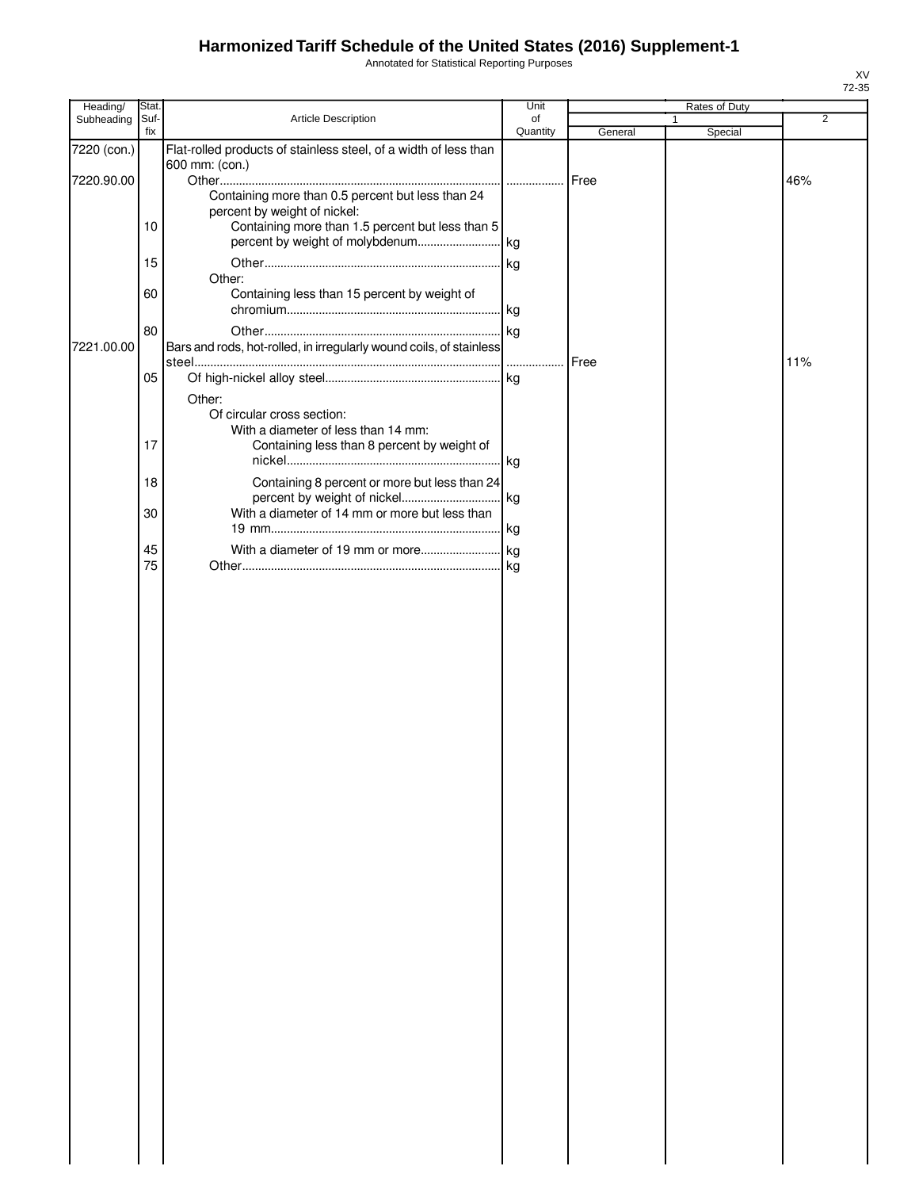# Harmonized Tariff Schedule of the United States (2016) Supplement-1

Annotated for Statistical Reporting Purposes

XV
72-35

| Heading/ Subheading | Stat. Suf- fix | Article Description | Unit of Quantity | Rates of Duty 1 General | Special | 2 |
|---|---|---|---|---|---|---|
| 7220 (con.) | | Flat-rolled products of stainless steel, of a width of less than 600 mm: (con.) | | | | |
| 7220.90.00 | | Other | | Free | | 46% |
| | | Containing more than 0.5 percent but less than 24 percent by weight of nickel: | | | | |
| | 10 | Containing more than 1.5 percent but less than 5 percent by weight of molybdenum | kg | | | |
| | 15 | Other | kg | | | |
| | | Other: | | | | |
| | 60 | Containing less than 15 percent by weight of chromium | kg | | | |
| | 80 | Other | kg | | | |
| 7221.00.00 | | Bars and rods, hot-rolled, in irregularly wound coils, of stainless steel | | Free | | 11% |
| | 05 | Of high-nickel alloy steel | kg | | | |
| | | Other: | | | | |
| | | Of circular cross section: | | | | |
| | | With a diameter of less than 14 mm: | | | | |
| | 17 | Containing less than 8 percent by weight of nickel | kg | | | |
| | 18 | Containing 8 percent or more but less than 24 percent by weight of nickel | kg | | | |
| | 30 | With a diameter of 14 mm or more but less than 19 mm | kg | | | |
| | 45 | With a diameter of 19 mm or more | kg | | | |
| | 75 | Other | kg | | | |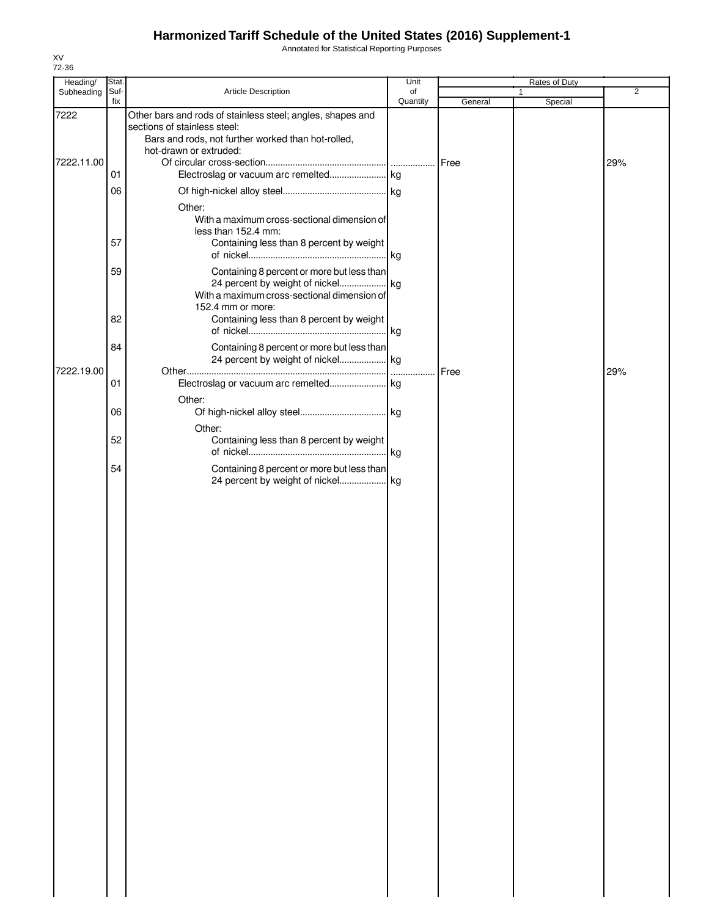# Harmonized Tariff Schedule of the United States (2016) Supplement-1

Annotated for Statistical Reporting Purposes

XV
72-36

| Heading/ Subheading | Stat. Suf-fix | Article Description | Unit of Quantity | Rates of Duty 1 General | Rates of Duty 1 Special | Rates of Duty 2 |
|---|---|---|---|---|---|---|
| 7222 | | Other bars and rods of stainless steel; angles, shapes and sections of stainless steel: | | | | |
| | | Bars and rods, not further worked than hot-rolled, hot-drawn or extruded: | | | | |
| 7222.11.00 | | Of circular cross-section | | Free | | 29% |
| | 01 | Electroslag or vacuum arc remelted | kg | | | |
| | 06 | Of high-nickel alloy steel | kg | | | |
| | | Other: | | | | |
| | | With a maximum cross-sectional dimension of less than 152.4 mm: | | | | |
| | 57 | Containing less than 8 percent by weight of nickel | kg | | | |
| | 59 | Containing 8 percent or more but less than 24 percent by weight of nickel | kg | | | |
| | | With a maximum cross-sectional dimension of 152.4 mm or more: | | | | |
| | 82 | Containing less than 8 percent by weight of nickel | kg | | | |
| | 84 | Containing 8 percent or more but less than 24 percent by weight of nickel | kg | | | |
| 7222.19.00 | | Other | | Free | | 29% |
| | 01 | Electroslag or vacuum arc remelted | kg | | | |
| | | Other: | | | | |
| | 06 | Of high-nickel alloy steel | kg | | | |
| | | Other: | | | | |
| | 52 | Containing less than 8 percent by weight of nickel | kg | | | |
| | 54 | Containing 8 percent or more but less than 24 percent by weight of nickel | kg | | | |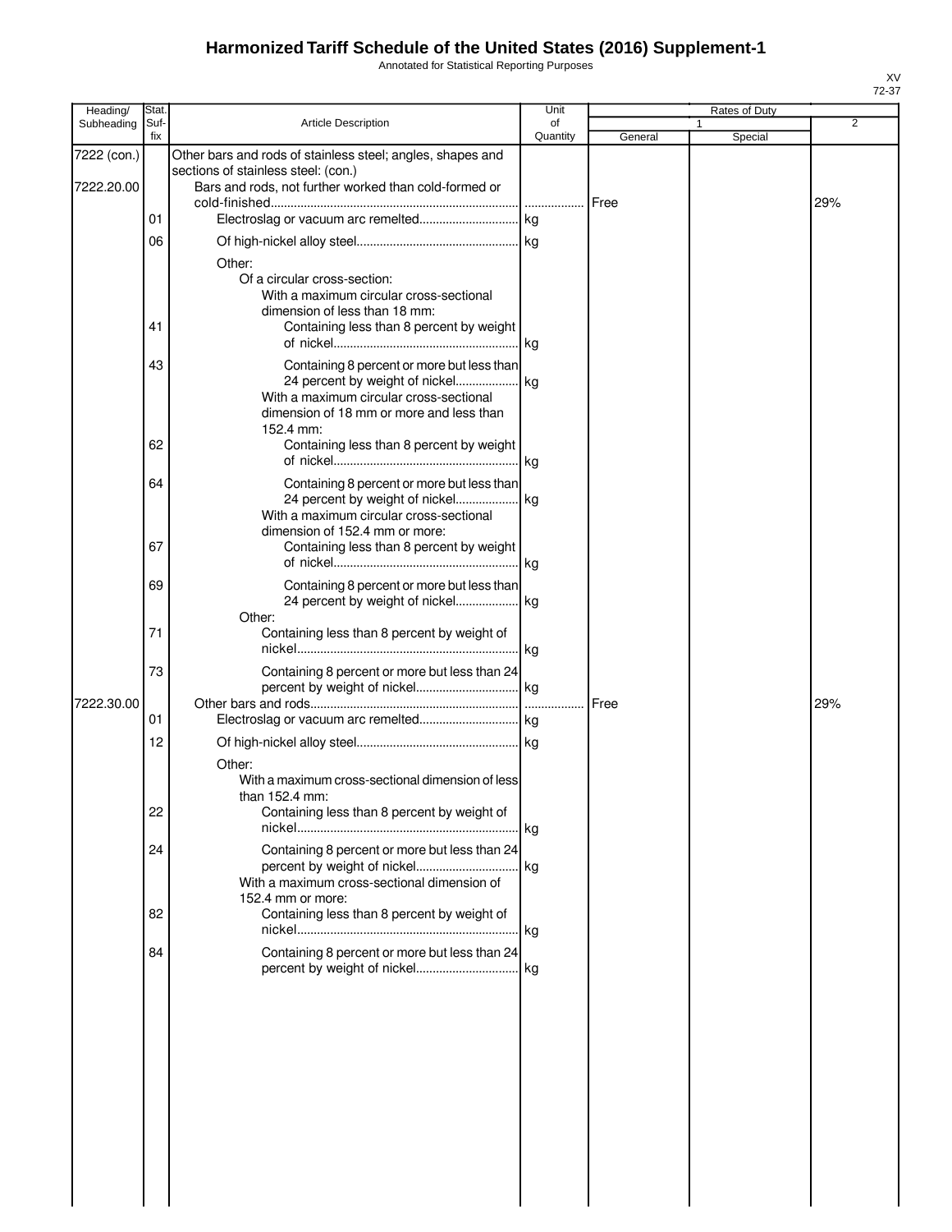# Harmonized Tariff Schedule of the United States (2016) Supplement-1

Annotated for Statistical Reporting Purposes

XV
72-37

| Heading/ Subheading | Stat. Suf-fix | Article Description | Unit of Quantity | Rates of Duty 1 General | Rates of Duty 1 Special | Rates of Duty 2 |
|---|---|---|---|---|---|---|
| 7222 (con.) | | Other bars and rods of stainless steel; angles, shapes and sections of stainless steel: (con.) | | | | |
| 7222.20.00 | | Bars and rods, not further worked than cold-formed or cold-finished | | Free | | 29% |
| | 01 | Electroslag or vacuum arc remelted | kg | | | |
| | 06 | Of high-nickel alloy steel | kg | | | |
| | | Other: | | | | |
| | | Of a circular cross-section: | | | | |
| | | With a maximum circular cross-sectional dimension of less than 18 mm: | | | | |
| | 41 | Containing less than 8 percent by weight of nickel | kg | | | |
| | 43 | Containing 8 percent or more but less than 24 percent by weight of nickel | kg | | | |
| | | With a maximum circular cross-sectional dimension of 18 mm or more and less than 152.4 mm: | | | | |
| | 62 | Containing less than 8 percent by weight of nickel | kg | | | |
| | 64 | Containing 8 percent or more but less than 24 percent by weight of nickel | kg | | | |
| | | With a maximum circular cross-sectional dimension of 152.4 mm or more: | | | | |
| | 67 | Containing less than 8 percent by weight of nickel | kg | | | |
| | 69 | Containing 8 percent or more but less than 24 percent by weight of nickel | kg | | | |
| | | Other: | | | | |
| | 71 | Containing less than 8 percent by weight of nickel | kg | | | |
| | 73 | Containing 8 percent or more but less than 24 percent by weight of nickel | kg | | | |
| 7222.30.00 | | Other bars and rods | | Free | | 29% |
| | 01 | Electroslag or vacuum arc remelted | kg | | | |
| | 12 | Of high-nickel alloy steel | kg | | | |
| | | Other: | | | | |
| | | With a maximum cross-sectional dimension of less than 152.4 mm: | | | | |
| | 22 | Containing less than 8 percent by weight of nickel | kg | | | |
| | 24 | Containing 8 percent or more but less than 24 percent by weight of nickel | kg | | | |
| | | With a maximum cross-sectional dimension of 152.4 mm or more: | | | | |
| | 82 | Containing less than 8 percent by weight of nickel | kg | | | |
| | 84 | Containing 8 percent or more but less than 24 percent by weight of nickel | kg | | | |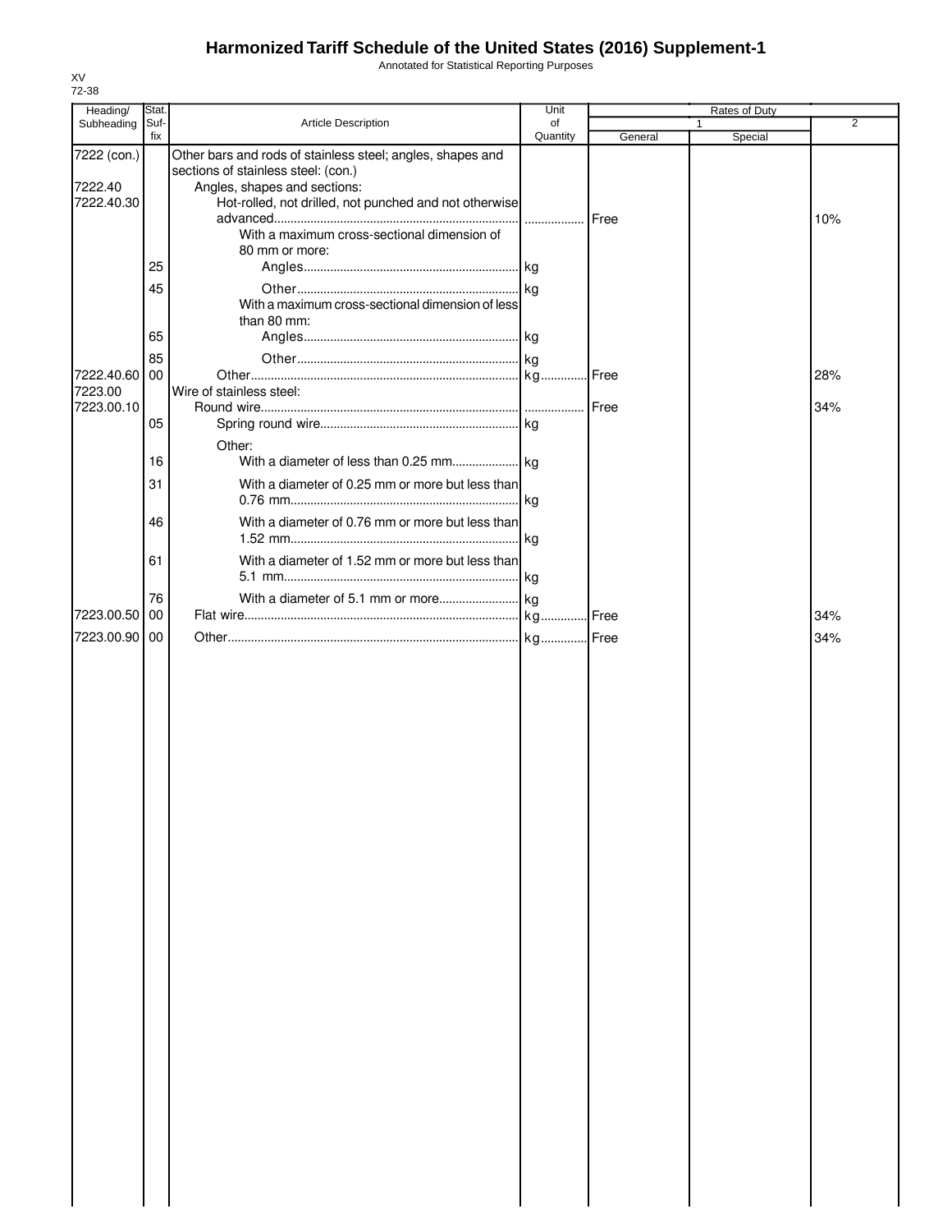# Harmonized Tariff Schedule of the United States (2016) Supplement-1

Annotated for Statistical Reporting Purposes

XV
72-38

| Heading/ Subheading | Stat. Suf-fix | Article Description | Unit of Quantity | Rates of Duty 1 General | Special | 2 |
|---|---|---|---|---|---|---|
| 7222 (con.) | | Other bars and rods of stainless steel; angles, shapes and sections of stainless steel: (con.) | | | | |
| 7222.40 | | Angles, shapes and sections: | | | | |
| 7222.40.30 | | Hot-rolled, not drilled, not punched and not otherwise advanced | | Free | | 10% |
| | | With a maximum cross-sectional dimension of 80 mm or more: | | | | |
| | 25 | Angles | kg | | | |
| | 45 | Other | kg | | | |
| | | With a maximum cross-sectional dimension of less than 80 mm: | | | | |
| | 65 | Angles | kg | | | |
| | 85 | Other | kg | | | |
| 7222.40.60 | 00 | Other | kg | Free | | 28% |
| 7223.00 | | Wire of stainless steel: | | | | |
| 7223.00.10 | | Round wire | | Free | | 34% |
| | 05 | Spring round wire | kg | | | |
| | | Other: | | | | |
| | 16 | With a diameter of less than 0.25 mm | kg | | | |
| | 31 | With a diameter of 0.25 mm or more but less than 0.76 mm | kg | | | |
| | 46 | With a diameter of 0.76 mm or more but less than 1.52 mm | kg | | | |
| | 61 | With a diameter of 1.52 mm or more but less than 5.1 mm | kg | | | |
| | 76 | With a diameter of 5.1 mm or more | kg | | | |
| 7223.00.50 | 00 | Flat wire | kg | Free | | 34% |
| 7223.00.90 | 00 | Other | kg | Free | | 34% |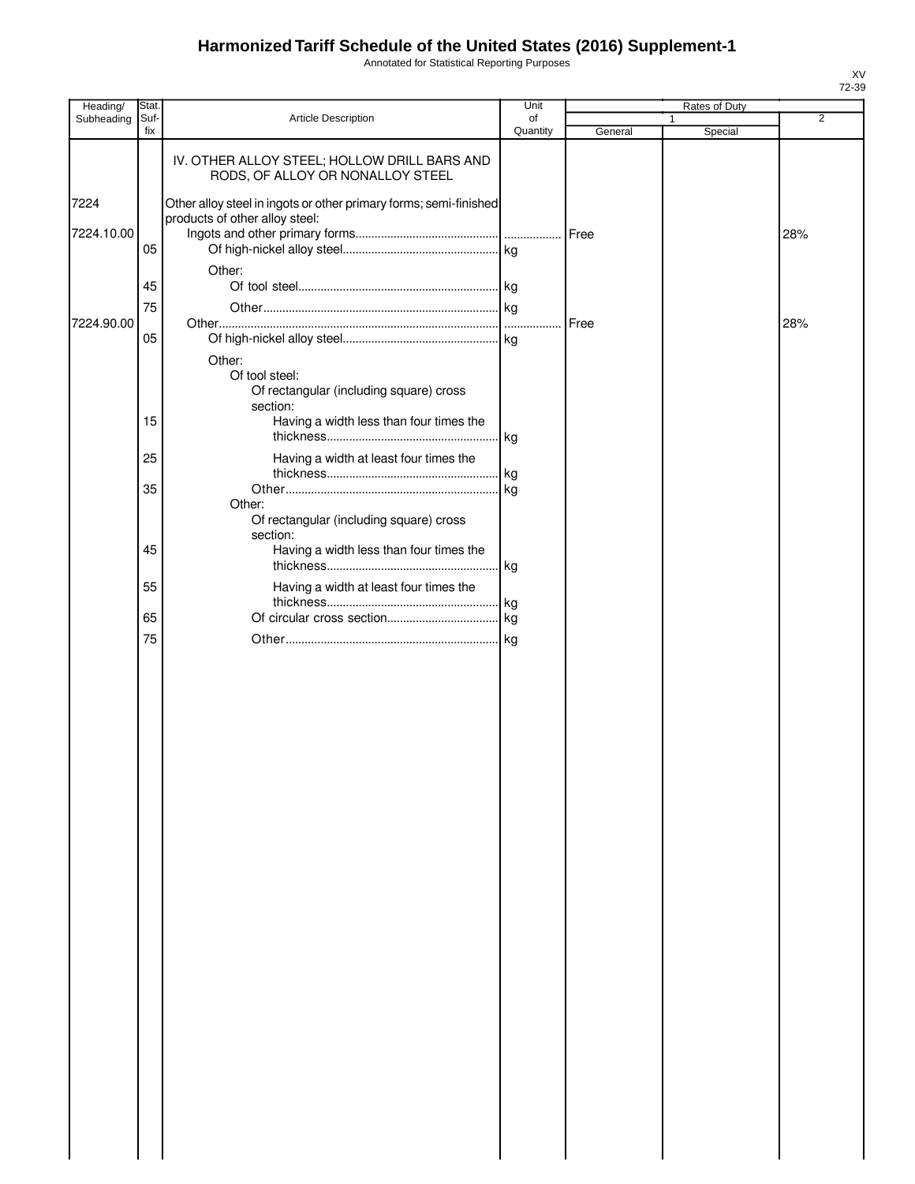# Harmonized Tariff Schedule of the United States (2016) Supplement-1

Annotated for Statistical Reporting Purposes

XV
72-39

| Heading/ Subheading | Stat. Suf- fix | Article Description | Unit of Quantity | Rates of Duty 1 General | Special | 2 |
|---|---|---|---|---|---|---|
| | | IV. OTHER ALLOY STEEL; HOLLOW DRILL BARS AND RODS, OF ALLOY OR NONALLOY STEEL | | | | |
| 7224 | | Other alloy steel in ingots or other primary forms; semi-finished products of other alloy steel: | | | | |
| 7224.10.00 | | Ingots and other primary forms | | Free | | 28% |
| | 05 | Of high-nickel alloy steel | kg | | | |
| | | Other: | | | | |
| | 45 | Of tool steel | kg | | | |
| | 75 | Other | kg | | | |
| 7224.90.00 | | Other | | Free | | 28% |
| | 05 | Of high-nickel alloy steel | kg | | | |
| | | Other: | | | | |
| | | Of tool steel: | | | | |
| | | Of rectangular (including square) cross section: | | | | |
| | 15 | Having a width less than four times the thickness | kg | | | |
| | 25 | Having a width at least four times the thickness | kg | | | |
| | 35 | Other | kg | | | |
| | | Other: | | | | |
| | | Of rectangular (including square) cross section: | | | | |
| | 45 | Having a width less than four times the thickness | kg | | | |
| | 55 | Having a width at least four times the thickness | kg | | | |
| | 65 | Of circular cross section | kg | | | |
| | 75 | Other | kg | | | |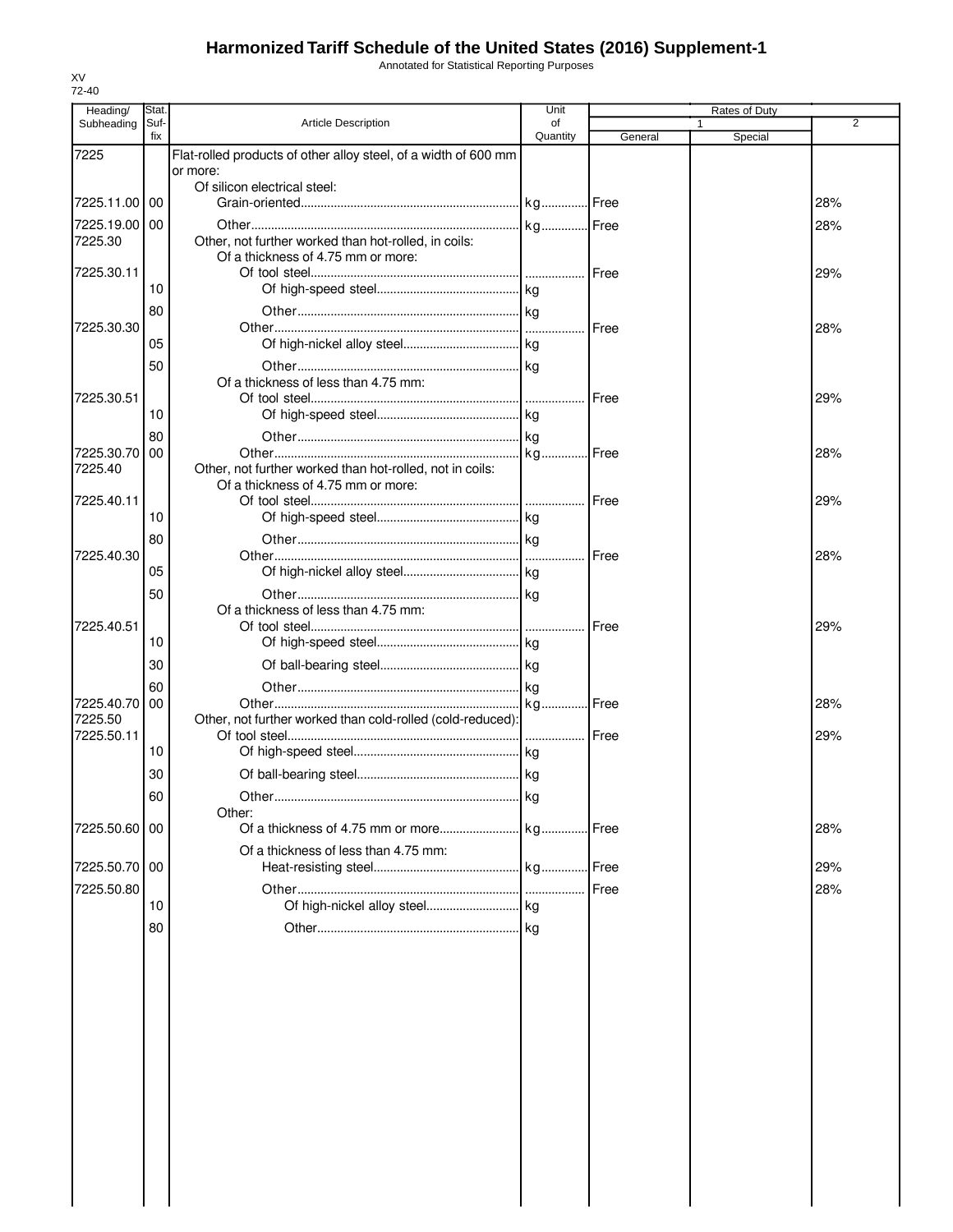# Harmonized Tariff Schedule of the United States (2016) Supplement-1

Annotated for Statistical Reporting Purposes

XV
72-40

| Heading/ Subheading | Stat. Suf- fix | Article Description | Unit of Quantity | Rates of Duty 1 General | Rates of Duty 1 Special | Rates of Duty 2 |
|---|---|---|---|---|---|---|
| 7225 | | Flat-rolled products of other alloy steel, of a width of 600 mm or more: | | | | |
| | | Of silicon electrical steel: | | | | |
| 7225.11.00 | 00 | Grain-oriented | kg | Free | | 28% |
| 7225.19.00 | 00 | Other | kg | Free | | 28% |
| 7225.30 | | Other, not further worked than hot-rolled, in coils: | | | | |
| | | Of a thickness of 4.75 mm or more: | | | | |
| 7225.30.11 | | Of tool steel | | Free | | 29% |
| | 10 | Of high-speed steel | kg | | | |
| | 80 | Other | kg | | | |
| 7225.30.30 | | Other | | Free | | 28% |
| | 05 | Of high-nickel alloy steel | kg | | | |
| | 50 | Other | kg | | | |
| | | Of a thickness of less than 4.75 mm: | | | | |
| 7225.30.51 | | Of tool steel | | Free | | 29% |
| | 10 | Of high-speed steel | kg | | | |
| | 80 | Other | kg | | | |
| 7225.30.70 | 00 | Other | kg | Free | | 28% |
| 7225.40 | | Other, not further worked than hot-rolled, not in coils: | | | | |
| | | Of a thickness of 4.75 mm or more: | | | | |
| 7225.40.11 | | Of tool steel | | Free | | 29% |
| | 10 | Of high-speed steel | kg | | | |
| | 80 | Other | kg | | | |
| 7225.40.30 | | Other | | Free | | 28% |
| | 05 | Of high-nickel alloy steel | kg | | | |
| | 50 | Other | kg | | | |
| | | Of a thickness of less than 4.75 mm: | | | | |
| 7225.40.51 | | Of tool steel | | Free | | 29% |
| | 10 | Of high-speed steel | kg | | | |
| | 30 | Of ball-bearing steel | kg | | | |
| | 60 | Other | kg | | | |
| 7225.40.70 | 00 | Other | kg | Free | | 28% |
| 7225.50 | | Other, not further worked than cold-rolled (cold-reduced): | | | | |
| 7225.50.11 | | Of tool steel | | Free | | 29% |
| | 10 | Of high-speed steel | kg | | | |
| | 30 | Of ball-bearing steel | kg | | | |
| | 60 | Other | kg | | | |
| | | Other: | | | | |
| 7225.50.60 | 00 | Of a thickness of 4.75 mm or more | kg | Free | | 28% |
| | | Of a thickness of less than 4.75 mm: | | | | |
| 7225.50.70 | 00 | Heat-resisting steel | kg | Free | | 29% |
| 7225.50.80 | | Other | | Free | | 28% |
| | 10 | Of high-nickel alloy steel | kg | | | |
| | 80 | Other | kg | | | |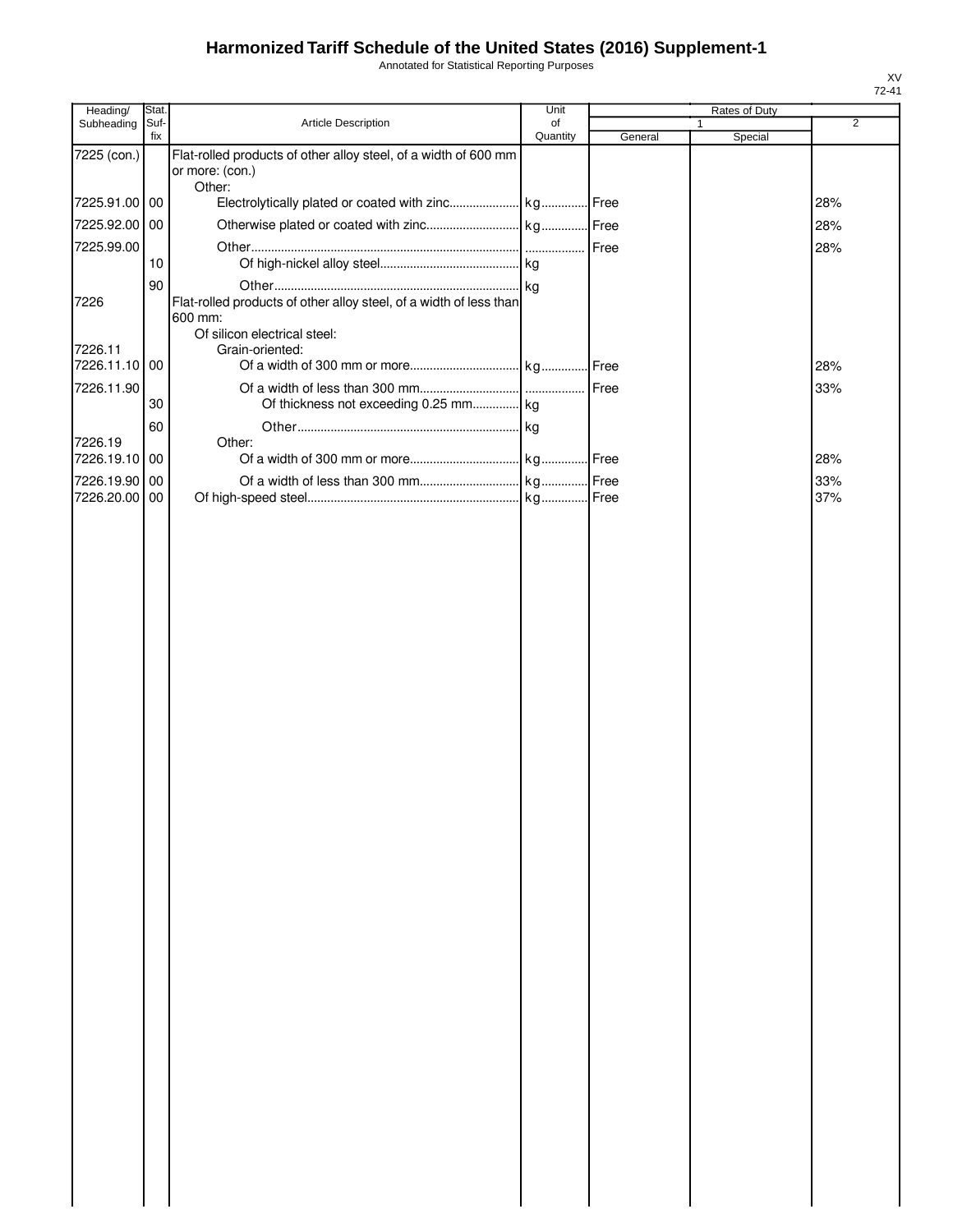# Harmonized Tariff Schedule of the United States (2016) Supplement-1

Annotated for Statistical Reporting Purposes

XV
72-41

| Heading/ Subheading | Stat. Suf-fix | Article Description | Unit of Quantity | Rates of Duty 1 General | Rates of Duty 1 Special | Rates of Duty 2 |
|---|---|---|---|---|---|---|
| 7225 (con.) | | Flat-rolled products of other alloy steel, of a width of 600 mm or more: (con.) | | | | |
| | | Other: | | | | |
| 7225.91.00 | 00 | Electrolytically plated or coated with zinc | kg | Free | | 28% |
| 7225.92.00 | 00 | Otherwise plated or coated with zinc | kg | Free | | 28% |
| 7225.99.00 | | Other | | Free | | 28% |
| | 10 | Of high-nickel alloy steel | kg | | | |
| | 90 | Other | kg | | | |
| 7226 | | Flat-rolled products of other alloy steel, of a width of less than 600 mm: | | | | |
| | | Of silicon electrical steel: | | | | |
| 7226.11 | | Grain-oriented: | | | | |
| 7226.11.10 | 00 | Of a width of 300 mm or more | kg | Free | | 28% |
| 7226.11.90 | | Of a width of less than 300 mm | | Free | | 33% |
| | 30 | Of thickness not exceeding 0.25 mm | kg | | | |
| | 60 | Other | kg | | | |
| 7226.19 | | Other: | | | | |
| 7226.19.10 | 00 | Of a width of 300 mm or more | kg | Free | | 28% |
| 7226.19.90 | 00 | Of a width of less than 300 mm | kg | Free | | 33% |
| 7226.20.00 | 00 | Of high-speed steel | kg | Free | | 37% |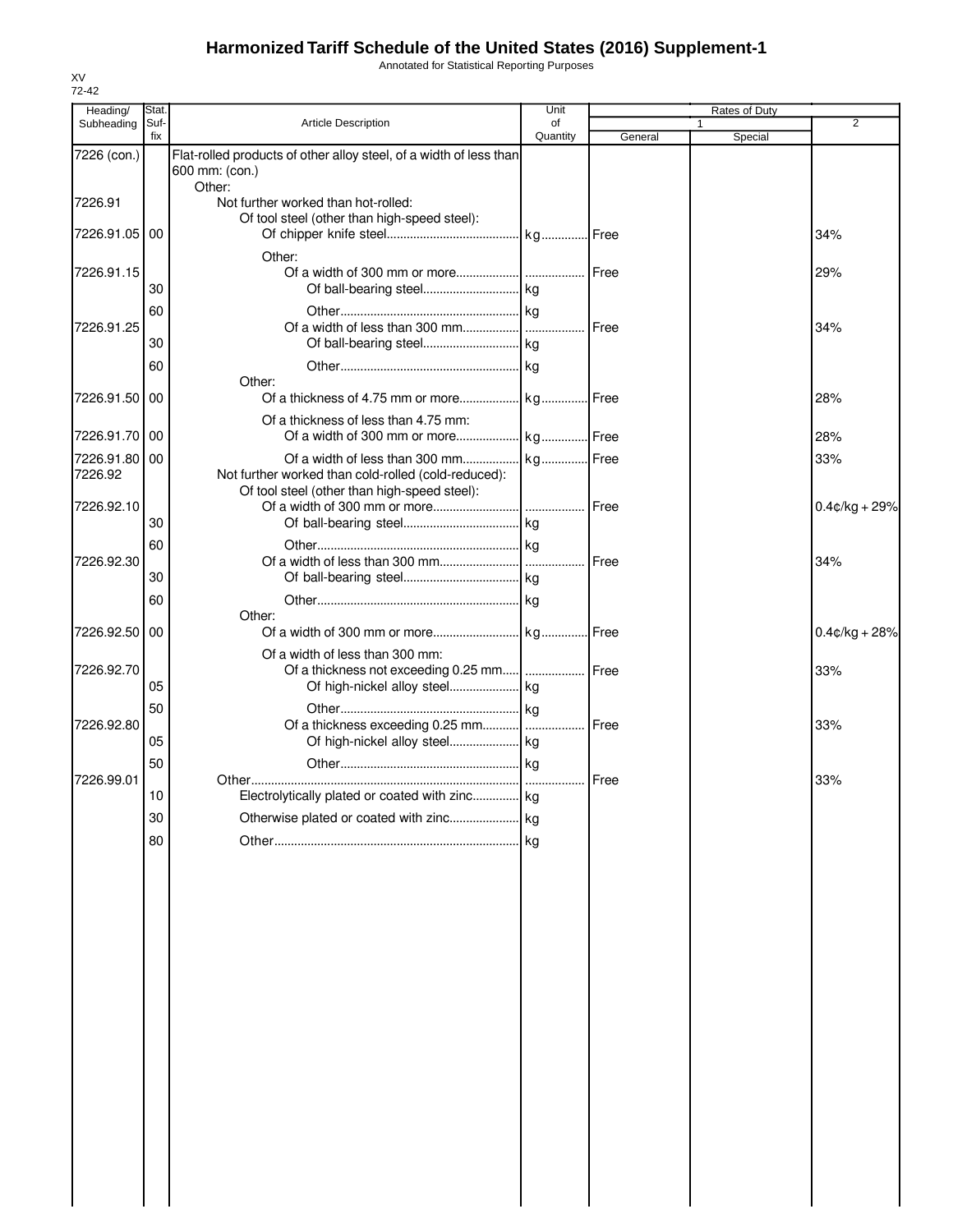# Harmonized Tariff Schedule of the United States (2016) Supplement-1

Annotated for Statistical Reporting Purposes

XV
72-42

| Heading/ Subheading | Stat. Suf-fix | Article Description | Unit of Quantity | Rates of Duty 1 General | Special | 2 |
|---|---|---|---|---|---|---|
| 7226 (con.) | | Flat-rolled products of other alloy steel, of a width of less than 600 mm: (con.) | | | | |
| | | Other: | | | | |
| 7226.91 | | Not further worked than hot-rolled: | | | | |
| | | Of tool steel (other than high-speed steel): | | | | |
| 7226.91.05 | 00 | Of chipper knife steel | kg | Free | | 34% |
| | | Other: | | | | |
| 7226.91.15 | | Of a width of 300 mm or more | | Free | | 29% |
| | 30 | Of ball-bearing steel | kg | | | |
| | 60 | Other | kg | | | |
| 7226.91.25 | | Of a width of less than 300 mm | | Free | | 34% |
| | 30 | Of ball-bearing steel | kg | | | |
| | 60 | Other | kg | | | |
| | | Other: | | | | |
| 7226.91.50 | 00 | Of a thickness of 4.75 mm or more | kg | Free | | 28% |
| | | Of a thickness of less than 4.75 mm: | | | | |
| 7226.91.70 | 00 | Of a width of 300 mm or more | kg | Free | | 28% |
| 7226.91.80 | 00 | Of a width of less than 300 mm | kg | Free | | 33% |
| 7226.92 | | Not further worked than cold-rolled (cold-reduced): | | | | |
| | | Of tool steel (other than high-speed steel): | | | | |
| 7226.92.10 | | Of a width of 300 mm or more | | Free | | 0.4¢/kg + 29% |
| | 30 | Of ball-bearing steel | kg | | | |
| | 60 | Other | kg | | | |
| 7226.92.30 | | Of a width of less than 300 mm | | Free | | 34% |
| | 30 | Of ball-bearing steel | kg | | | |
| | 60 | Other | kg | | | |
| | | Other: | | | | |
| 7226.92.50 | 00 | Of a width of 300 mm or more | kg | Free | | 0.4¢/kg + 28% |
| | | Of a width of less than 300 mm: | | | | |
| 7226.92.70 | | Of a thickness not exceeding 0.25 mm | | Free | | 33% |
| | 05 | Of high-nickel alloy steel | kg | | | |
| | 50 | Other | kg | | | |
| 7226.92.80 | | Of a thickness exceeding 0.25 mm | | Free | | 33% |
| | 05 | Of high-nickel alloy steel | kg | | | |
| | 50 | Other | kg | | | |
| 7226.99.01 | | Other | | Free | | 33% |
| | 10 | Electrolytically plated or coated with zinc | kg | | | |
| | 30 | Otherwise plated or coated with zinc | kg | | | |
| | 80 | Other | kg | | | |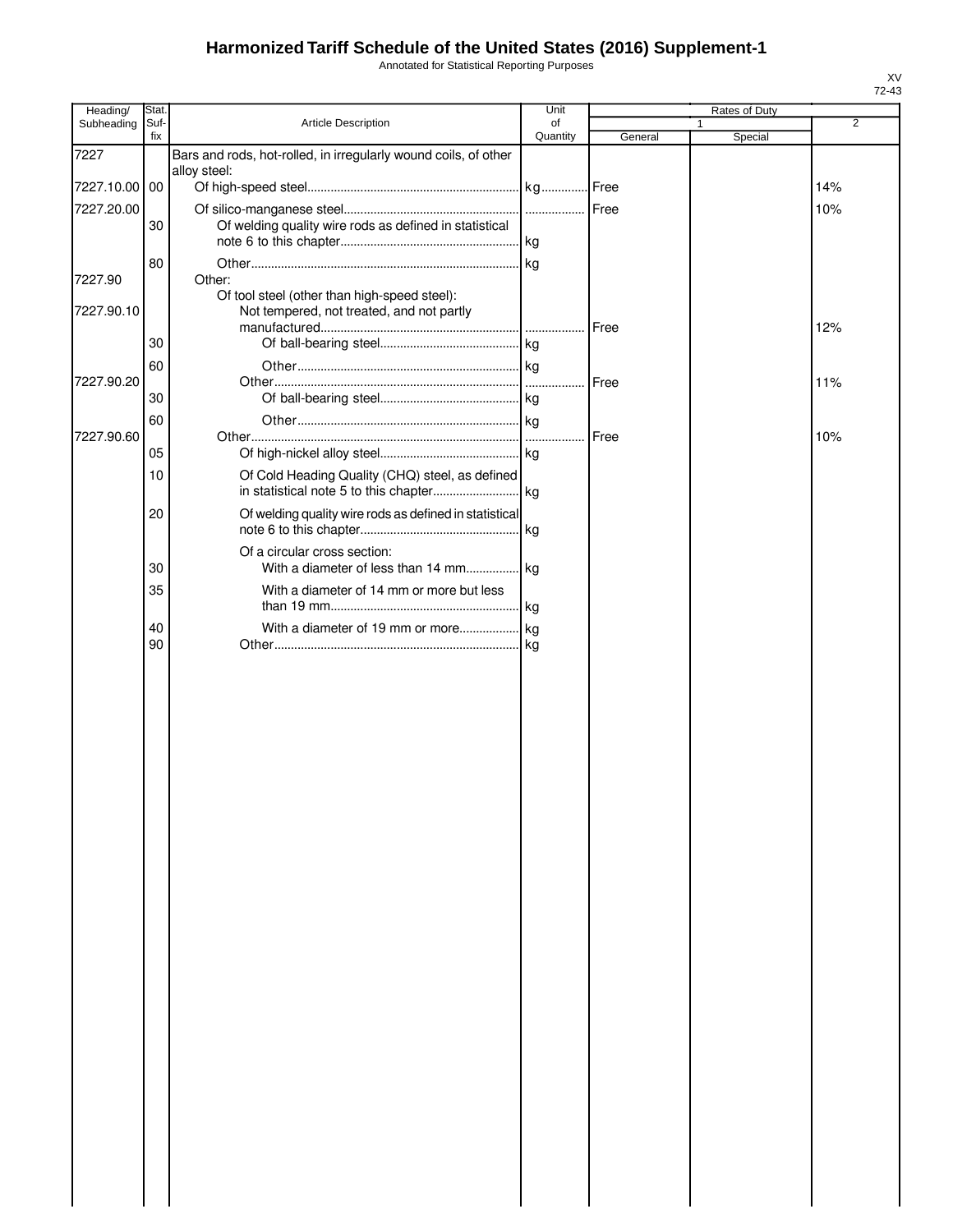# Harmonized Tariff Schedule of the United States (2016) Supplement-1

Annotated for Statistical Reporting Purposes

XV
72-43

| Heading/ Subheading | Stat. Suf- fix | Article Description | Unit of Quantity | Rates of Duty 1 General | Special | 2 |
|---|---|---|---|---|---|---|
| 7227 | | Bars and rods, hot-rolled, in irregularly wound coils, of other alloy steel: | | | | |
| 7227.10.00 | 00 | Of high-speed steel | kg | Free | | 14% |
| 7227.20.00 | | Of silico-manganese steel | | Free | | 10% |
| | 30 | Of welding quality wire rods as defined in statistical note 6 to this chapter | kg | | | |
| | 80 | Other | kg | | | |
| 7227.90 | | Other: | | | | |
| | | Of tool steel (other than high-speed steel): | | | | |
| 7227.90.10 | | Not tempered, not treated, and not partly manufactured | | Free | | 12% |
| | 30 | Of ball-bearing steel | kg | | | |
| | 60 | Other | kg | | | |
| 7227.90.20 | | Other | | Free | | 11% |
| | 30 | Of ball-bearing steel | kg | | | |
| | 60 | Other | kg | | | |
| 7227.90.60 | | Other | | Free | | 10% |
| | 05 | Of high-nickel alloy steel | kg | | | |
| | 10 | Of Cold Heading Quality (CHQ) steel, as defined in statistical note 5 to this chapter | kg | | | |
| | 20 | Of welding quality wire rods as defined in statistical note 6 to this chapter | kg | | | |
| | | Of a circular cross section: | | | | |
| | 30 | With a diameter of less than 14 mm | kg | | | |
| | 35 | With a diameter of 14 mm or more but less than 19 mm | kg | | | |
| | 40 | With a diameter of 19 mm or more | kg | | | |
| | 90 | Other | kg | | | |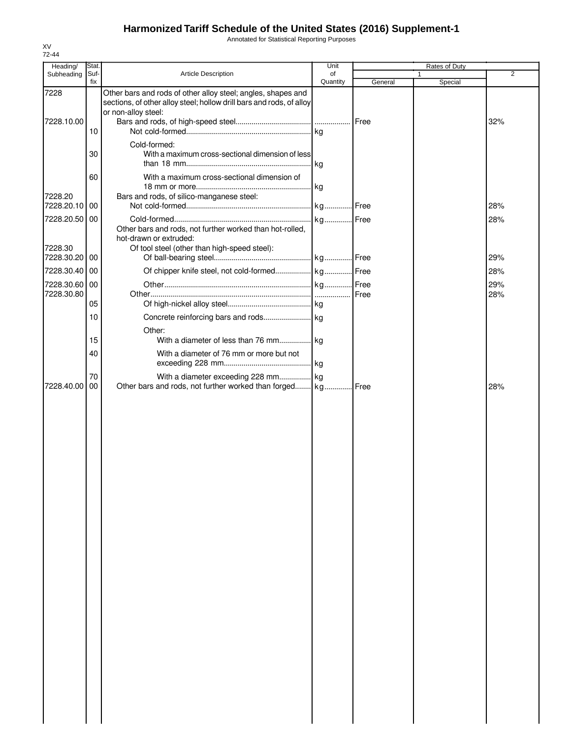# Harmonized Tariff Schedule of the United States (2016) Supplement-1

Annotated for Statistical Reporting Purposes

XV
72-44

| Heading/ Subheading | Stat. Suf- fix | Article Description | Unit of Quantity | Rates of Duty 1 General | Special | 2 |
|---|---|---|---|---|---|---|
| 7228 | | Other bars and rods of other alloy steel; angles, shapes and sections, of other alloy steel; hollow drill bars and rods, of alloy or non-alloy steel: | | | | |
| 7228.10.00 | | Bars and rods, of high-speed steel | | Free | | 32% |
| | 10 | Not cold-formed | kg | | | |
| | | Cold-formed: | | | | |
| | 30 | With a maximum cross-sectional dimension of less than 18 mm | kg | | | |
| | 60 | With a maximum cross-sectional dimension of 18 mm or more | kg | | | |
| 7228.20 | | Bars and rods, of silico-manganese steel: | | | | |
| 7228.20.10 | 00 | Not cold-formed | kg | Free | | 28% |
| 7228.20.50 | 00 | Cold-formed | kg | Free | | 28% |
| | | Other bars and rods, not further worked than hot-rolled, hot-drawn or extruded: | | | | |
| 7228.30 | | Of tool steel (other than high-speed steel): | | | | |
| 7228.30.20 | 00 | Of ball-bearing steel | kg | Free | | 29% |
| 7228.30.40 | 00 | Of chipper knife steel, not cold-formed | kg | Free | | 28% |
| 7228.30.60 | 00 | Other | kg | Free | | 29% |
| 7228.30.80 | | Other | | Free | | 28% |
| | 05 | Of high-nickel alloy steel | kg | | | |
| | 10 | Concrete reinforcing bars and rods | kg | | | |
| | | Other: | | | | |
| | 15 | With a diameter of less than 76 mm | kg | | | |
| | 40 | With a diameter of 76 mm or more but not exceeding 228 mm | kg | | | |
| | 70 | With a diameter exceeding 228 mm | kg | | | |
| 7228.40.00 | 00 | Other bars and rods, not further worked than forged | kg | Free | | 28% |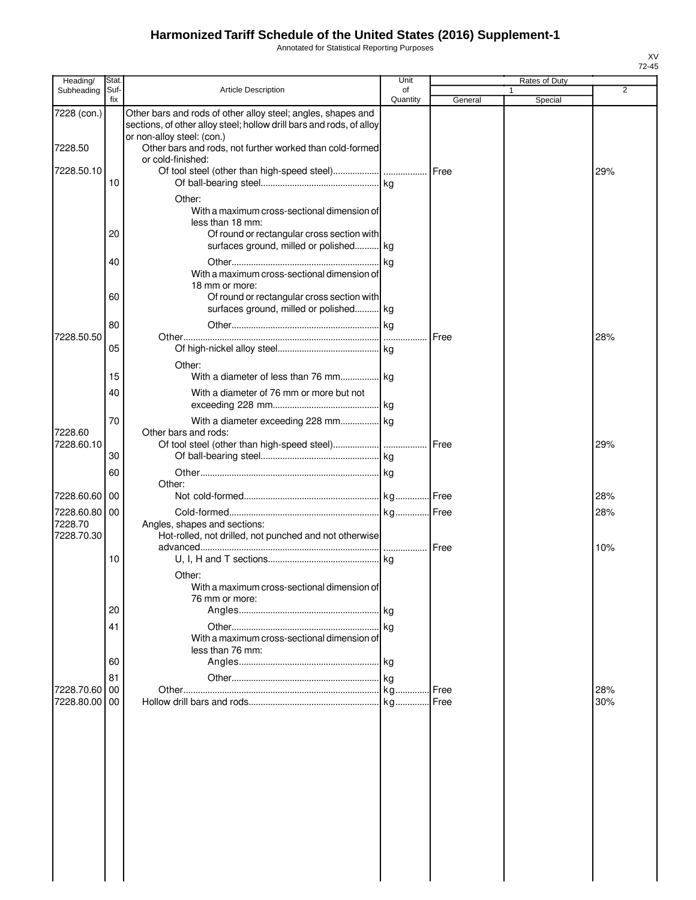# Harmonized Tariff Schedule of the United States (2016) Supplement-1

Annotated for Statistical Reporting Purposes

XV
72-45

| Heading/ Subheading | Stat. Suf-fix | Article Description | Unit of Quantity | Rates of Duty 1 General | Rates of Duty 1 Special | Rates of Duty 2 |
|---|---|---|---|---|---|---|
| 7228 (con.) | | Other bars and rods of other alloy steel; angles, shapes and sections, of other alloy steel; hollow drill bars and rods, of alloy or non-alloy steel: (con.) | | | | |
| 7228.50 | | Other bars and rods, not further worked than cold-formed or cold-finished: | | | | |
| 7228.50.10 | | Of tool steel (other than high-speed steel) | | Free | | 29% |
| | 10 | Of ball-bearing steel | kg | | | |
| | | Other: | | | | |
| | | With a maximum cross-sectional dimension of less than 18 mm: | | | | |
| | 20 | Of round or rectangular cross section with surfaces ground, milled or polished | kg | | | |
| | 40 | Other | kg | | | |
| | | With a maximum cross-sectional dimension of 18 mm or more: | | | | |
| | 60 | Of round or rectangular cross section with surfaces ground, milled or polished | kg | | | |
| | 80 | Other | kg | | | |
| 7228.50.50 | | Other | | Free | | 28% |
| | 05 | Of high-nickel alloy steel | kg | | | |
| | | Other: | | | | |
| | 15 | With a diameter of less than 76 mm | kg | | | |
| | 40 | With a diameter of 76 mm or more but not exceeding 228 mm | kg | | | |
| | 70 | With a diameter exceeding 228 mm | kg | | | |
| 7228.60 | | Other bars and rods: | | | | |
| 7228.60.10 | | Of tool steel (other than high-speed steel) | | Free | | 29% |
| | 30 | Of ball-bearing steel | kg | | | |
| | 60 | Other | kg | | | |
| | | Other: | | | | |
| 7228.60.60 | 00 | Not cold-formed | kg | Free | | 28% |
| 7228.60.80 | 00 | Cold-formed | kg | Free | | 28% |
| 7228.70 | | Angles, shapes and sections: | | | | |
| 7228.70.30 | | Hot-rolled, not drilled, not punched and not otherwise advanced | | Free | | 10% |
| | 10 | U, I, H and T sections | kg | | | |
| | | Other: | | | | |
| | | With a maximum cross-sectional dimension of 76 mm or more: | | | | |
| | 20 | Angles | kg | | | |
| | 41 | Other | kg | | | |
| | | With a maximum cross-sectional dimension of less than 76 mm: | | | | |
| | 60 | Angles | kg | | | |
| | 81 | Other | kg | | | |
| 7228.70.60 | 00 | Other | kg | Free | | 28% |
| 7228.80.00 | 00 | Hollow drill bars and rods | kg | Free | | 30% |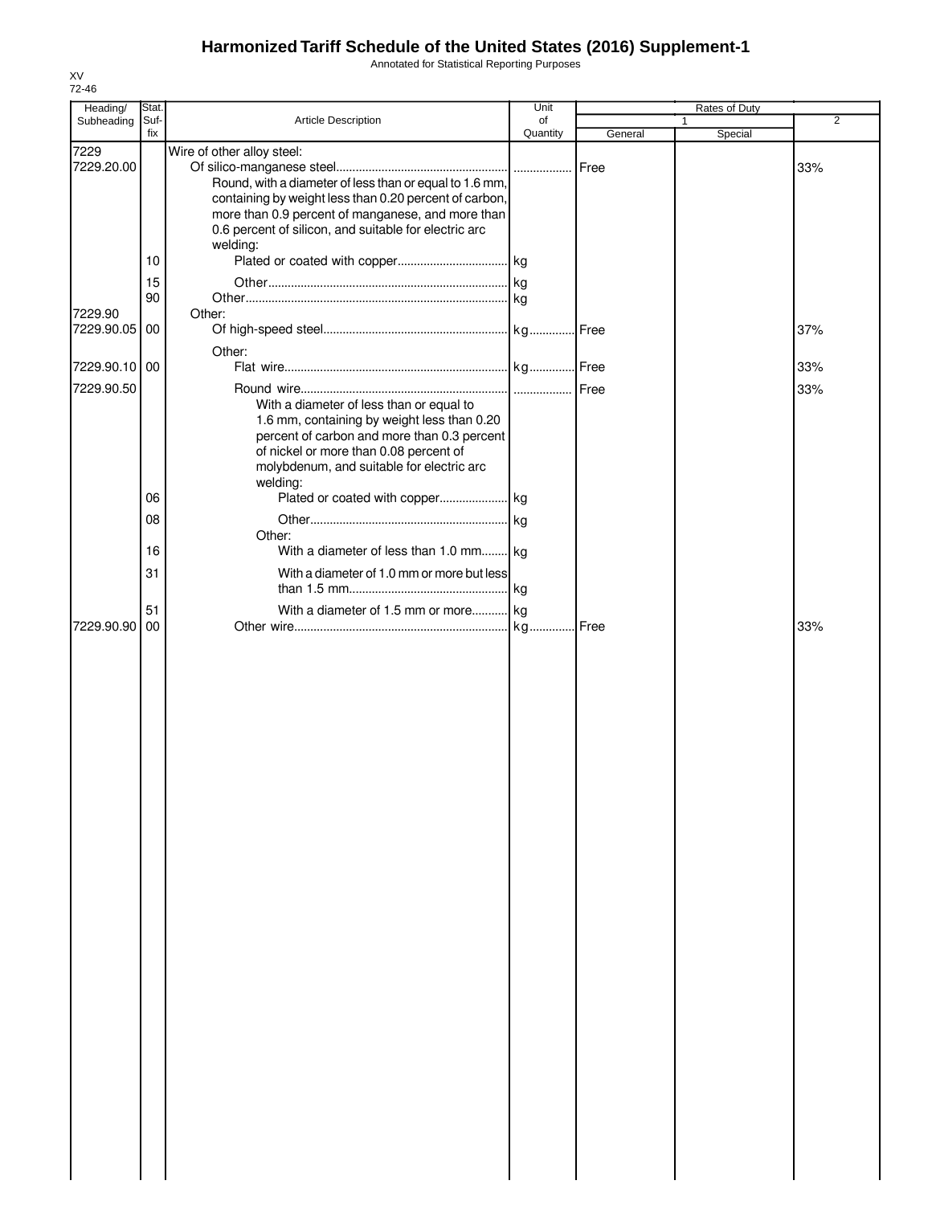# Harmonized Tariff Schedule of the United States (2016) Supplement-1

Annotated for Statistical Reporting Purposes

XV
72-46

| Heading/ Subheading | Stat. Suf-fix | Article Description | Unit of Quantity | Rates of Duty 1 General | Special | 2 |
|---|---|---|---|---|---|---|
| 7229 | | Wire of other alloy steel: | | | | |
| 7229.20.00 | | Of silico-manganese steel | | Free | | 33% |
| | | Round, with a diameter of less than or equal to 1.6 mm, containing by weight less than 0.20 percent of carbon, more than 0.9 percent of manganese, and more than 0.6 percent of silicon, and suitable for electric arc welding: | | | | |
| | 10 | Plated or coated with copper | kg | | | |
| | 15 | Other | kg | | | |
| | 90 | Other | kg | | | |
| 7229.90 | | Other: | | | | |
| 7229.90.05 | 00 | Of high-speed steel | kg | Free | | 37% |
| | | Other: | | | | |
| 7229.90.10 | 00 | Flat wire | kg | Free | | 33% |
| 7229.90.50 | | Round wire | | Free | | 33% |
| | | With a diameter of less than or equal to 1.6 mm, containing by weight less than 0.20 percent of carbon and more than 0.3 percent of nickel or more than 0.08 percent of molybdenum, and suitable for electric arc welding: | | | | |
| | 06 | Plated or coated with copper | kg | | | |
| | 08 | Other | kg | | | |
| | | Other: | | | | |
| | 16 | With a diameter of less than 1.0 mm | kg | | | |
| | 31 | With a diameter of 1.0 mm or more but less than 1.5 mm | kg | | | |
| | 51 | With a diameter of 1.5 mm or more | kg | | | |
| 7229.90.90 | 00 | Other wire | kg | Free | | 33% |